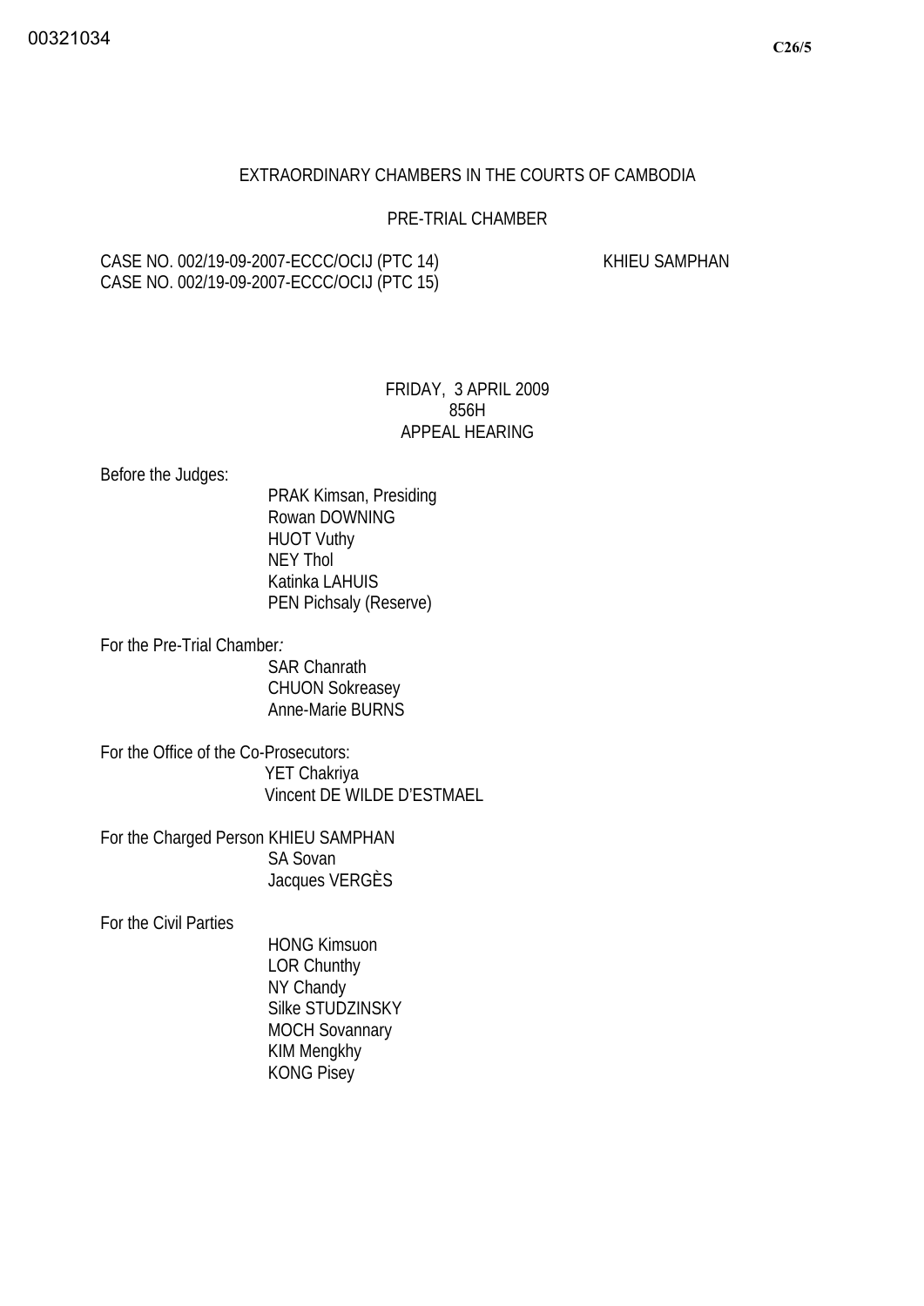00321034

C26/5

EXTRAORDINARY CHAMBERS IN THE COURTS OF CAMBODIA

PRE-TRIAL CHAMBER

CASE NO. 002/19-09-2007-ECCC/OCIJ (PTC 14) KHIEU SAMPHAN
CASE NO. 002/19-09-2007-ECCC/OCIJ (PTC 15)

FRIDAY, 3 APRIL 2009
856H
APPEAL HEARING

Before the Judges:

PRAK Kimsan, Presiding
Rowan DOWNING
HUOT Vuthy
NEY Thol
Katinka LAHUIS
PEN Pichsaly (Reserve)

For the Pre-Trial Chamber*:*

SAR Chanrath
CHUON Sokreasey
Anne-Marie BURNS

For the Office of the Co-Prosecutors:

YET Chakriya
Vincent DE WILDE D'ESTMAEL

For the Charged Person KHIEU SAMPHAN

SA Sovan
Jacques VERGÈS

For the Civil Parties

HONG Kimsuon
LOR Chunthy
NY Chandy
Silke STUDZINSKY
MOCH Sovannary
KIM Mengkhy
KONG Pisey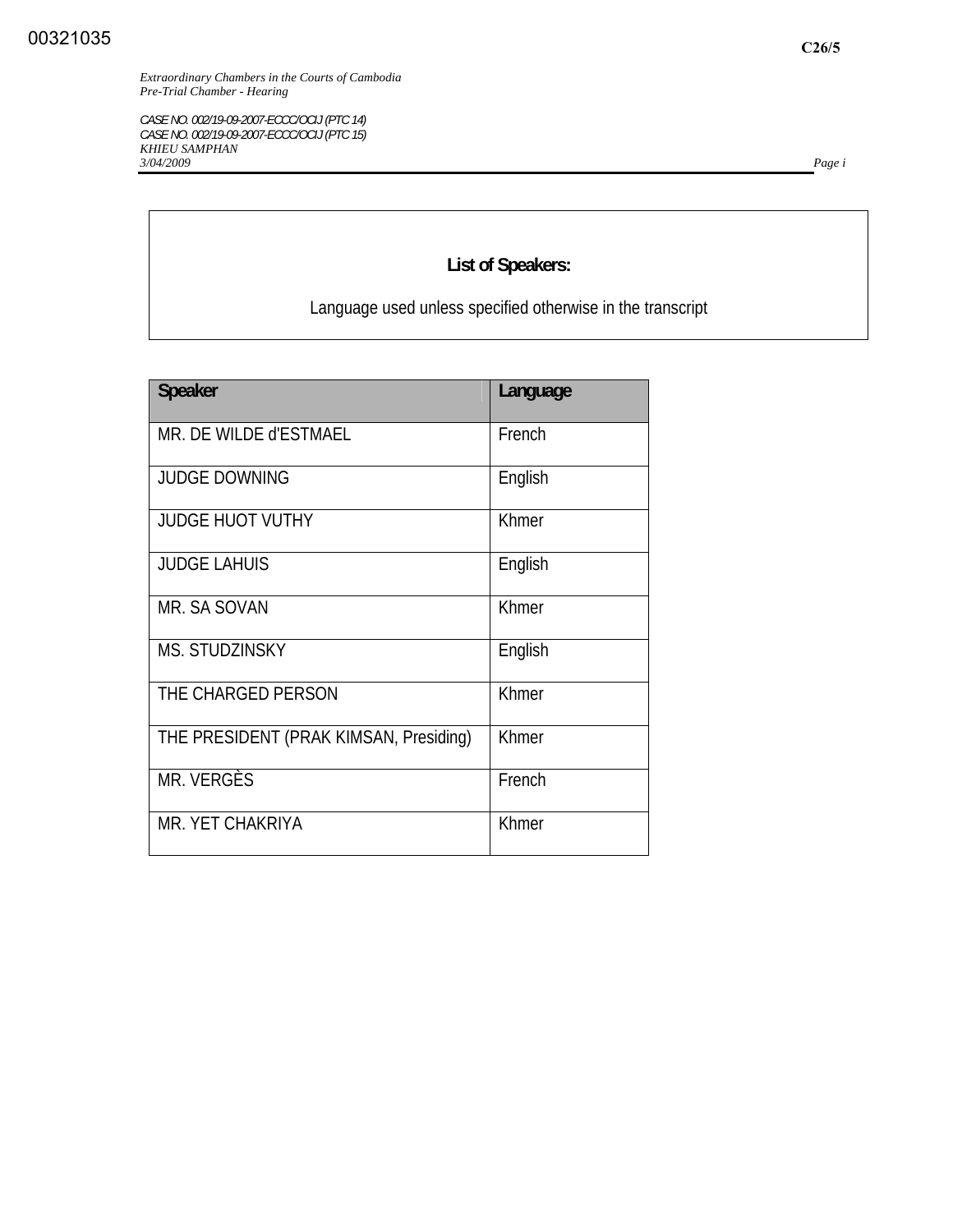## List of Speakers:

Language used unless specified otherwise in the transcript

| Speaker | Language |
| --- | --- |
| MR. DE WILDE d'ESTMAEL | French |
| JUDGE DOWNING | English |
| JUDGE HUOT VUTHY | Khmer |
| JUDGE LAHUIS | English |
| MR. SA SOVAN | Khmer |
| MS. STUDZINSKY | English |
| THE CHARGED PERSON | Khmer |
| THE PRESIDENT (PRAK KIMSAN, Presiding) | Khmer |
| MR. VERGÈS | French |
| MR. YET CHAKRIYA | Khmer |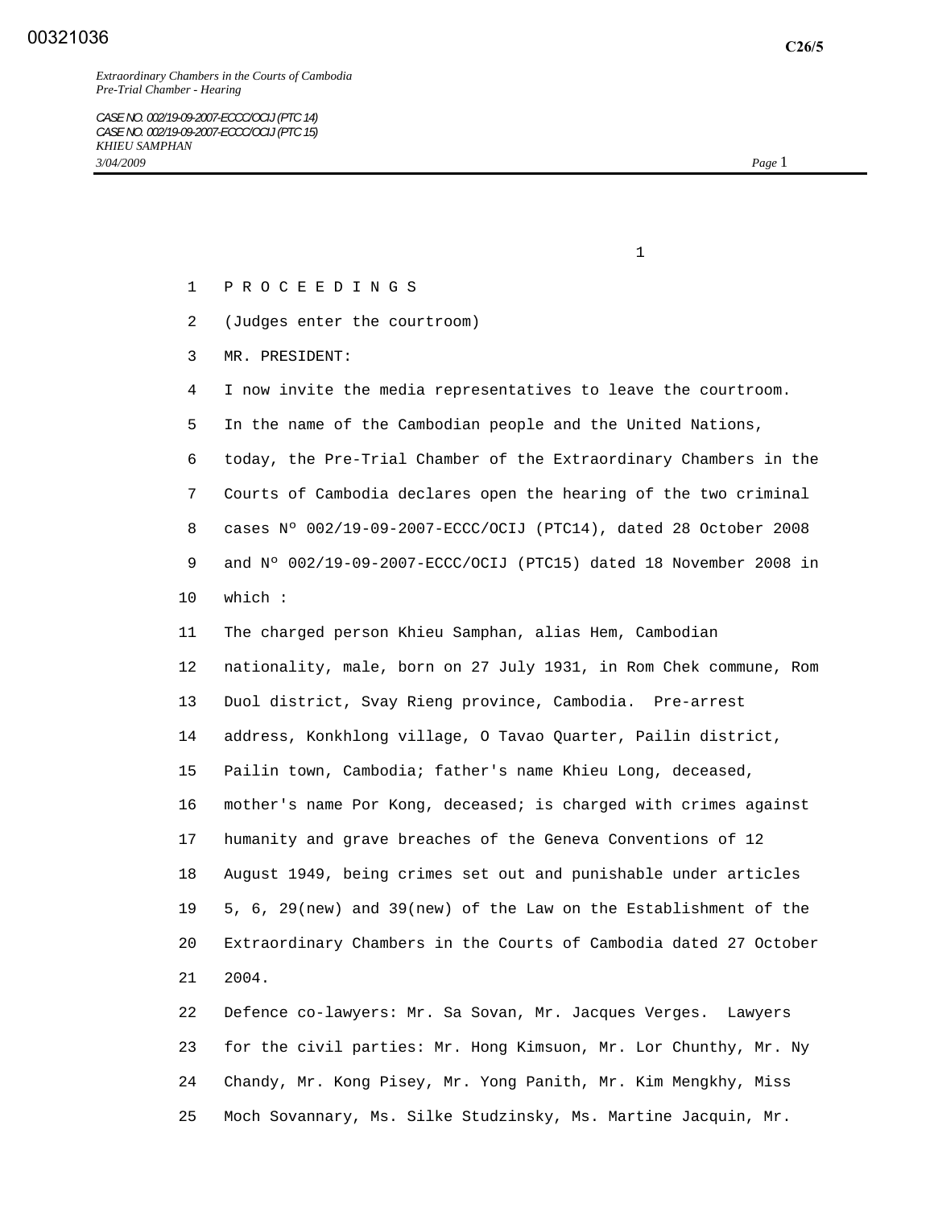P R O C E E D I N G S

(Judges enter the courtroom)

MR. PRESIDENT:

I now invite the media representatives to leave the courtroom. In the name of the Cambodian people and the United Nations, today, the Pre-Trial Chamber of the Extraordinary Chambers in the Courts of Cambodia declares open the hearing of the two criminal cases Nº 002/19-09-2007-ECCC/OCIJ (PTC14), dated 28 October 2008 and Nº 002/19-09-2007-ECCC/OCIJ (PTC15) dated 18 November 2008 in which :

The charged person Khieu Samphan, alias Hem, Cambodian nationality, male, born on 27 July 1931, in Rom Chek commune, Rom Duol district, Svay Rieng province, Cambodia. Pre-arrest address, Konkhlong village, O Tavao Quarter, Pailin district, Pailin town, Cambodia; father's name Khieu Long, deceased, mother's name Por Kong, deceased; is charged with crimes against humanity and grave breaches of the Geneva Conventions of 12 August 1949, being crimes set out and punishable under articles 5, 6, 29(new) and 39(new) of the Law on the Establishment of the Extraordinary Chambers in the Courts of Cambodia dated 27 October 2004.

Defence co-lawyers: Mr. Sa Sovan, Mr. Jacques Verges. Lawyers for the civil parties: Mr. Hong Kimsuon, Mr. Lor Chunthy, Mr. Ny Chandy, Mr. Kong Pisey, Mr. Yong Panith, Mr. Kim Mengkhy, Miss Moch Sovannary, Ms. Silke Studzinsky, Ms. Martine Jacquin, Mr.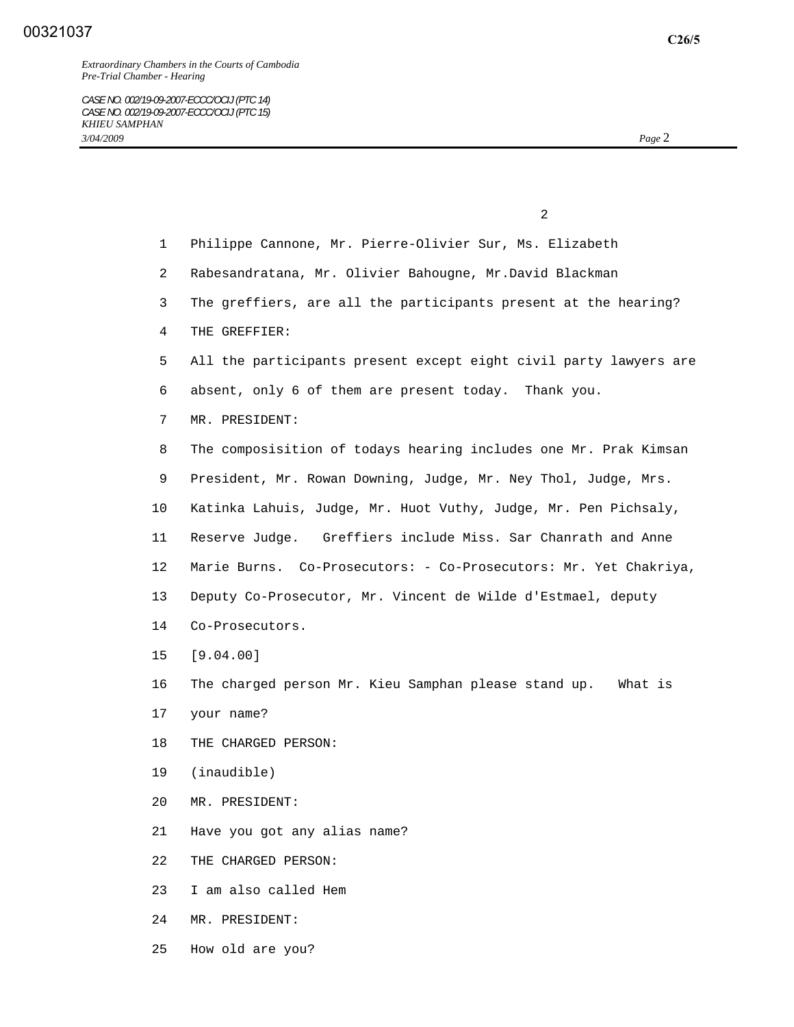Philippe Cannone, Mr. Pierre-Olivier Sur, Ms. Elizabeth Rabesandratana, Mr. Olivier Bahougne, Mr.David Blackman

The greffiers, are all the participants present at the hearing?

THE GREFFIER:

All the participants present except eight civil party lawyers are absent, only 6 of them are present today. Thank you.

MR. PRESIDENT:

The composisition of todays hearing includes one Mr. Prak Kimsan President, Mr. Rowan Downing, Judge, Mr. Ney Thol, Judge, Mrs. Katinka Lahuis, Judge, Mr. Huot Vuthy, Judge, Mr. Pen Pichsaly, Reserve Judge. Greffiers include Miss. Sar Chanrath and Anne Marie Burns. Co-Prosecutors: - Co-Prosecutors: Mr. Yet Chakriya, Deputy Co-Prosecutor, Mr. Vincent de Wilde d'Estmael, deputy Co-Prosecutors.

[9.04.00]

The charged person Mr. Kieu Samphan please stand up. What is your name?

THE CHARGED PERSON:

(inaudible)

MR. PRESIDENT:

Have you got any alias name?

THE CHARGED PERSON:

I am also called Hem

MR. PRESIDENT:

How old are you?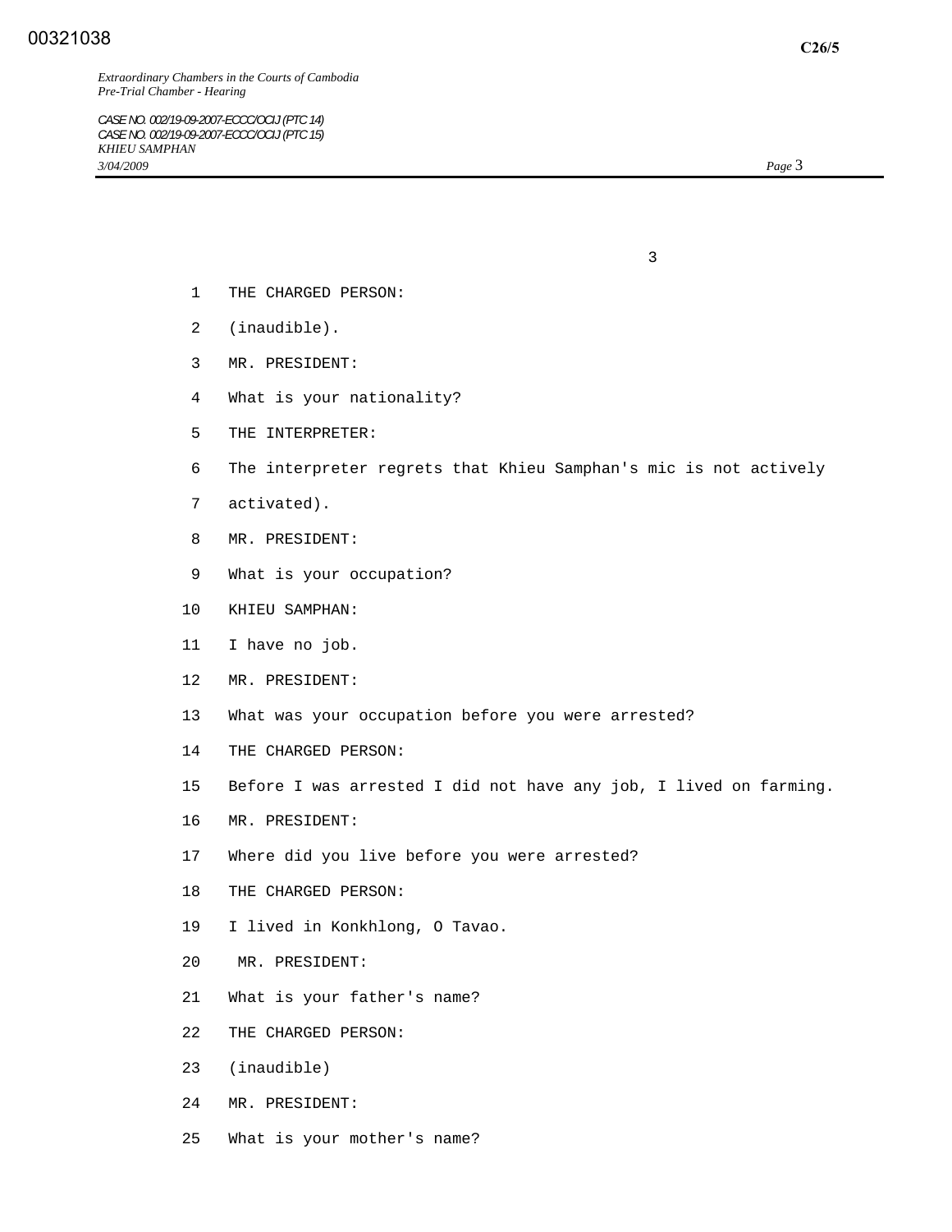THE CHARGED PERSON:

(inaudible).

MR. PRESIDENT:

What is your nationality?

THE INTERPRETER:

The interpreter regrets that Khieu Samphan's mic is not actively activated).

MR. PRESIDENT:

What is your occupation?

KHIEU SAMPHAN:

I have no job.

MR. PRESIDENT:

What was your occupation before you were arrested?

THE CHARGED PERSON:

Before I was arrested I did not have any job, I lived on farming.

MR. PRESIDENT:

Where did you live before you were arrested?

THE CHARGED PERSON:

I lived in Konkhlong, O Tavao.

MR. PRESIDENT:

What is your father's name?

THE CHARGED PERSON:

(inaudible)

MR. PRESIDENT:

What is your mother's name?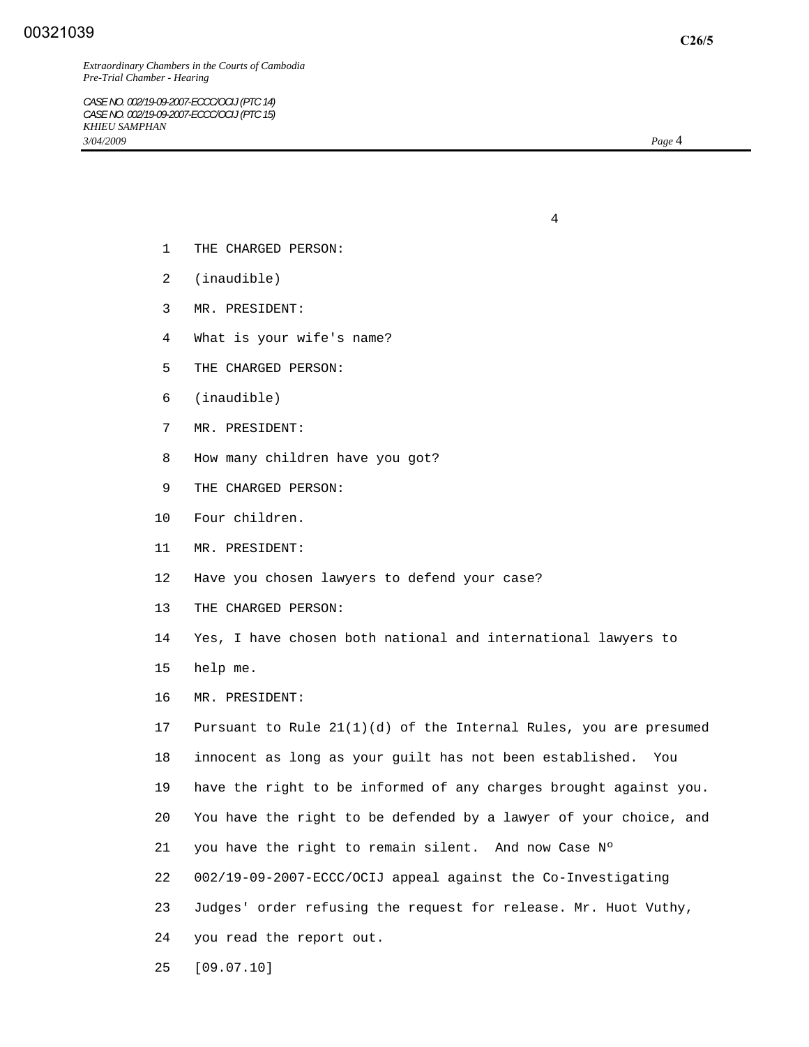THE CHARGED PERSON:

(inaudible)

MR. PRESIDENT:

What is your wife's name?

THE CHARGED PERSON:

(inaudible)

MR. PRESIDENT:

How many children have you got?

THE CHARGED PERSON:

Four children.

MR. PRESIDENT:

Have you chosen lawyers to defend your case?

THE CHARGED PERSON:

Yes, I have chosen both national and international lawyers to help me.

MR. PRESIDENT:

Pursuant to Rule 21(1)(d) of the Internal Rules, you are presumed innocent as long as your guilt has not been established. You have the right to be informed of any charges brought against you. You have the right to be defended by a lawyer of your choice, and you have the right to remain silent. And now Case Nº 002/19-09-2007-ECCC/OCIJ appeal against the Co-Investigating Judges' order refusing the request for release. Mr. Huot Vuthy, you read the report out.

[09.07.10]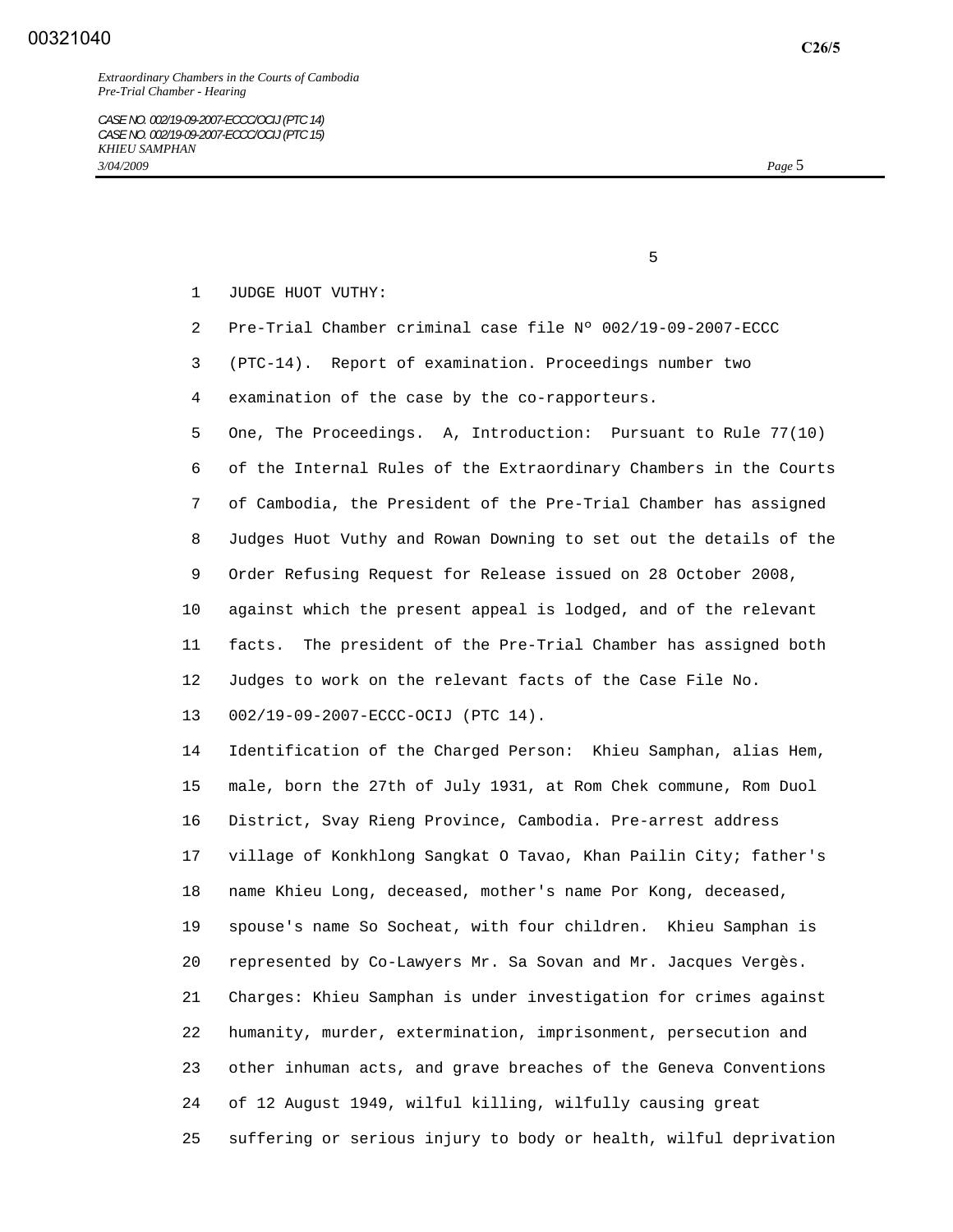JUDGE HUOT VUTHY:

Pre-Trial Chamber criminal case file Nº 002/19-09-2007-ECCC (PTC-14). Report of examination. Proceedings number two examination of the case by the co-rapporteurs.

One, The Proceedings. A, Introduction: Pursuant to Rule 77(10) of the Internal Rules of the Extraordinary Chambers in the Courts of Cambodia, the President of the Pre-Trial Chamber has assigned Judges Huot Vuthy and Rowan Downing to set out the details of the Order Refusing Request for Release issued on 28 October 2008, against which the present appeal is lodged, and of the relevant facts. The president of the Pre-Trial Chamber has assigned both Judges to work on the relevant facts of the Case File No. 002/19-09-2007-ECCC-OCIJ (PTC 14).

Identification of the Charged Person: Khieu Samphan, alias Hem, male, born the 27th of July 1931, at Rom Chek commune, Rom Duol District, Svay Rieng Province, Cambodia. Pre-arrest address village of Konkhlong Sangkat O Tavao, Khan Pailin City; father's name Khieu Long, deceased, mother's name Por Kong, deceased, spouse's name So Socheat, with four children. Khieu Samphan is represented by Co-Lawyers Mr. Sa Sovan and Mr. Jacques Vergès.

Charges: Khieu Samphan is under investigation for crimes against humanity, murder, extermination, imprisonment, persecution and other inhuman acts, and grave breaches of the Geneva Conventions of 12 August 1949, wilful killing, wilfully causing great suffering or serious injury to body or health, wilful deprivation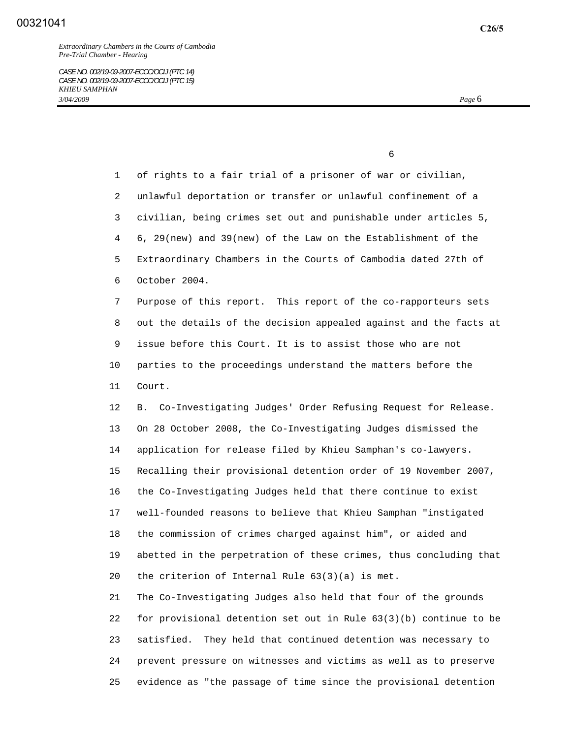of rights to a fair trial of a prisoner of war or civilian, unlawful deportation or transfer or unlawful confinement of a civilian, being crimes set out and punishable under articles 5, 6, 29(new) and 39(new) of the Law on the Establishment of the Extraordinary Chambers in the Courts of Cambodia dated 27th of October 2004.

Purpose of this report. This report of the co-rapporteurs sets out the details of the decision appealed against and the facts at issue before this Court. It is to assist those who are not parties to the proceedings understand the matters before the Court.

B. Co-Investigating Judges' Order Refusing Request for Release.

On 28 October 2008, the Co-Investigating Judges dismissed the application for release filed by Khieu Samphan's co-lawyers. Recalling their provisional detention order of 19 November 2007, the Co-Investigating Judges held that there continue to exist well-founded reasons to believe that Khieu Samphan "instigated the commission of crimes charged against him", or aided and abetted in the perpetration of these crimes, thus concluding that the criterion of Internal Rule 63(3)(a) is met.

The Co-Investigating Judges also held that four of the grounds for provisional detention set out in Rule 63(3)(b) continue to be satisfied. They held that continued detention was necessary to prevent pressure on witnesses and victims as well as to preserve evidence as "the passage of time since the provisional detention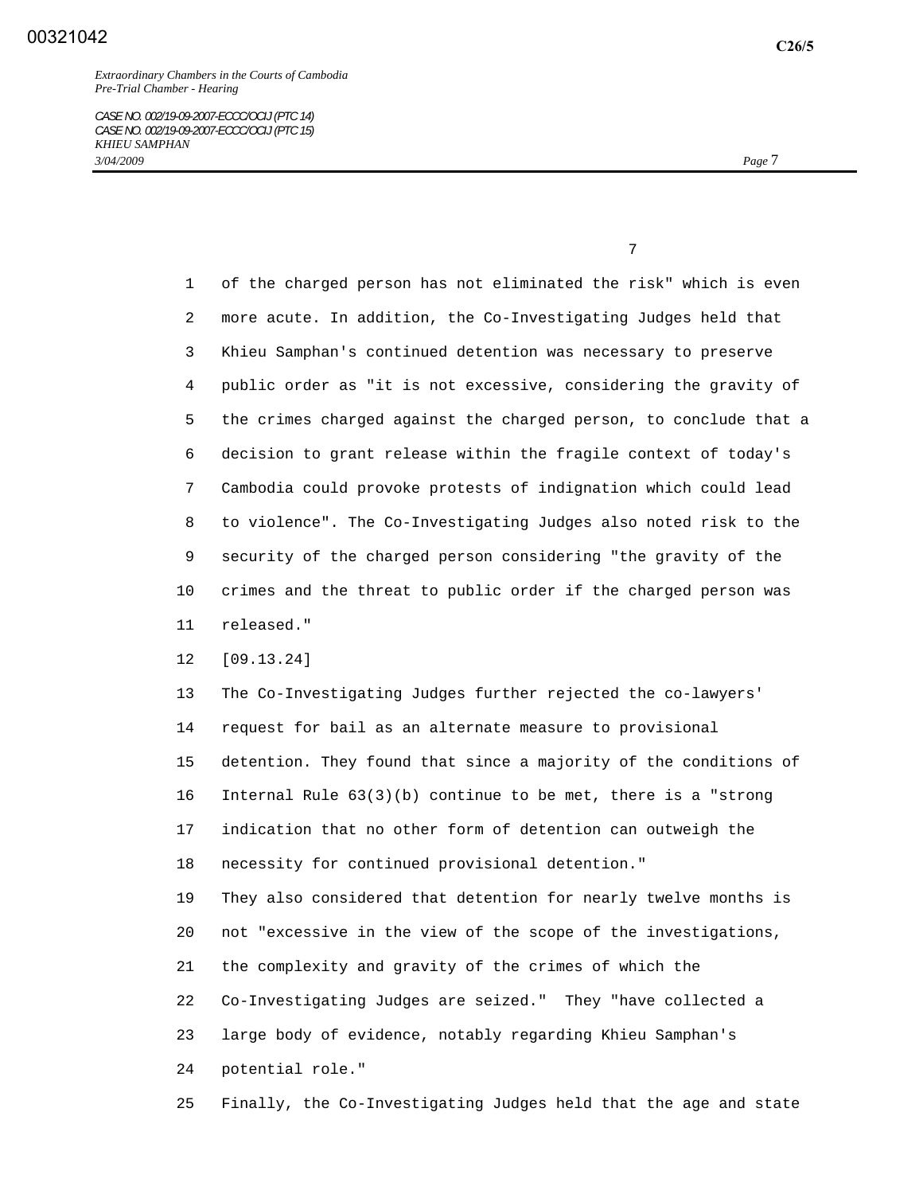of the charged person has not eliminated the risk" which is even more acute. In addition, the Co-Investigating Judges held that Khieu Samphan's continued detention was necessary to preserve public order as "it is not excessive, considering the gravity of the crimes charged against the charged person, to conclude that a decision to grant release within the fragile context of today's Cambodia could provoke protests of indignation which could lead to violence". The Co-Investigating Judges also noted risk to the security of the charged person considering "the gravity of the crimes and the threat to public order if the charged person was released."

[09.13.24]

The Co-Investigating Judges further rejected the co-lawyers' request for bail as an alternate measure to provisional detention. They found that since a majority of the conditions of Internal Rule 63(3)(b) continue to be met, there is a "strong indication that no other form of detention can outweigh the necessity for continued provisional detention."

They also considered that detention for nearly twelve months is not "excessive in the view of the scope of the investigations, the complexity and gravity of the crimes of which the Co-Investigating Judges are seized." They "have collected a large body of evidence, notably regarding Khieu Samphan's potential role."

Finally, the Co-Investigating Judges held that the age and state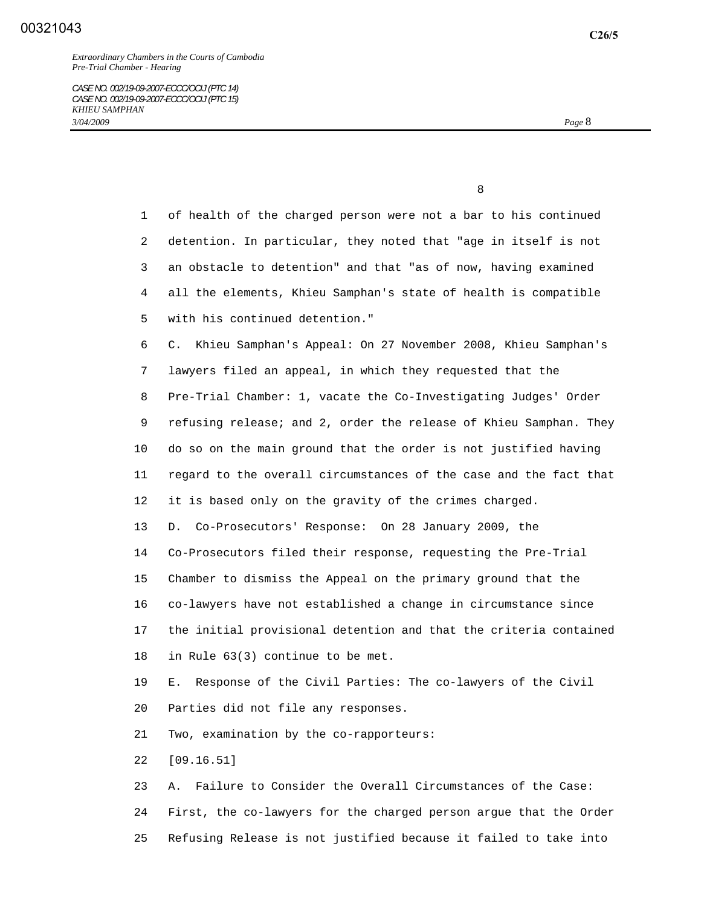of health of the charged person were not a bar to his continued detention. In particular, they noted that "age in itself is not an obstacle to detention" and that "as of now, having examined all the elements, Khieu Samphan's state of health is compatible with his continued detention."

C. Khieu Samphan's Appeal: On 27 November 2008, Khieu Samphan's lawyers filed an appeal, in which they requested that the Pre-Trial Chamber: 1, vacate the Co-Investigating Judges' Order refusing release; and 2, order the release of Khieu Samphan. They do so on the main ground that the order is not justified having regard to the overall circumstances of the case and the fact that it is based only on the gravity of the crimes charged.

D. Co-Prosecutors' Response: On 28 January 2009, the Co-Prosecutors filed their response, requesting the Pre-Trial Chamber to dismiss the Appeal on the primary ground that the co-lawyers have not established a change in circumstance since the initial provisional detention and that the criteria contained in Rule 63(3) continue to be met.

E. Response of the Civil Parties: The co-lawyers of the Civil Parties did not file any responses.

Two, examination by the co-rapporteurs:

[09.16.51]

A. Failure to Consider the Overall Circumstances of the Case: First, the co-lawyers for the charged person argue that the Order Refusing Release is not justified because it failed to take into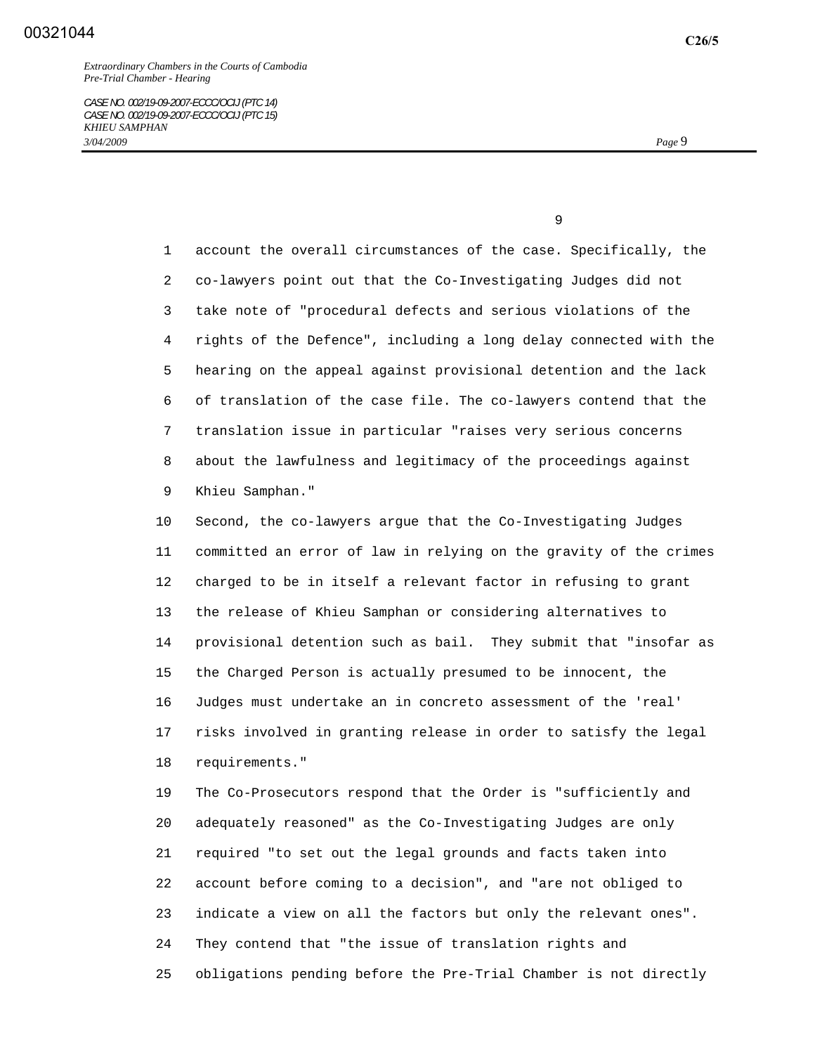account the overall circumstances of the case. Specifically, the co-lawyers point out that the Co-Investigating Judges did not take note of "procedural defects and serious violations of the rights of the Defence", including a long delay connected with the hearing on the appeal against provisional detention and the lack of translation of the case file. The co-lawyers contend that the translation issue in particular "raises very serious concerns about the lawfulness and legitimacy of the proceedings against Khieu Samphan."

Second, the co-lawyers argue that the Co-Investigating Judges committed an error of law in relying on the gravity of the crimes charged to be in itself a relevant factor in refusing to grant the release of Khieu Samphan or considering alternatives to provisional detention such as bail. They submit that "insofar as the Charged Person is actually presumed to be innocent, the Judges must undertake an in concreto assessment of the 'real' risks involved in granting release in order to satisfy the legal requirements."

The Co-Prosecutors respond that the Order is "sufficiently and adequately reasoned" as the Co-Investigating Judges are only required "to set out the legal grounds and facts taken into account before coming to a decision", and "are not obliged to indicate a view on all the factors but only the relevant ones". They contend that "the issue of translation rights and obligations pending before the Pre-Trial Chamber is not directly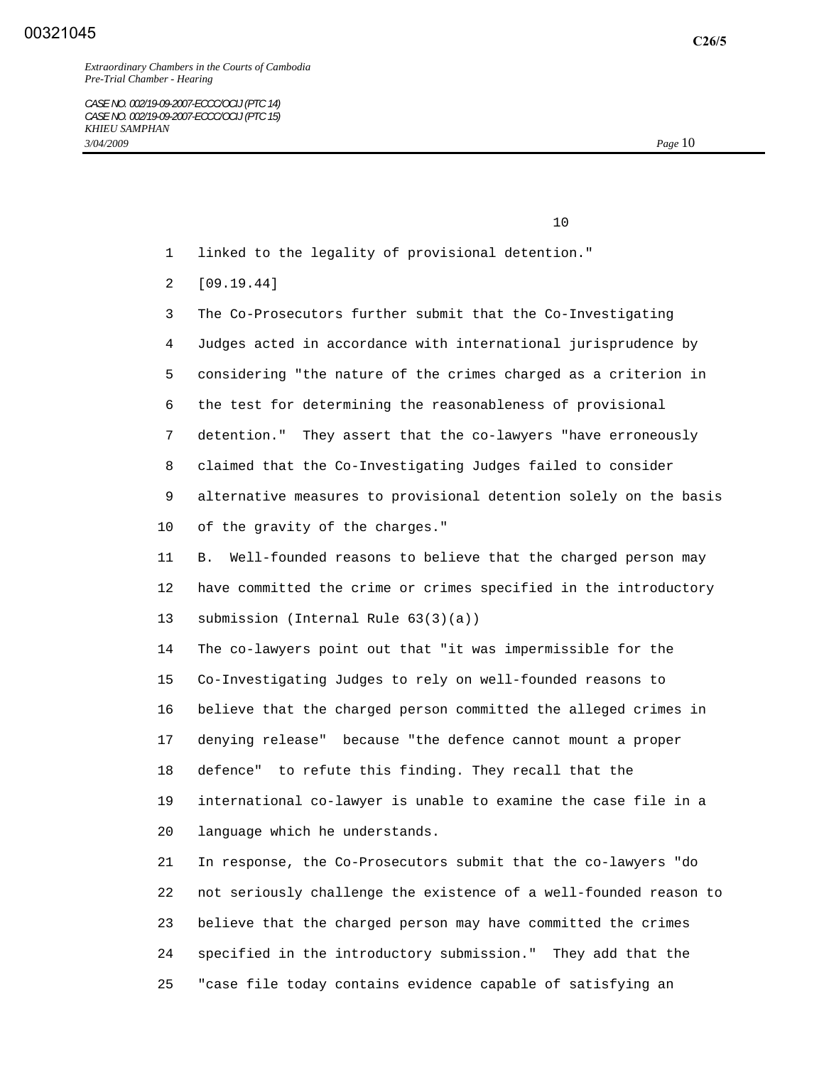linked to the legality of provisional detention."

[09.19.44]

The Co-Prosecutors further submit that the Co-Investigating Judges acted in accordance with international jurisprudence by considering "the nature of the crimes charged as a criterion in the test for determining the reasonableness of provisional detention." They assert that the co-lawyers "have erroneously claimed that the Co-Investigating Judges failed to consider alternative measures to provisional detention solely on the basis of the gravity of the charges."

B. Well-founded reasons to believe that the charged person may have committed the crime or crimes specified in the introductory submission (Internal Rule 63(3)(a))

The co-lawyers point out that "it was impermissible for the Co-Investigating Judges to rely on well-founded reasons to believe that the charged person committed the alleged crimes in denying release" because "the defence cannot mount a proper defence" to refute this finding. They recall that the international co-lawyer is unable to examine the case file in a language which he understands.

In response, the Co-Prosecutors submit that the co-lawyers "do not seriously challenge the existence of a well-founded reason to believe that the charged person may have committed the crimes specified in the introductory submission." They add that the "case file today contains evidence capable of satisfying an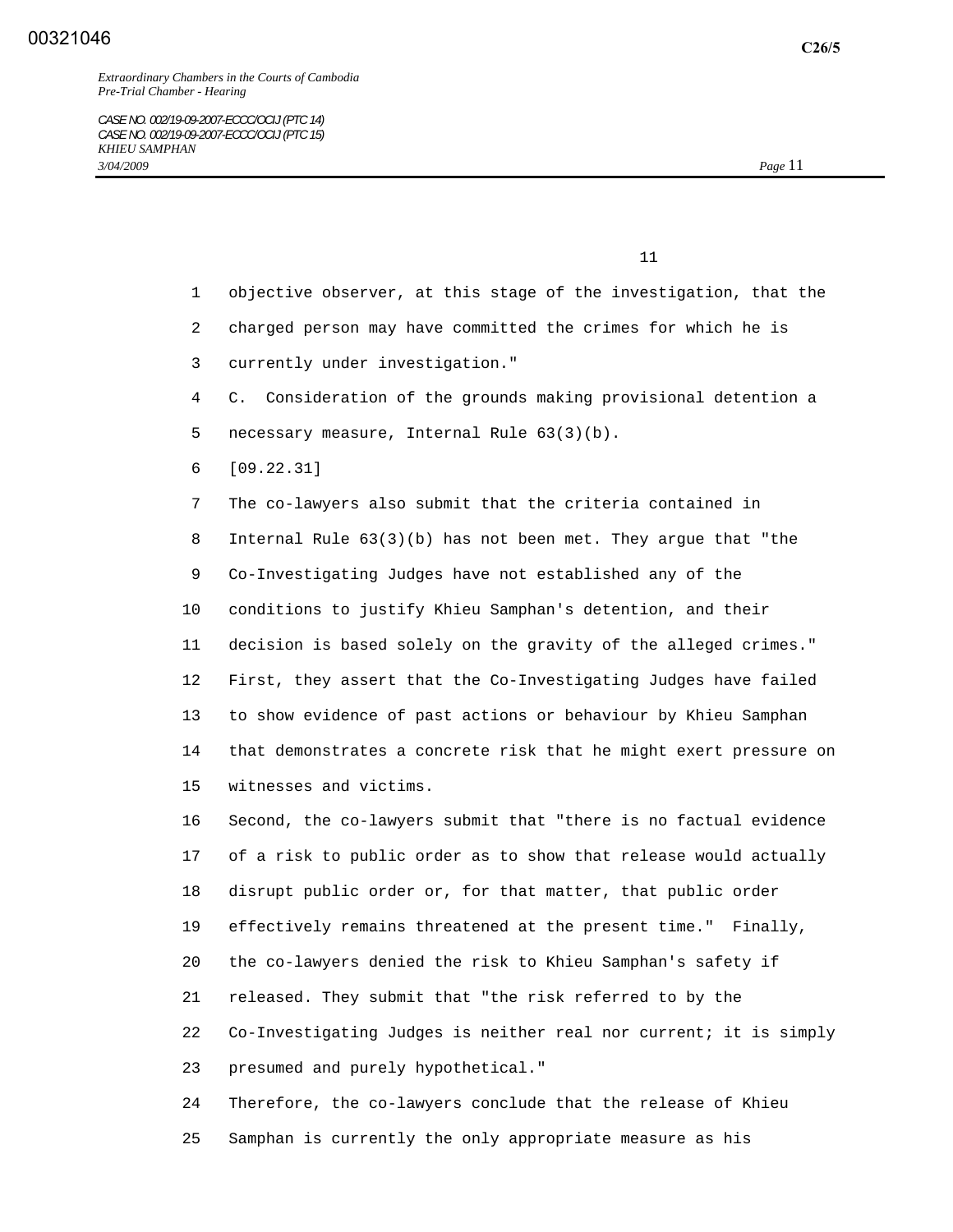objective observer, at this stage of the investigation, that the charged person may have committed the crimes for which he is currently under investigation."

C. Consideration of the grounds making provisional detention a necessary measure, Internal Rule 63(3)(b).

[09.22.31]

The co-lawyers also submit that the criteria contained in Internal Rule 63(3)(b) has not been met. They argue that "the Co-Investigating Judges have not established any of the conditions to justify Khieu Samphan's detention, and their decision is based solely on the gravity of the alleged crimes."

First, they assert that the Co-Investigating Judges have failed to show evidence of past actions or behaviour by Khieu Samphan that demonstrates a concrete risk that he might exert pressure on witnesses and victims.

Second, the co-lawyers submit that "there is no factual evidence of a risk to public order as to show that release would actually disrupt public order or, for that matter, that public order effectively remains threatened at the present time." Finally, the co-lawyers denied the risk to Khieu Samphan's safety if released. They submit that "the risk referred to by the Co-Investigating Judges is neither real nor current; it is simply presumed and purely hypothetical."

Therefore, the co-lawyers conclude that the release of Khieu Samphan is currently the only appropriate measure as his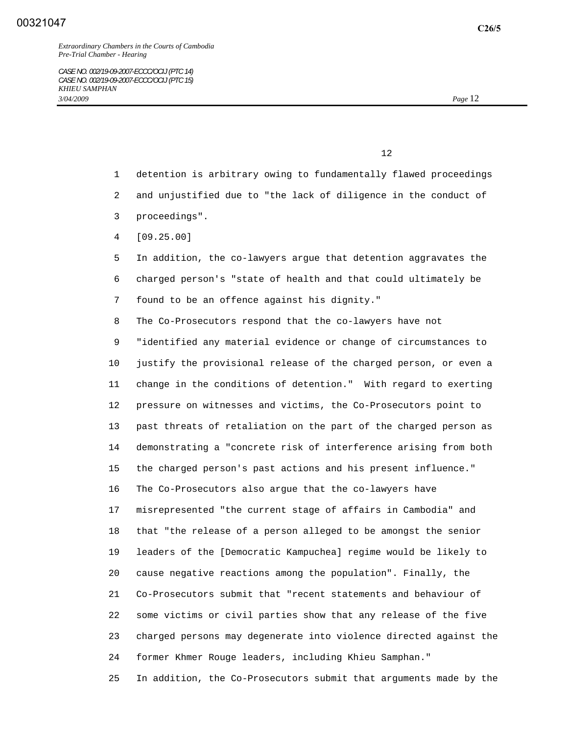detention is arbitrary owing to fundamentally flawed proceedings and unjustified due to "the lack of diligence in the conduct of proceedings".

[09.25.00]

In addition, the co-lawyers argue that detention aggravates the charged person's "state of health and that could ultimately be found to be an offence against his dignity."

The Co-Prosecutors respond that the co-lawyers have not "identified any material evidence or change of circumstances to justify the provisional release of the charged person, or even a change in the conditions of detention." With regard to exerting pressure on witnesses and victims, the Co-Prosecutors point to past threats of retaliation on the part of the charged person as demonstrating a "concrete risk of interference arising from both the charged person's past actions and his present influence."

The Co-Prosecutors also argue that the co-lawyers have misrepresented "the current stage of affairs in Cambodia" and that "the release of a person alleged to be amongst the senior leaders of the [Democratic Kampuchea] regime would be likely to cause negative reactions among the population". Finally, the Co-Prosecutors submit that "recent statements and behaviour of some victims or civil parties show that any release of the five charged persons may degenerate into violence directed against the former Khmer Rouge leaders, including Khieu Samphan."

In addition, the Co-Prosecutors submit that arguments made by the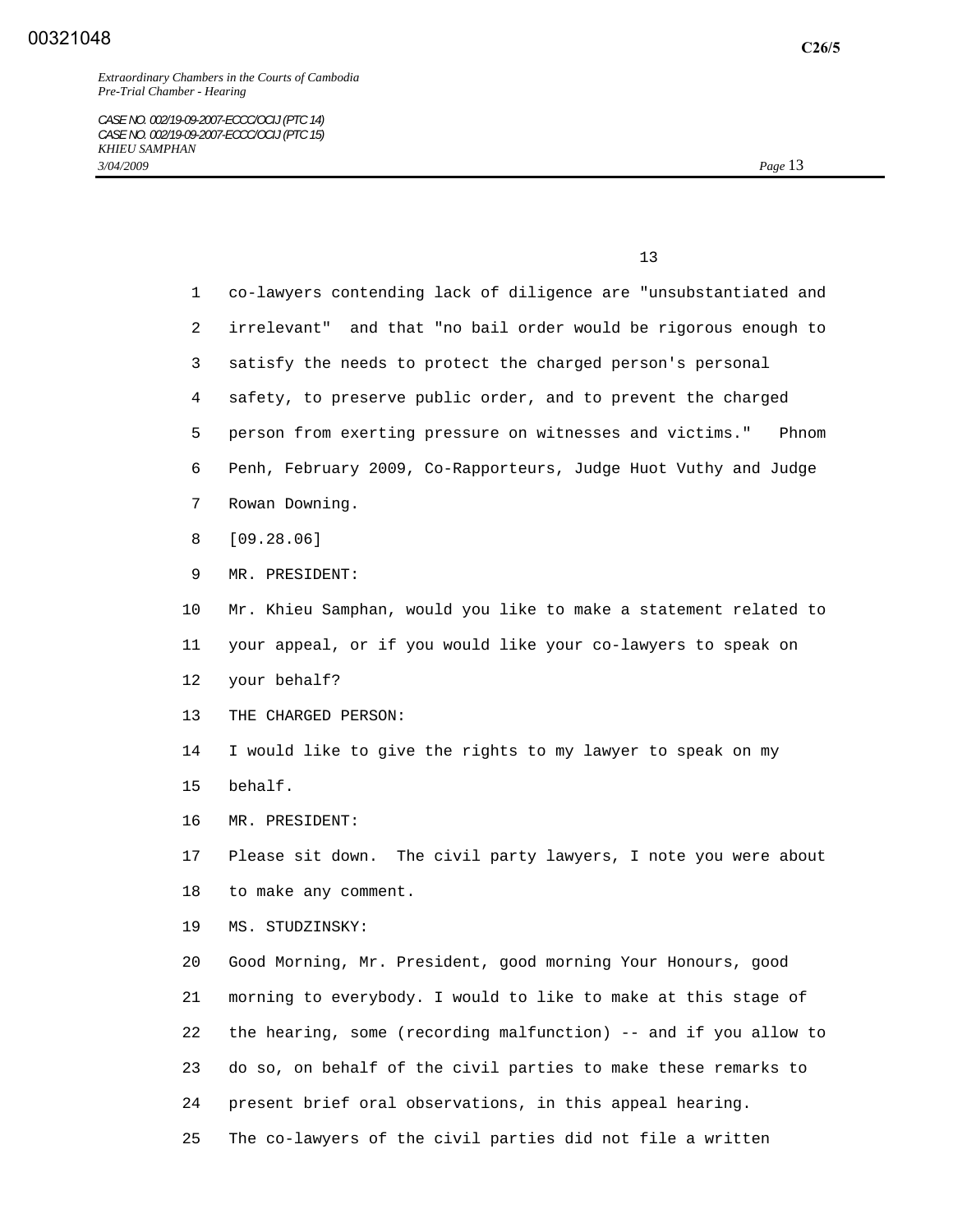co-lawyers contending lack of diligence are "unsubstantiated and irrelevant" and that "no bail order would be rigorous enough to satisfy the needs to protect the charged person's personal safety, to preserve public order, and to prevent the charged person from exerting pressure on witnesses and victims." Phnom Penh, February 2009, Co-Rapporteurs, Judge Huot Vuthy and Judge Rowan Downing.

[09.28.06]

MR. PRESIDENT:

Mr. Khieu Samphan, would you like to make a statement related to your appeal, or if you would like your co-lawyers to speak on your behalf?

THE CHARGED PERSON:

I would like to give the rights to my lawyer to speak on my behalf.

MR. PRESIDENT:

Please sit down. The civil party lawyers, I note you were about to make any comment.

MS. STUDZINSKY:

Good Morning, Mr. President, good morning Your Honours, good morning to everybody. I would to like to make at this stage of the hearing, some (recording malfunction) -- and if you allow to do so, on behalf of the civil parties to make these remarks to present brief oral observations, in this appeal hearing.

The co-lawyers of the civil parties did not file a written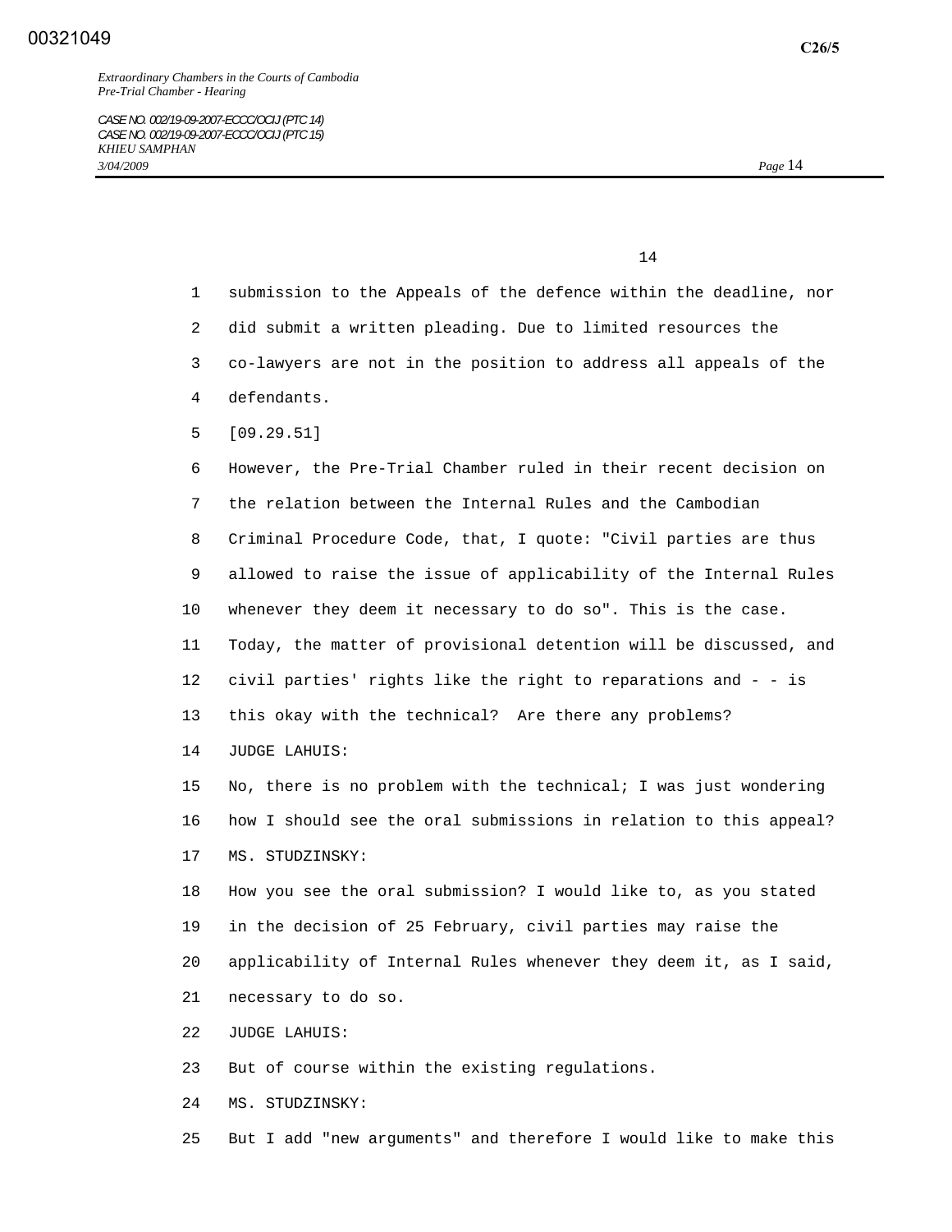submission to the Appeals of the defence within the deadline, nor did submit a written pleading. Due to limited resources the co-lawyers are not in the position to address all appeals of the defendants.

[09.29.51]

However, the Pre-Trial Chamber ruled in their recent decision on the relation between the Internal Rules and the Cambodian Criminal Procedure Code, that, I quote: "Civil parties are thus allowed to raise the issue of applicability of the Internal Rules whenever they deem it necessary to do so". This is the case. Today, the matter of provisional detention will be discussed, and civil parties' rights like the right to reparations and - - is this okay with the technical? Are there any problems?

JUDGE LAHUIS:

No, there is no problem with the technical; I was just wondering how I should see the oral submissions in relation to this appeal?

MS. STUDZINSKY:

How you see the oral submission? I would like to, as you stated in the decision of 25 February, civil parties may raise the applicability of Internal Rules whenever they deem it, as I said, necessary to do so.

JUDGE LAHUIS:

But of course within the existing regulations.

MS. STUDZINSKY:

But I add "new arguments" and therefore I would like to make this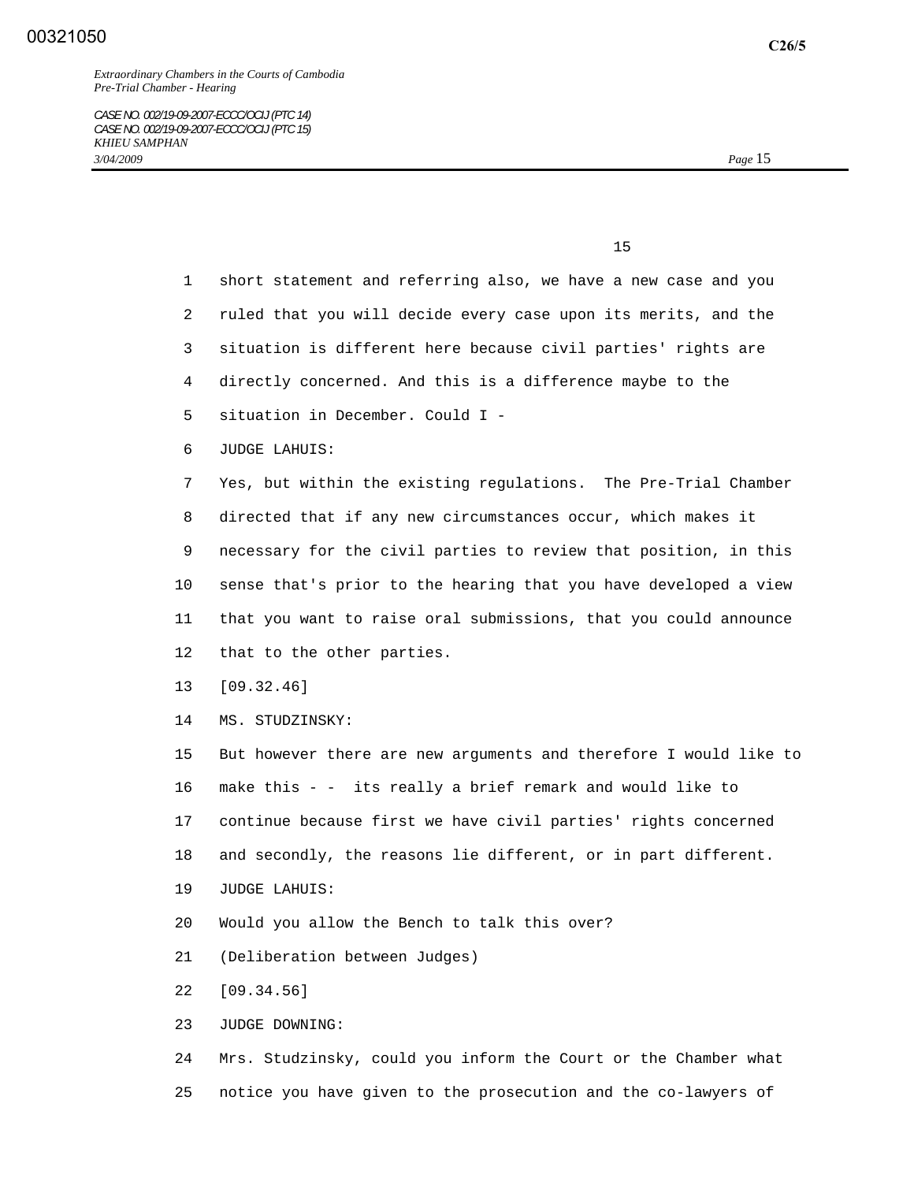short statement and referring also, we have a new case and you ruled that you will decide every case upon its merits, and the situation is different here because civil parties' rights are directly concerned. And this is a difference maybe to the situation in December. Could I -

JUDGE LAHUIS:

Yes, but within the existing regulations. The Pre-Trial Chamber directed that if any new circumstances occur, which makes it necessary for the civil parties to review that position, in this sense that's prior to the hearing that you have developed a view that you want to raise oral submissions, that you could announce that to the other parties.

[09.32.46]

MS. STUDZINSKY:

But however there are new arguments and therefore I would like to make this - - its really a brief remark and would like to continue because first we have civil parties' rights concerned and secondly, the reasons lie different, or in part different.

JUDGE LAHUIS:

Would you allow the Bench to talk this over?

(Deliberation between Judges)

[09.34.56]

JUDGE DOWNING:

Mrs. Studzinsky, could you inform the Court or the Chamber what notice you have given to the prosecution and the co-lawyers of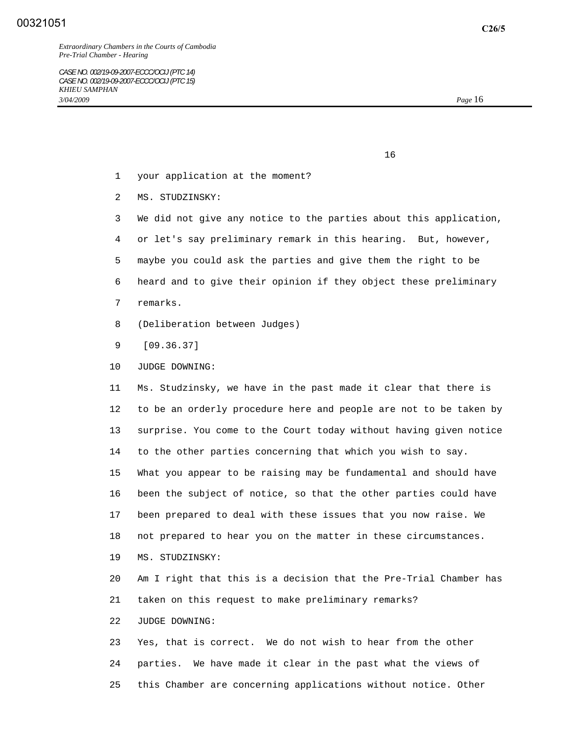your application at the moment?

MS. STUDZINSKY:

We did not give any notice to the parties about this application, or let's say preliminary remark in this hearing. But, however, maybe you could ask the parties and give them the right to be heard and to give their opinion if they object these preliminary remarks.

(Deliberation between Judges)

[09.36.37]

JUDGE DOWNING:

Ms. Studzinsky, we have in the past made it clear that there is to be an orderly procedure here and people are not to be taken by surprise. You come to the Court today without having given notice to the other parties concerning that which you wish to say. What you appear to be raising may be fundamental and should have been the subject of notice, so that the other parties could have been prepared to deal with these issues that you now raise. We not prepared to hear you on the matter in these circumstances.

MS. STUDZINSKY:

Am I right that this is a decision that the Pre-Trial Chamber has taken on this request to make preliminary remarks?

JUDGE DOWNING:

Yes, that is correct. We do not wish to hear from the other parties. We have made it clear in the past what the views of this Chamber are concerning applications without notice. Other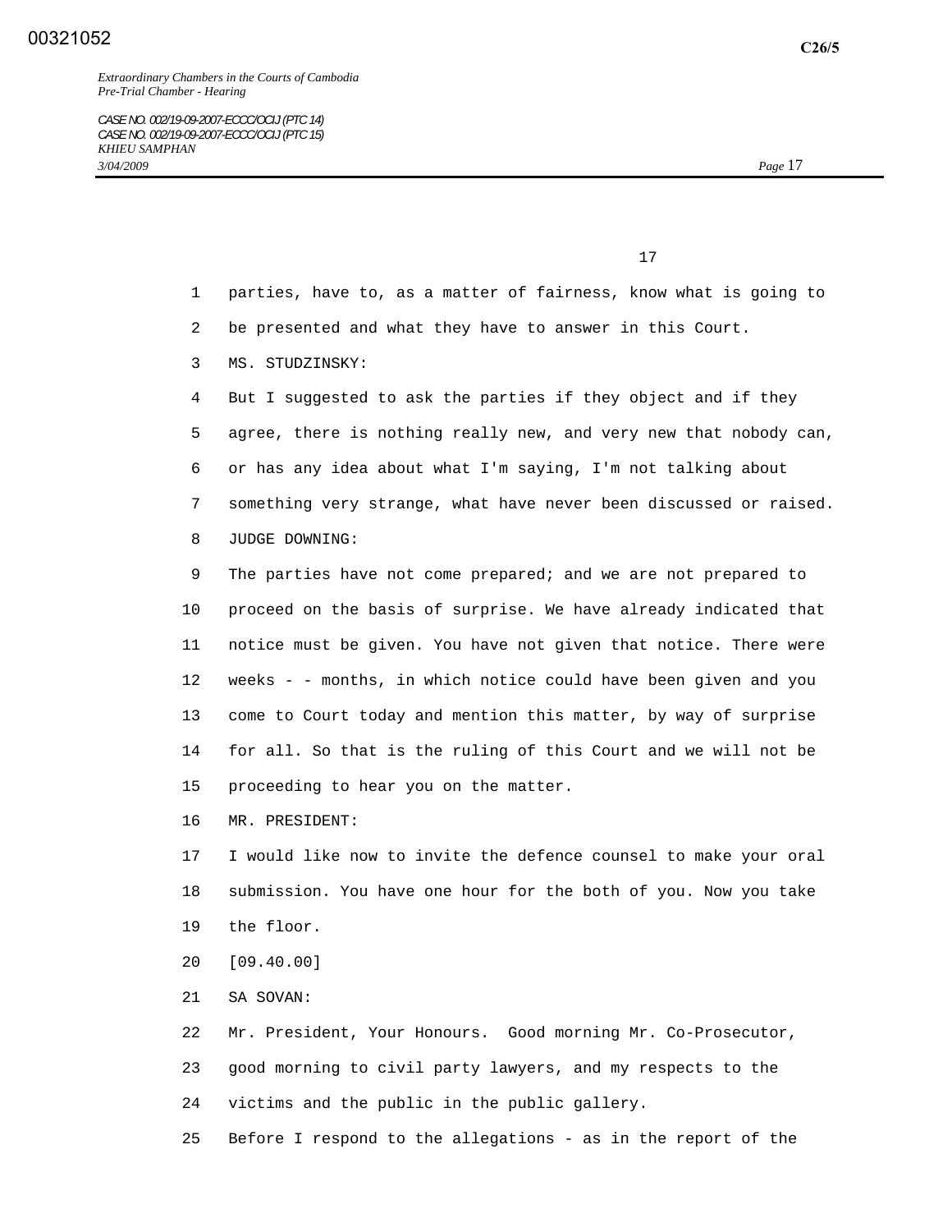parties, have to, as a matter of fairness, know what is going to be presented and what they have to answer in this Court.

MS. STUDZINSKY:

But I suggested to ask the parties if they object and if they agree, there is nothing really new, and very new that nobody can, or has any idea about what I'm saying, I'm not talking about something very strange, what have never been discussed or raised.

JUDGE DOWNING:

The parties have not come prepared; and we are not prepared to proceed on the basis of surprise. We have already indicated that notice must be given. You have not given that notice. There were weeks - - months, in which notice could have been given and you come to Court today and mention this matter, by way of surprise for all. So that is the ruling of this Court and we will not be proceeding to hear you on the matter.

MR. PRESIDENT:

I would like now to invite the defence counsel to make your oral submission. You have one hour for the both of you. Now you take the floor.

[09.40.00]

SA SOVAN:

Mr. President, Your Honours. Good morning Mr. Co-Prosecutor, good morning to civil party lawyers, and my respects to the victims and the public in the public gallery.

Before I respond to the allegations - as in the report of the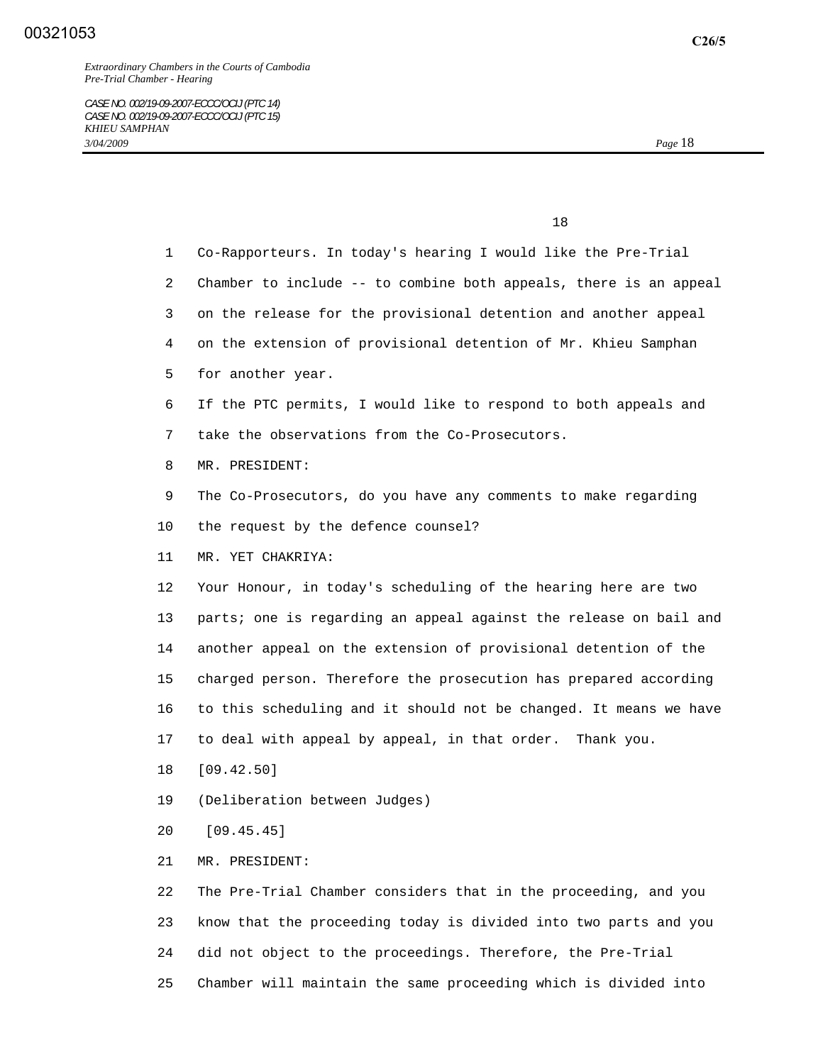Co-Rapporteurs. In today's hearing I would like the Pre-Trial Chamber to include -- to combine both appeals, there is an appeal on the release for the provisional detention and another appeal on the extension of provisional detention of Mr. Khieu Samphan for another year.

If the PTC permits, I would like to respond to both appeals and take the observations from the Co-Prosecutors.

MR. PRESIDENT:

The Co-Prosecutors, do you have any comments to make regarding the request by the defence counsel?

MR. YET CHAKRIYA:

Your Honour, in today's scheduling of the hearing here are two parts; one is regarding an appeal against the release on bail and another appeal on the extension of provisional detention of the charged person. Therefore the prosecution has prepared according to this scheduling and it should not be changed. It means we have to deal with appeal by appeal, in that order. Thank you.

[09.42.50]

(Deliberation between Judges)

[09.45.45]

MR. PRESIDENT:

The Pre-Trial Chamber considers that in the proceeding, and you know that the proceeding today is divided into two parts and you did not object to the proceedings. Therefore, the Pre-Trial Chamber will maintain the same proceeding which is divided into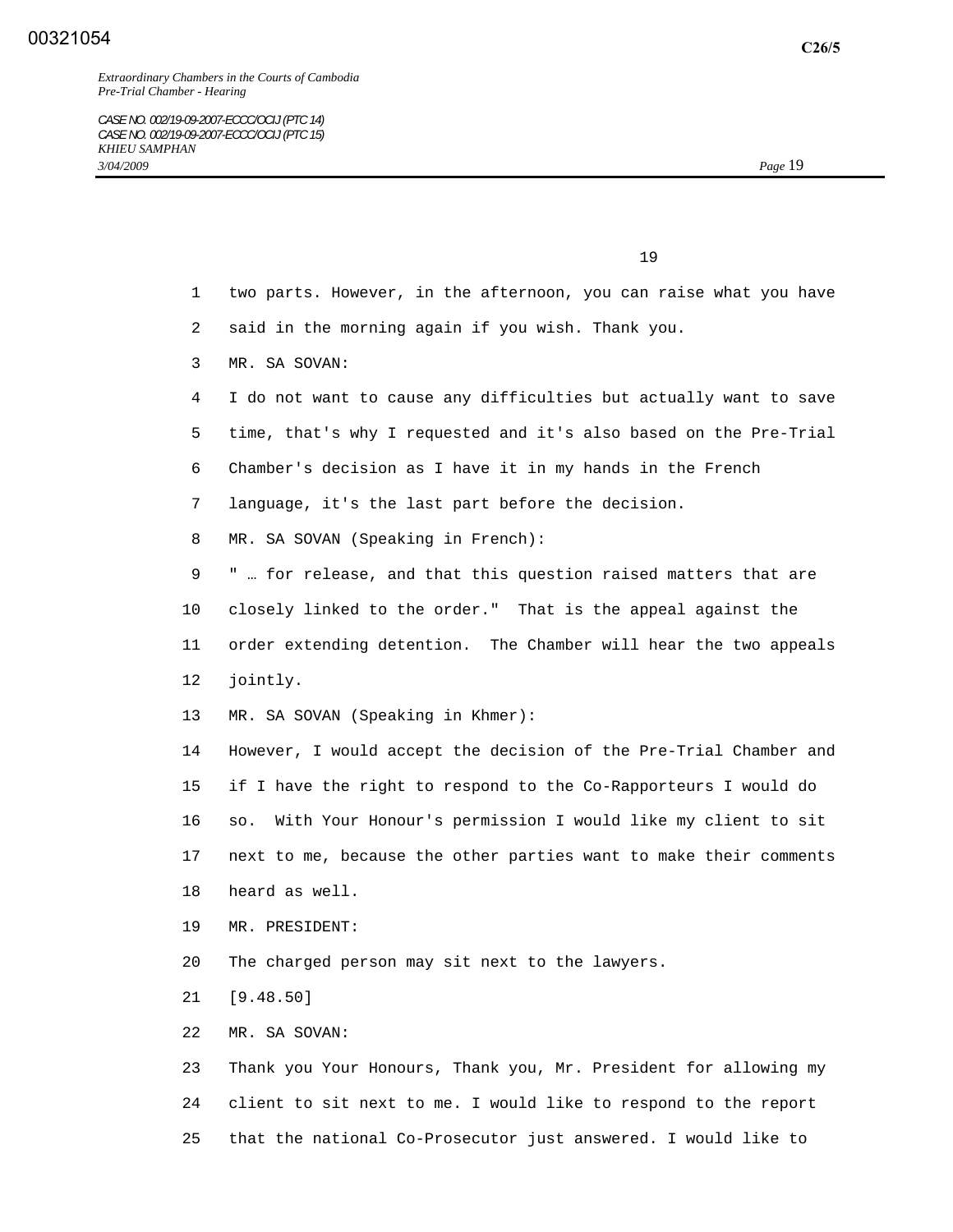two parts. However, in the afternoon, you can raise what you have said in the morning again if you wish. Thank you.

MR. SA SOVAN:

I do not want to cause any difficulties but actually want to save time, that's why I requested and it's also based on the Pre-Trial Chamber's decision as I have it in my hands in the French language, it's the last part before the decision.

MR. SA SOVAN (Speaking in French):

" … for release, and that this question raised matters that are closely linked to the order." That is the appeal against the order extending detention. The Chamber will hear the two appeals jointly.

MR. SA SOVAN (Speaking in Khmer):

However, I would accept the decision of the Pre-Trial Chamber and if I have the right to respond to the Co-Rapporteurs I would do so. With Your Honour's permission I would like my client to sit next to me, because the other parties want to make their comments heard as well.

MR. PRESIDENT:

The charged person may sit next to the lawyers.

[9.48.50]

MR. SA SOVAN:

Thank you Your Honours, Thank you, Mr. President for allowing my client to sit next to me. I would like to respond to the report that the national Co-Prosecutor just answered. I would like to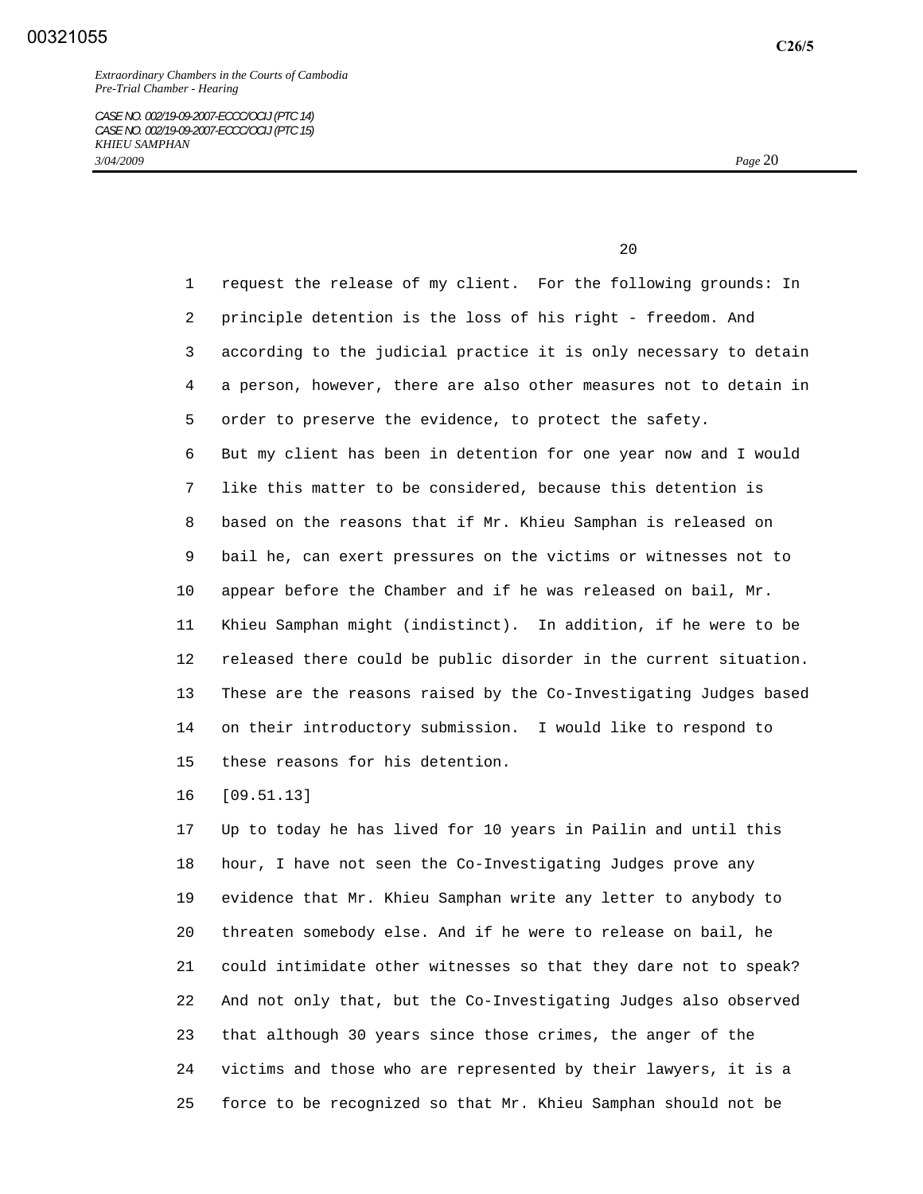request the release of my client. For the following grounds: In principle detention is the loss of his right - freedom. And according to the judicial practice it is only necessary to detain a person, however, there are also other measures not to detain in order to preserve the evidence, to protect the safety.

But my client has been in detention for one year now and I would like this matter to be considered, because this detention is based on the reasons that if Mr. Khieu Samphan is released on bail he, can exert pressures on the victims or witnesses not to appear before the Chamber and if he was released on bail, Mr. Khieu Samphan might (indistinct). In addition, if he were to be released there could be public disorder in the current situation. These are the reasons raised by the Co-Investigating Judges based on their introductory submission. I would like to respond to these reasons for his detention.

[09.51.13]

Up to today he has lived for 10 years in Pailin and until this hour, I have not seen the Co-Investigating Judges prove any evidence that Mr. Khieu Samphan write any letter to anybody to threaten somebody else. And if he were to release on bail, he could intimidate other witnesses so that they dare not to speak? And not only that, but the Co-Investigating Judges also observed that although 30 years since those crimes, the anger of the victims and those who are represented by their lawyers, it is a force to be recognized so that Mr. Khieu Samphan should not be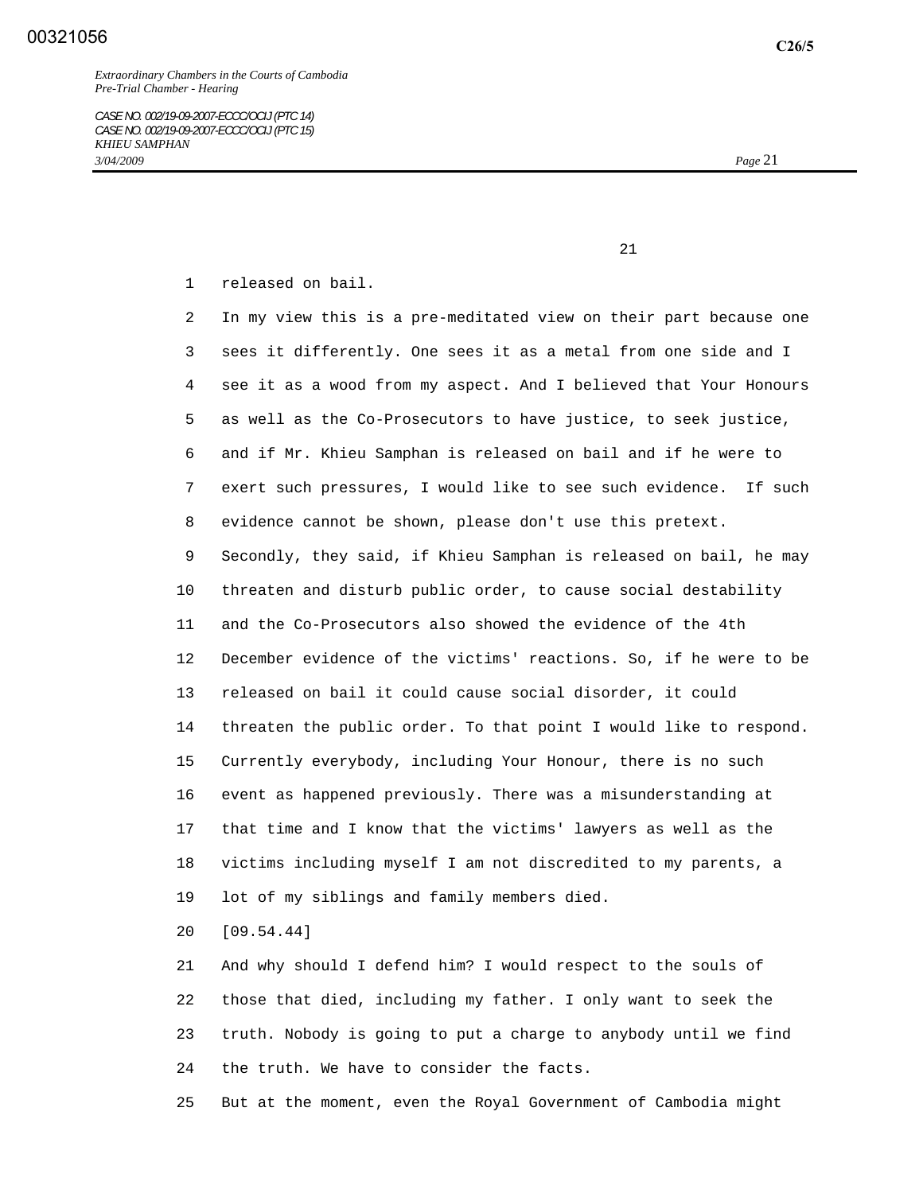released on bail.

In my view this is a pre-meditated view on their part because one sees it differently. One sees it as a metal from one side and I see it as a wood from my aspect. And I believed that Your Honours as well as the Co-Prosecutors to have justice, to seek justice, and if Mr. Khieu Samphan is released on bail and if he were to exert such pressures, I would like to see such evidence. If such evidence cannot be shown, please don't use this pretext.

Secondly, they said, if Khieu Samphan is released on bail, he may threaten and disturb public order, to cause social destability and the Co-Prosecutors also showed the evidence of the 4th December evidence of the victims' reactions. So, if he were to be released on bail it could cause social disorder, it could threaten the public order. To that point I would like to respond. Currently everybody, including Your Honour, there is no such event as happened previously. There was a misunderstanding at that time and I know that the victims' lawyers as well as the victims including myself I am not discredited to my parents, a lot of my siblings and family members died.

[09.54.44]

And why should I defend him? I would respect to the souls of those that died, including my father. I only want to seek the truth. Nobody is going to put a charge to anybody until we find the truth. We have to consider the facts.

But at the moment, even the Royal Government of Cambodia might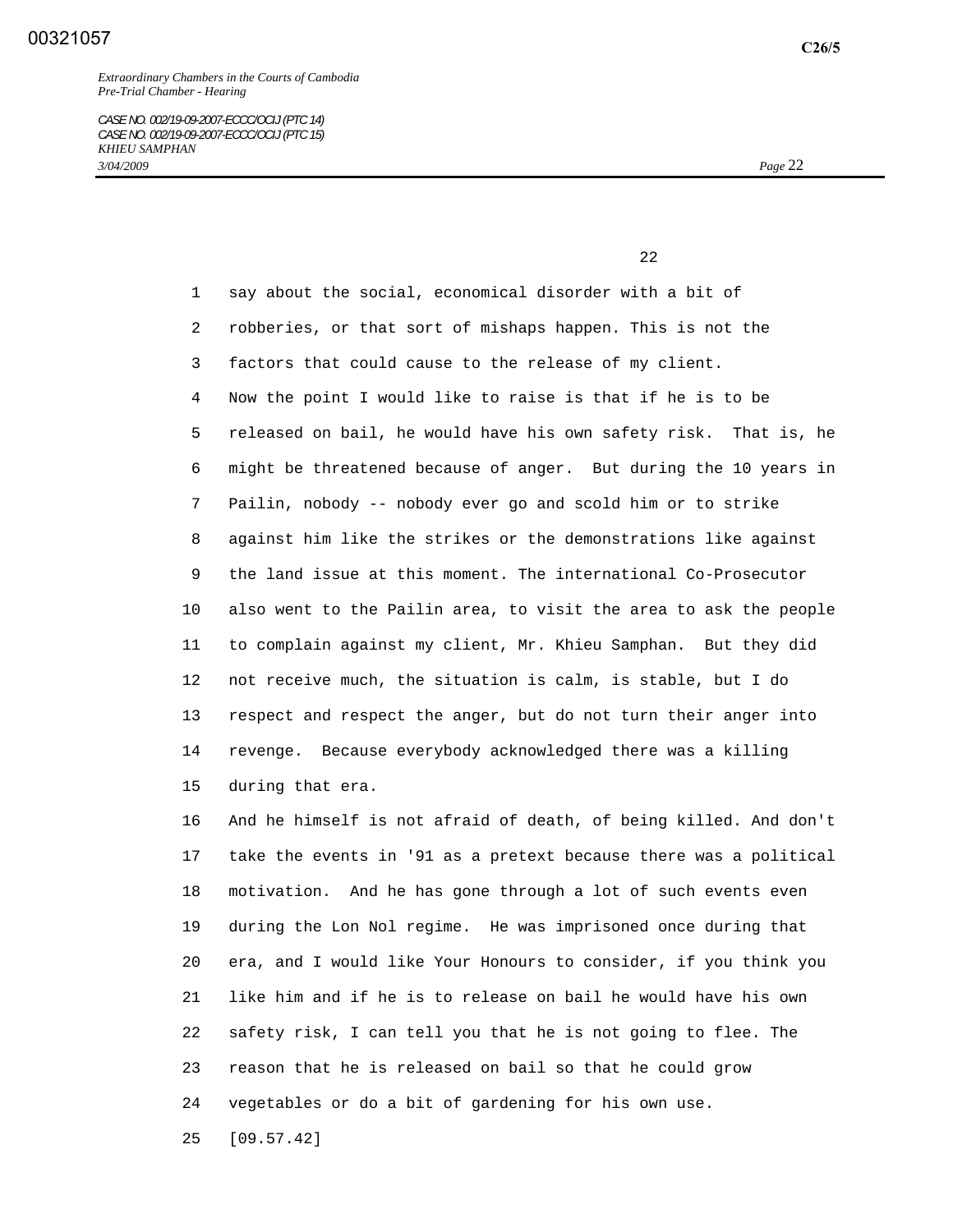say about the social, economical disorder with a bit of robberies, or that sort of mishaps happen. This is not the factors that could cause to the release of my client.

Now the point I would like to raise is that if he is to be released on bail, he would have his own safety risk. That is, he might be threatened because of anger. But during the 10 years in Pailin, nobody -- nobody ever go and scold him or to strike against him like the strikes or the demonstrations like against the land issue at this moment. The international Co-Prosecutor also went to the Pailin area, to visit the area to ask the people to complain against my client, Mr. Khieu Samphan. But they did not receive much, the situation is calm, is stable, but I do respect and respect the anger, but do not turn their anger into revenge. Because everybody acknowledged there was a killing during that era.

And he himself is not afraid of death, of being killed. And don't take the events in '91 as a pretext because there was a political motivation. And he has gone through a lot of such events even during the Lon Nol regime. He was imprisoned once during that era, and I would like Your Honours to consider, if you think you like him and if he is to release on bail he would have his own safety risk, I can tell you that he is not going to flee. The reason that he is released on bail so that he could grow vegetables or do a bit of gardening for his own use.

[09.57.42]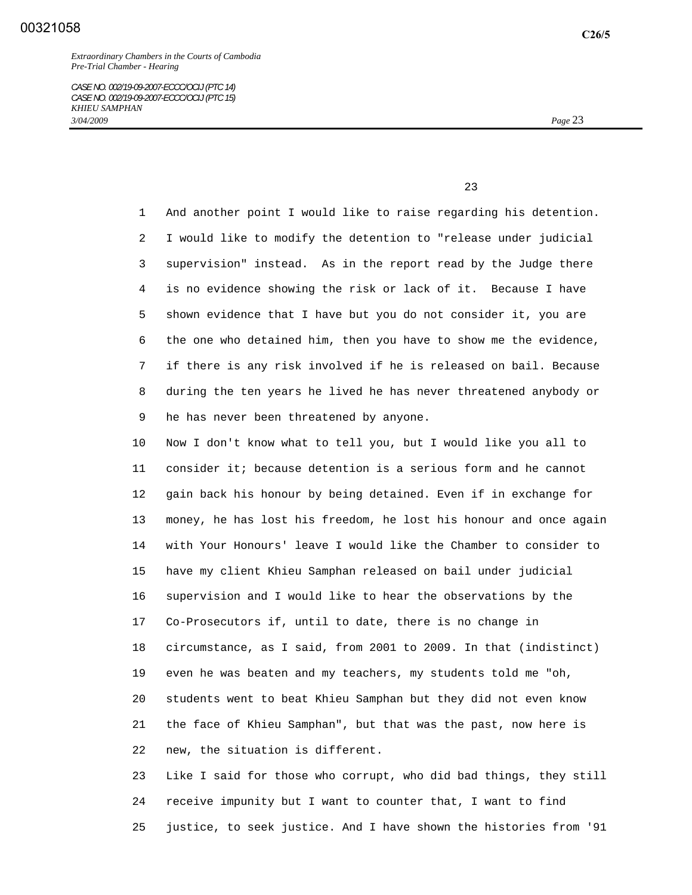And another point I would like to raise regarding his detention. I would like to modify the detention to "release under judicial supervision" instead. As in the report read by the Judge there is no evidence showing the risk or lack of it. Because I have shown evidence that I have but you do not consider it, you are the one who detained him, then you have to show me the evidence, if there is any risk involved if he is released on bail. Because during the ten years he lived he has never threatened anybody or he has never been threatened by anyone.

Now I don't know what to tell you, but I would like you all to consider it; because detention is a serious form and he cannot gain back his honour by being detained. Even if in exchange for money, he has lost his freedom, he lost his honour and once again with Your Honours' leave I would like the Chamber to consider to have my client Khieu Samphan released on bail under judicial supervision and I would like to hear the observations by the Co-Prosecutors if, until to date, there is no change in circumstance, as I said, from 2001 to 2009. In that (indistinct) even he was beaten and my teachers, my students told me "oh, students went to beat Khieu Samphan but they did not even know the face of Khieu Samphan", but that was the past, now here is new, the situation is different.

Like I said for those who corrupt, who did bad things, they still receive impunity but I want to counter that, I want to find justice, to seek justice. And I have shown the histories from '91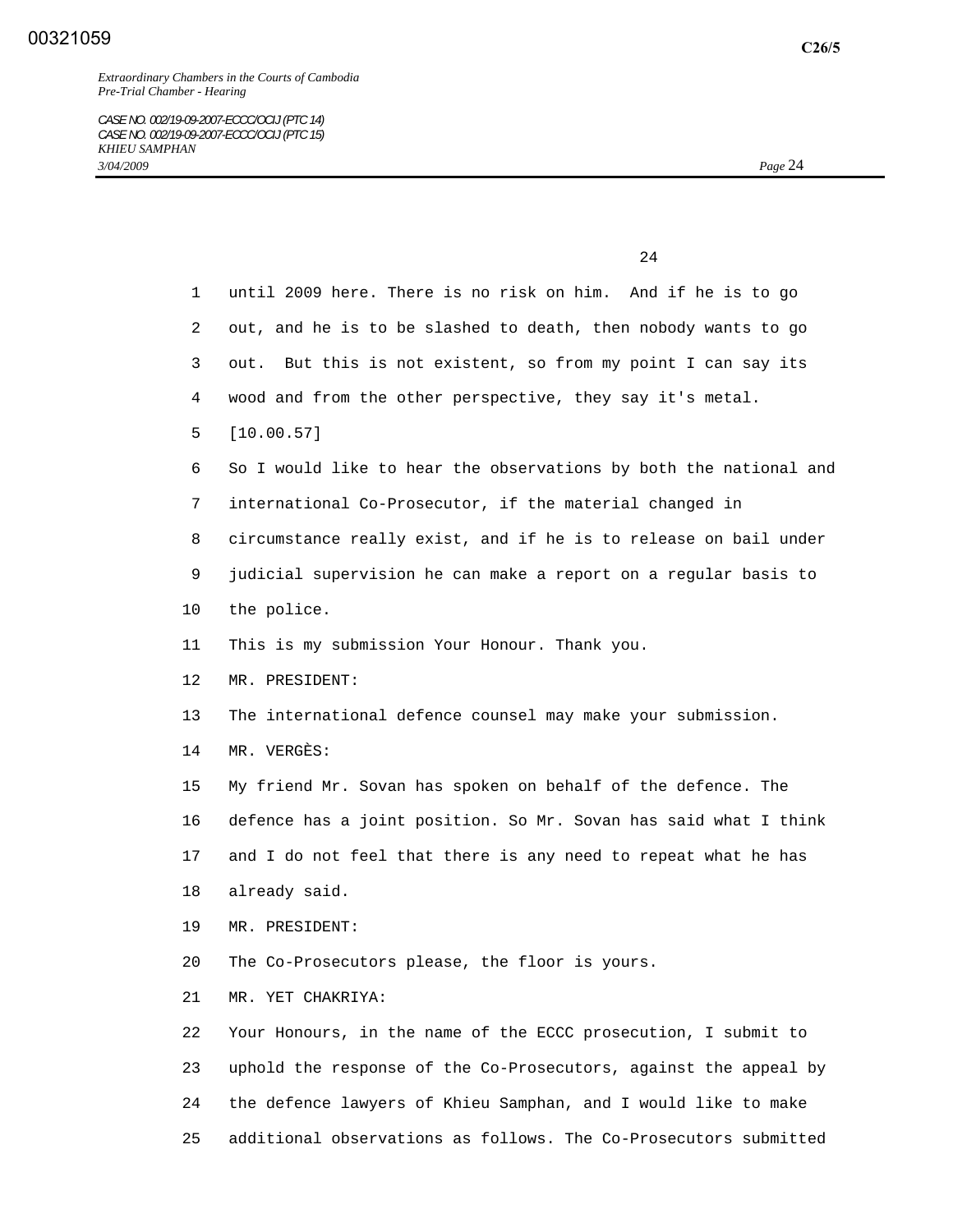until 2009 here. There is no risk on him. And if he is to go out, and he is to be slashed to death, then nobody wants to go out. But this is not existent, so from my point I can say its wood and from the other perspective, they say it's metal.

[10.00.57]

So I would like to hear the observations by both the national and international Co-Prosecutor, if the material changed in circumstance really exist, and if he is to release on bail under judicial supervision he can make a report on a regular basis to the police.

This is my submission Your Honour. Thank you.

MR. PRESIDENT:

The international defence counsel may make your submission.

MR. VERGÈS:

My friend Mr. Sovan has spoken on behalf of the defence. The defence has a joint position. So Mr. Sovan has said what I think and I do not feel that there is any need to repeat what he has already said.

MR. PRESIDENT:

The Co-Prosecutors please, the floor is yours.

MR. YET CHAKRIYA:

Your Honours, in the name of the ECCC prosecution, I submit to uphold the response of the Co-Prosecutors, against the appeal by the defence lawyers of Khieu Samphan, and I would like to make additional observations as follows. The Co-Prosecutors submitted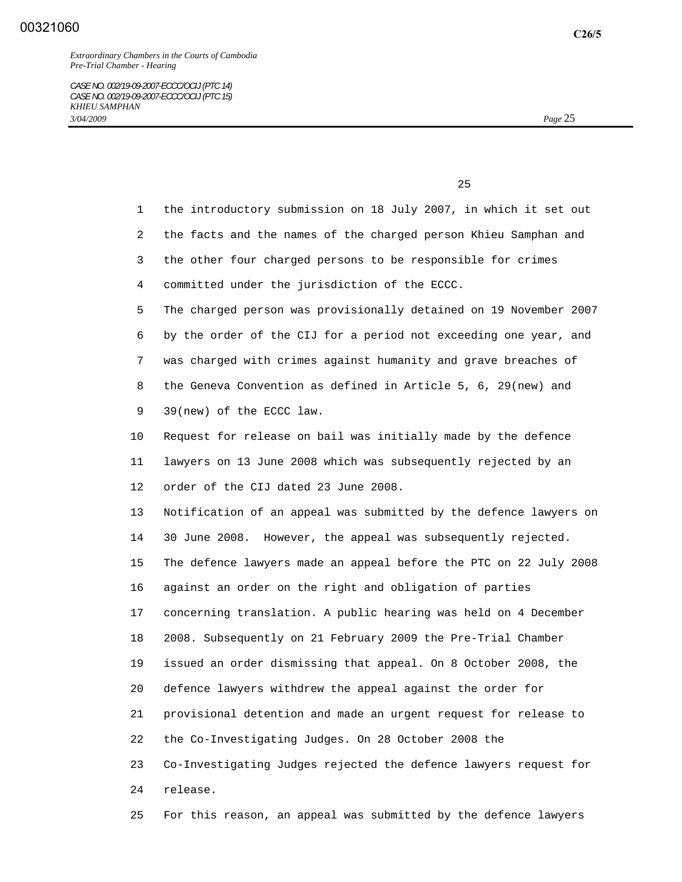the introductory submission on 18 July 2007, in which it set out the facts and the names of the charged person Khieu Samphan and the other four charged persons to be responsible for crimes committed under the jurisdiction of the ECCC.

The charged person was provisionally detained on 19 November 2007 by the order of the CIJ for a period not exceeding one year, and was charged with crimes against humanity and grave breaches of the Geneva Convention as defined in Article 5, 6, 29(new) and 39(new) of the ECCC law.

Request for release on bail was initially made by the defence lawyers on 13 June 2008 which was subsequently rejected by an order of the CIJ dated 23 June 2008.

Notification of an appeal was submitted by the defence lawyers on 30 June 2008. However, the appeal was subsequently rejected.

The defence lawyers made an appeal before the PTC on 22 July 2008 against an order on the right and obligation of parties concerning translation. A public hearing was held on 4 December 2008. Subsequently on 21 February 2009 the Pre-Trial Chamber issued an order dismissing that appeal. On 8 October 2008, the defence lawyers withdrew the appeal against the order for provisional detention and made an urgent request for release to the Co-Investigating Judges. On 28 October 2008 the Co-Investigating Judges rejected the defence lawyers request for release.

For this reason, an appeal was submitted by the defence lawyers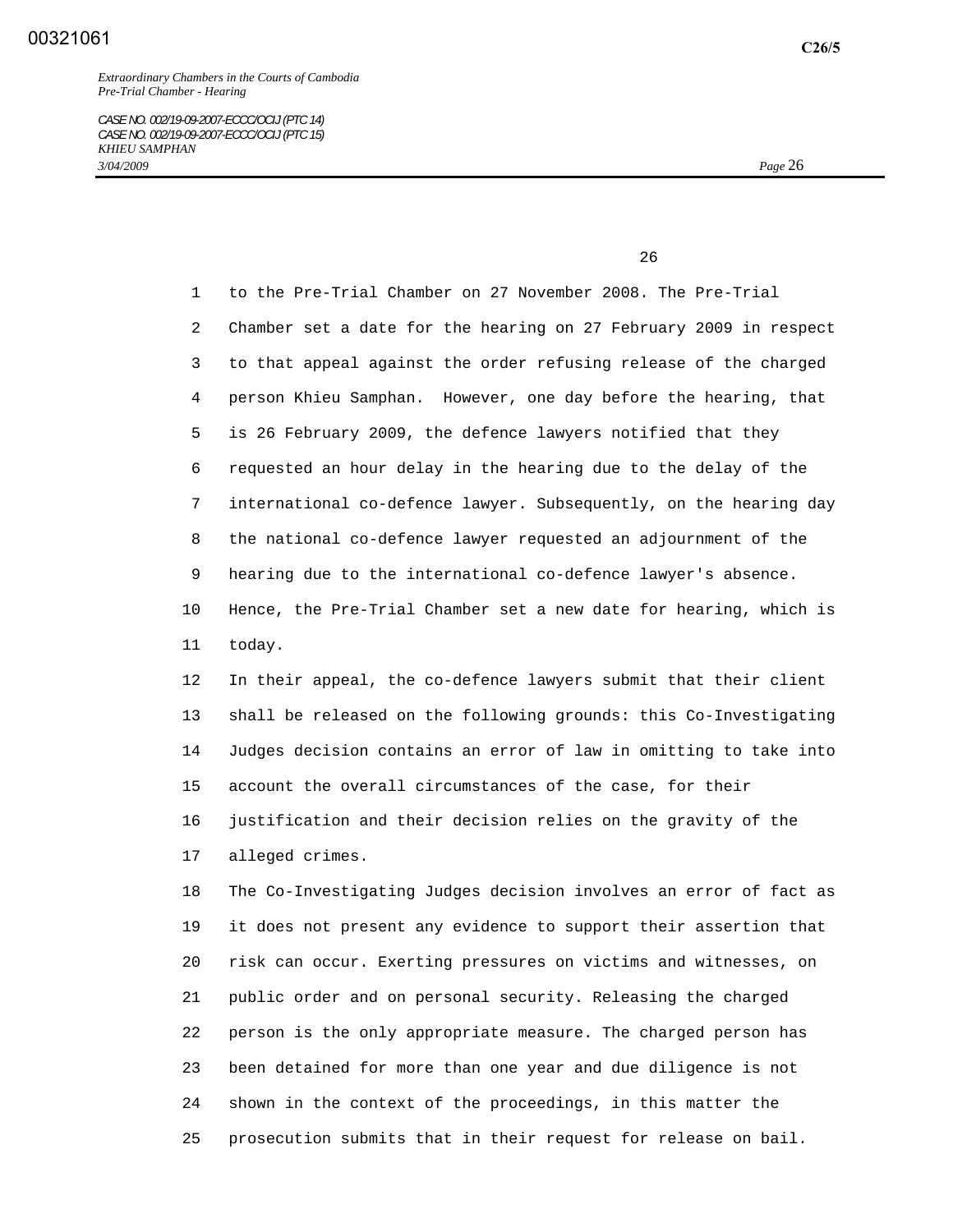1 to the Pre-Trial Chamber on 27 November 2008. The Pre-Trial
2 Chamber set a date for the hearing on 27 February 2009 in respect
3 to that appeal against the order refusing release of the charged
4 person Khieu Samphan. However, one day before the hearing, that
5 is 26 February 2009, the defence lawyers notified that they
6 requested an hour delay in the hearing due to the delay of the
7 international co-defence lawyer. Subsequently, on the hearing day
8 the national co-defence lawyer requested an adjournment of the
9 hearing due to the international co-defence lawyer's absence.
10 Hence, the Pre-Trial Chamber set a new date for hearing, which is
11 today.
12 In their appeal, the co-defence lawyers submit that their client
13 shall be released on the following grounds: this Co-Investigating
14 Judges decision contains an error of law in omitting to take into
15 account the overall circumstances of the case, for their
16 justification and their decision relies on the gravity of the
17 alleged crimes.
18 The Co-Investigating Judges decision involves an error of fact as
19 it does not present any evidence to support their assertion that
20 risk can occur. Exerting pressures on victims and witnesses, on
21 public order and on personal security. Releasing the charged
22 person is the only appropriate measure. The charged person has
23 been detained for more than one year and due diligence is not
24 shown in the context of the proceedings, in this matter the
25 prosecution submits that in their request for release on bail.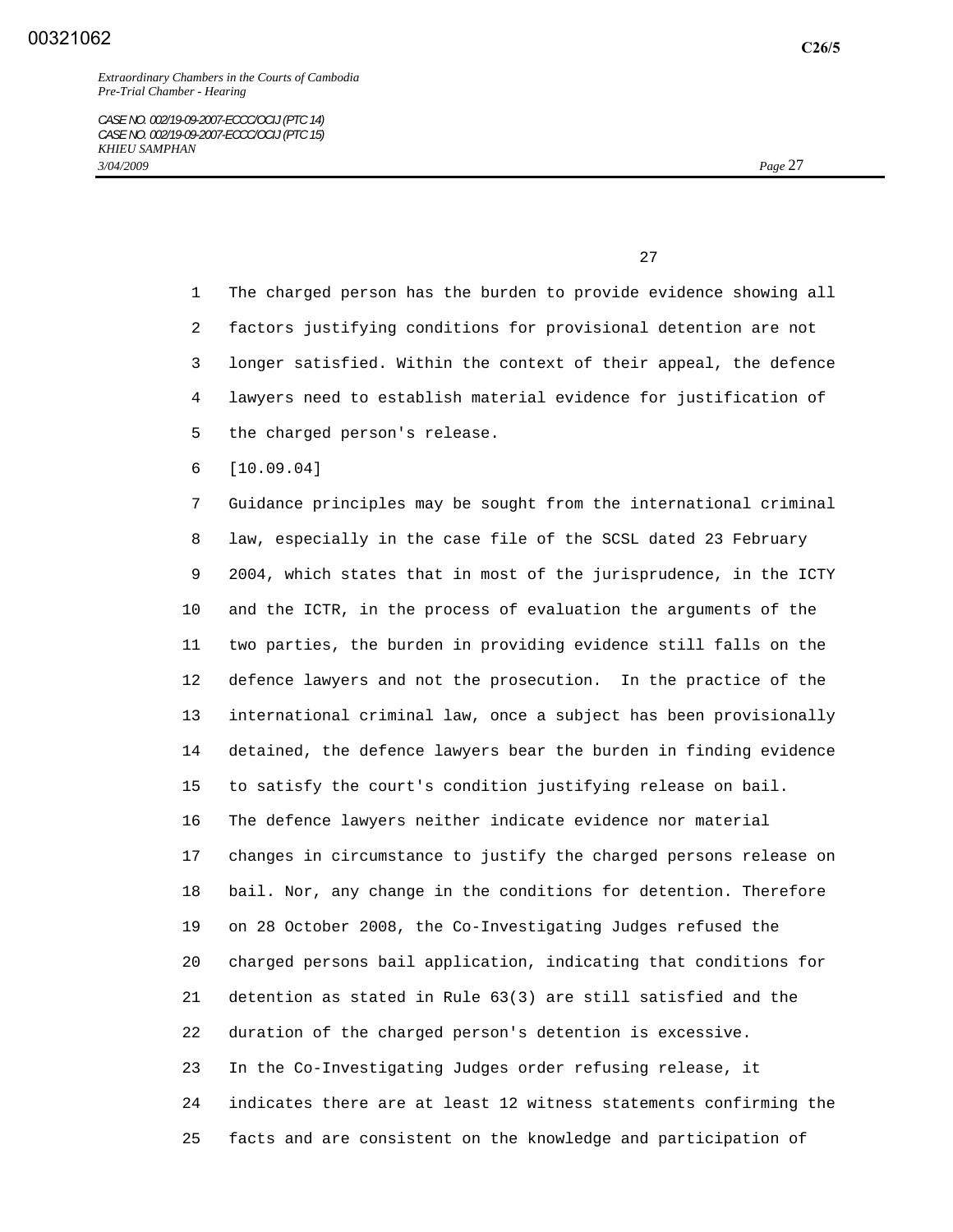The charged person has the burden to provide evidence showing all factors justifying conditions for provisional detention are not longer satisfied. Within the context of their appeal, the defence lawyers need to establish material evidence for justification of the charged person's release.

[10.09.04]

Guidance principles may be sought from the international criminal law, especially in the case file of the SCSL dated 23 February 2004, which states that in most of the jurisprudence, in the ICTY and the ICTR, in the process of evaluation the arguments of the two parties, the burden in providing evidence still falls on the defence lawyers and not the prosecution. In the practice of the international criminal law, once a subject has been provisionally detained, the defence lawyers bear the burden in finding evidence to satisfy the court's condition justifying release on bail.

The defence lawyers neither indicate evidence nor material changes in circumstance to justify the charged persons release on bail. Nor, any change in the conditions for detention. Therefore on 28 October 2008, the Co-Investigating Judges refused the charged persons bail application, indicating that conditions for detention as stated in Rule 63(3) are still satisfied and the duration of the charged person's detention is excessive.

In the Co-Investigating Judges order refusing release, it indicates there are at least 12 witness statements confirming the facts and are consistent on the knowledge and participation of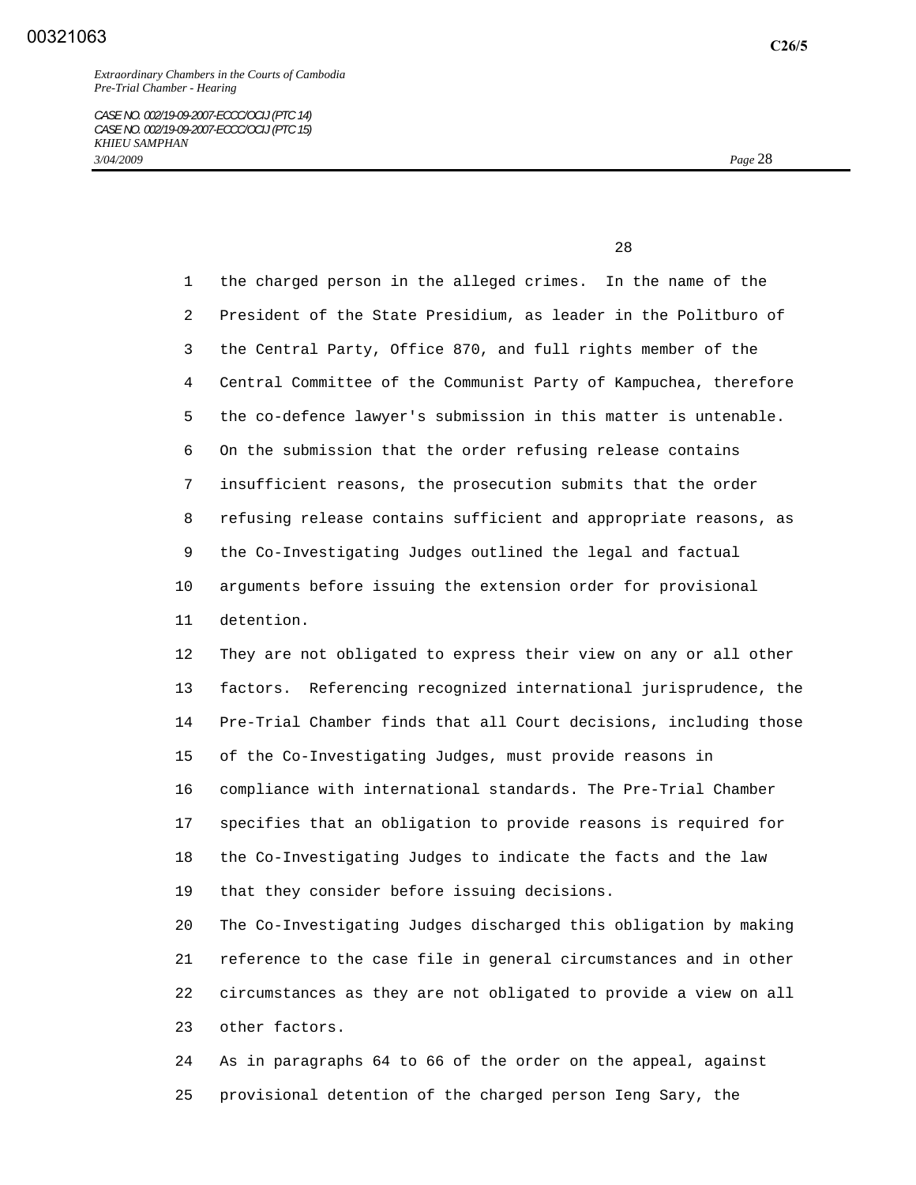the charged person in the alleged crimes. In the name of the President of the State Presidium, as leader in the Politburo of the Central Party, Office 870, and full rights member of the Central Committee of the Communist Party of Kampuchea, therefore the co-defence lawyer's submission in this matter is untenable. On the submission that the order refusing release contains insufficient reasons, the prosecution submits that the order refusing release contains sufficient and appropriate reasons, as the Co-Investigating Judges outlined the legal and factual arguments before issuing the extension order for provisional detention.

They are not obligated to express their view on any or all other factors. Referencing recognized international jurisprudence, the Pre-Trial Chamber finds that all Court decisions, including those of the Co-Investigating Judges, must provide reasons in compliance with international standards. The Pre-Trial Chamber specifies that an obligation to provide reasons is required for the Co-Investigating Judges to indicate the facts and the law that they consider before issuing decisions.

The Co-Investigating Judges discharged this obligation by making reference to the case file in general circumstances and in other circumstances as they are not obligated to provide a view on all other factors.

As in paragraphs 64 to 66 of the order on the appeal, against provisional detention of the charged person Ieng Sary, the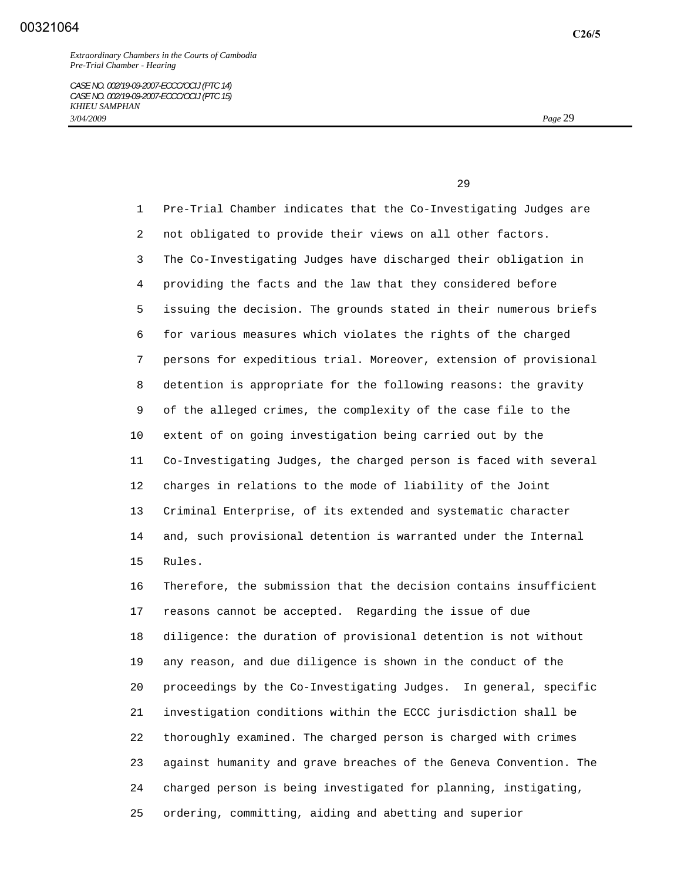Pre-Trial Chamber indicates that the Co-Investigating Judges are not obligated to provide their views on all other factors. The Co-Investigating Judges have discharged their obligation in providing the facts and the law that they considered before issuing the decision. The grounds stated in their numerous briefs for various measures which violates the rights of the charged persons for expeditious trial. Moreover, extension of provisional detention is appropriate for the following reasons: the gravity of the alleged crimes, the complexity of the case file to the extent of on going investigation being carried out by the Co-Investigating Judges, the charged person is faced with several charges in relations to the mode of liability of the Joint Criminal Enterprise, of its extended and systematic character and, such provisional detention is warranted under the Internal Rules.

Therefore, the submission that the decision contains insufficient reasons cannot be accepted. Regarding the issue of due diligence: the duration of provisional detention is not without any reason, and due diligence is shown in the conduct of the proceedings by the Co-Investigating Judges. In general, specific investigation conditions within the ECCC jurisdiction shall be thoroughly examined. The charged person is charged with crimes against humanity and grave breaches of the Geneva Convention. The charged person is being investigated for planning, instigating, ordering, committing, aiding and abetting and superior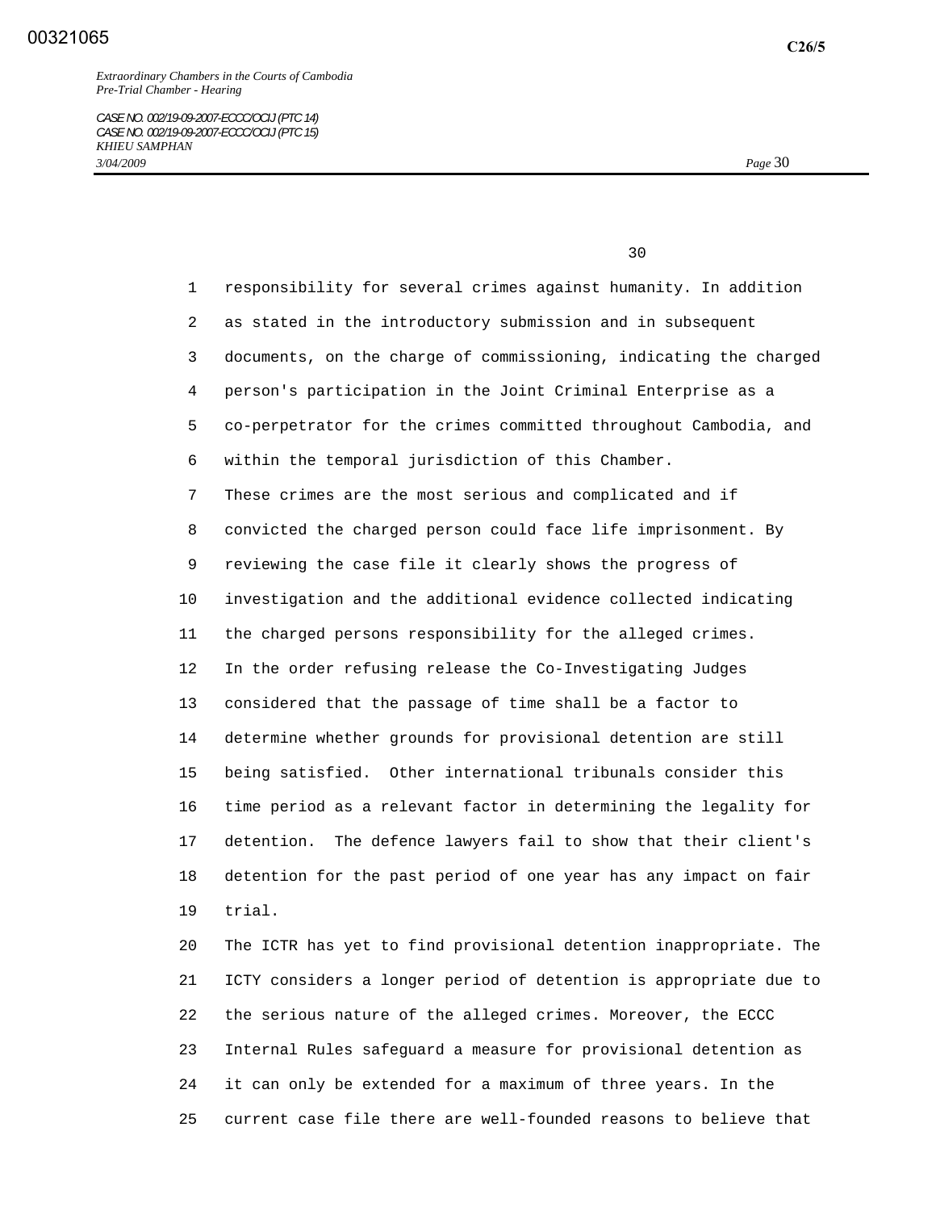responsibility for several crimes against humanity. In addition as stated in the introductory submission and in subsequent documents, on the charge of commissioning, indicating the charged person's participation in the Joint Criminal Enterprise as a co-perpetrator for the crimes committed throughout Cambodia, and within the temporal jurisdiction of this Chamber.

These crimes are the most serious and complicated and if convicted the charged person could face life imprisonment. By reviewing the case file it clearly shows the progress of investigation and the additional evidence collected indicating the charged persons responsibility for the alleged crimes.

In the order refusing release the Co-Investigating Judges considered that the passage of time shall be a factor to determine whether grounds for provisional detention are still being satisfied. Other international tribunals consider this time period as a relevant factor in determining the legality for detention. The defence lawyers fail to show that their client's detention for the past period of one year has any impact on fair trial.

The ICTR has yet to find provisional detention inappropriate. The ICTY considers a longer period of detention is appropriate due to the serious nature of the alleged crimes. Moreover, the ECCC Internal Rules safeguard a measure for provisional detention as it can only be extended for a maximum of three years. In the current case file there are well-founded reasons to believe that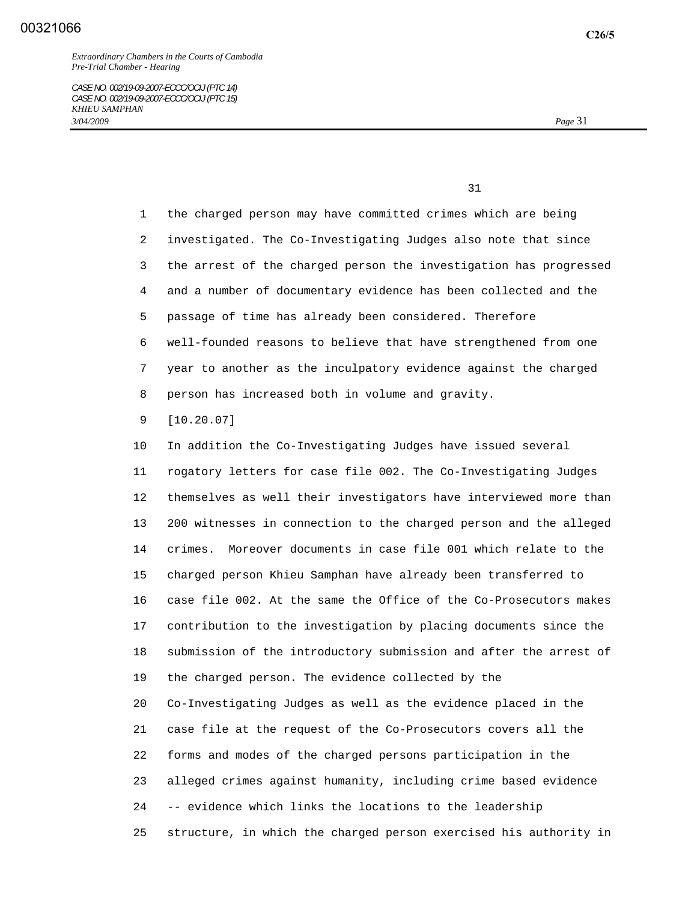the charged person may have committed crimes which are being investigated. The Co-Investigating Judges also note that since the arrest of the charged person the investigation has progressed and a number of documentary evidence has been collected and the passage of time has already been considered. Therefore well-founded reasons to believe that have strengthened from one year to another as the inculpatory evidence against the charged person has increased both in volume and gravity.

[10.20.07]

In addition the Co-Investigating Judges have issued several rogatory letters for case file 002. The Co-Investigating Judges themselves as well their investigators have interviewed more than 200 witnesses in connection to the charged person and the alleged crimes.  Moreover documents in case file 001 which relate to the charged person Khieu Samphan have already been transferred to case file 002. At the same the Office of the Co-Prosecutors makes contribution to the investigation by placing documents since the submission of the introductory submission and after the arrest of the charged person. The evidence collected by the Co-Investigating Judges as well as the evidence placed in the case file at the request of the Co-Prosecutors covers all the forms and modes of the charged persons participation in the alleged crimes against humanity, including crime based evidence -- evidence which links the locations to the leadership structure, in which the charged person exercised his authority in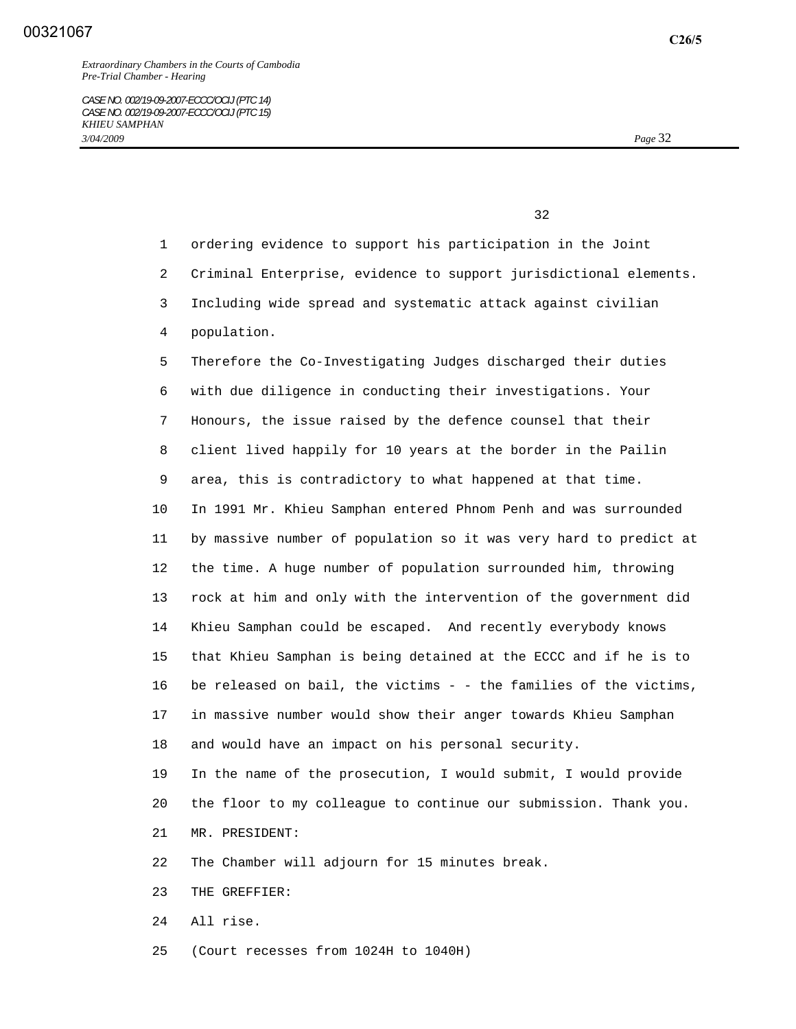ordering evidence to support his participation in the Joint Criminal Enterprise, evidence to support jurisdictional elements. Including wide spread and systematic attack against civilian population.

Therefore the Co-Investigating Judges discharged their duties with due diligence in conducting their investigations. Your Honours, the issue raised by the defence counsel that their client lived happily for 10 years at the border in the Pailin area, this is contradictory to what happened at that time. In 1991 Mr. Khieu Samphan entered Phnom Penh and was surrounded by massive number of population so it was very hard to predict at the time. A huge number of population surrounded him, throwing rock at him and only with the intervention of the government did Khieu Samphan could be escaped. And recently everybody knows that Khieu Samphan is being detained at the ECCC and if he is to be released on bail, the victims - - the families of the victims, in massive number would show their anger towards Khieu Samphan and would have an impact on his personal security.

In the name of the prosecution, I would submit, I would provide the floor to my colleague to continue our submission. Thank you.

MR. PRESIDENT:

The Chamber will adjourn for 15 minutes break.

THE GREFFIER:

All rise.

(Court recesses from 1024H to 1040H)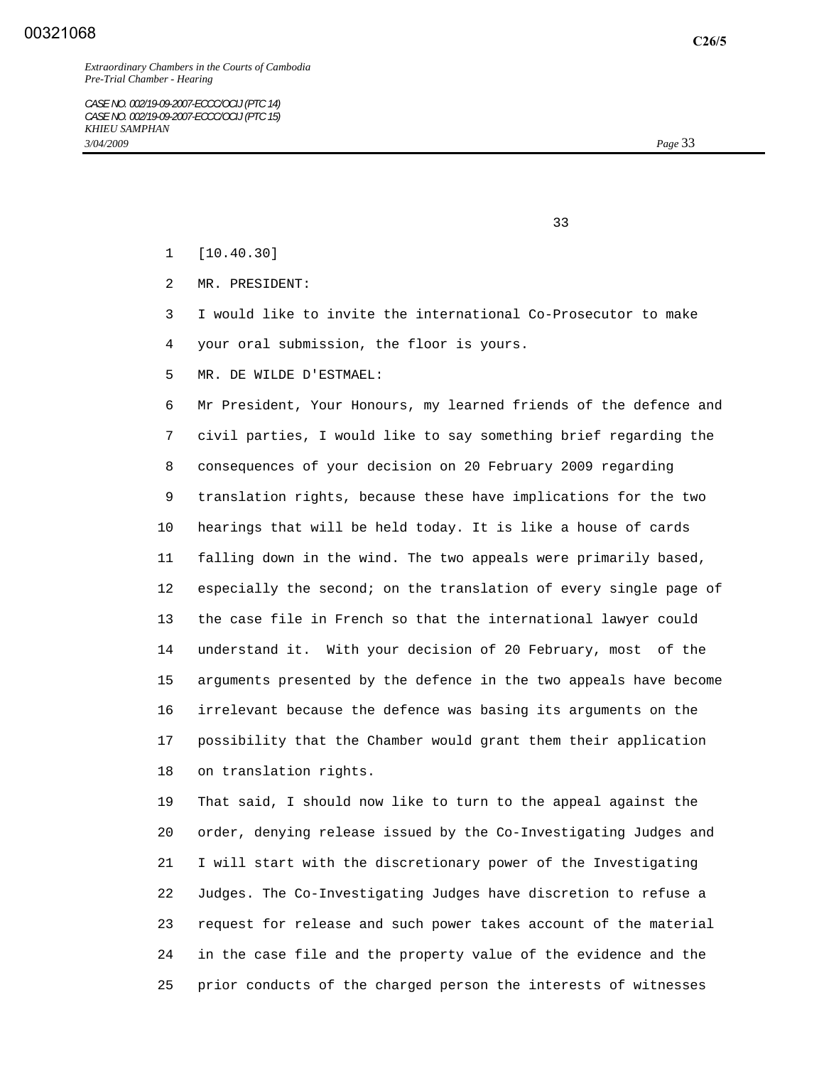[10.40.30]

MR. PRESIDENT:

I would like to invite the international Co-Prosecutor to make your oral submission, the floor is yours.

MR. DE WILDE D'ESTMAEL:

Mr President, Your Honours, my learned friends of the defence and civil parties, I would like to say something brief regarding the consequences of your decision on 20 February 2009 regarding translation rights, because these have implications for the two hearings that will be held today. It is like a house of cards falling down in the wind. The two appeals were primarily based, especially the second; on the translation of every single page of the case file in French so that the international lawyer could understand it. With your decision of 20 February, most of the arguments presented by the defence in the two appeals have become irrelevant because the defence was basing its arguments on the possibility that the Chamber would grant them their application on translation rights.

That said, I should now like to turn to the appeal against the order, denying release issued by the Co-Investigating Judges and I will start with the discretionary power of the Investigating Judges. The Co-Investigating Judges have discretion to refuse a request for release and such power takes account of the material in the case file and the property value of the evidence and the prior conducts of the charged person the interests of witnesses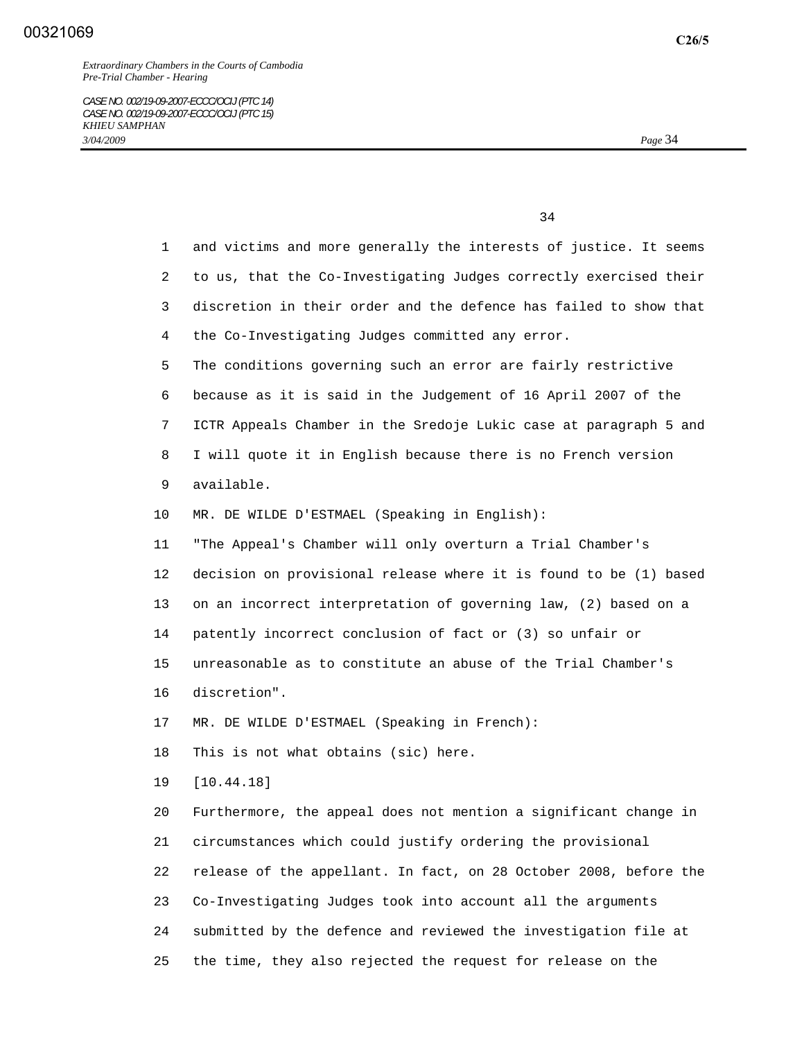and victims and more generally the interests of justice. It seems to us, that the Co-Investigating Judges correctly exercised their discretion in their order and the defence has failed to show that the Co-Investigating Judges committed any error.

The conditions governing such an error are fairly restrictive because as it is said in the Judgement of 16 April 2007 of the ICTR Appeals Chamber in the Sredoje Lukic case at paragraph 5 and I will quote it in English because there is no French version available.

MR. DE WILDE D'ESTMAEL (Speaking in English):

"The Appeal's Chamber will only overturn a Trial Chamber's decision on provisional release where it is found to be (1) based on an incorrect interpretation of governing law, (2) based on a patently incorrect conclusion of fact or (3) so unfair or unreasonable as to constitute an abuse of the Trial Chamber's discretion".

MR. DE WILDE D'ESTMAEL (Speaking in French):

This is not what obtains (sic) here.

[10.44.18]

Furthermore, the appeal does not mention a significant change in circumstances which could justify ordering the provisional release of the appellant. In fact, on 28 October 2008, before the Co-Investigating Judges took into account all the arguments submitted by the defence and reviewed the investigation file at the time, they also rejected the request for release on the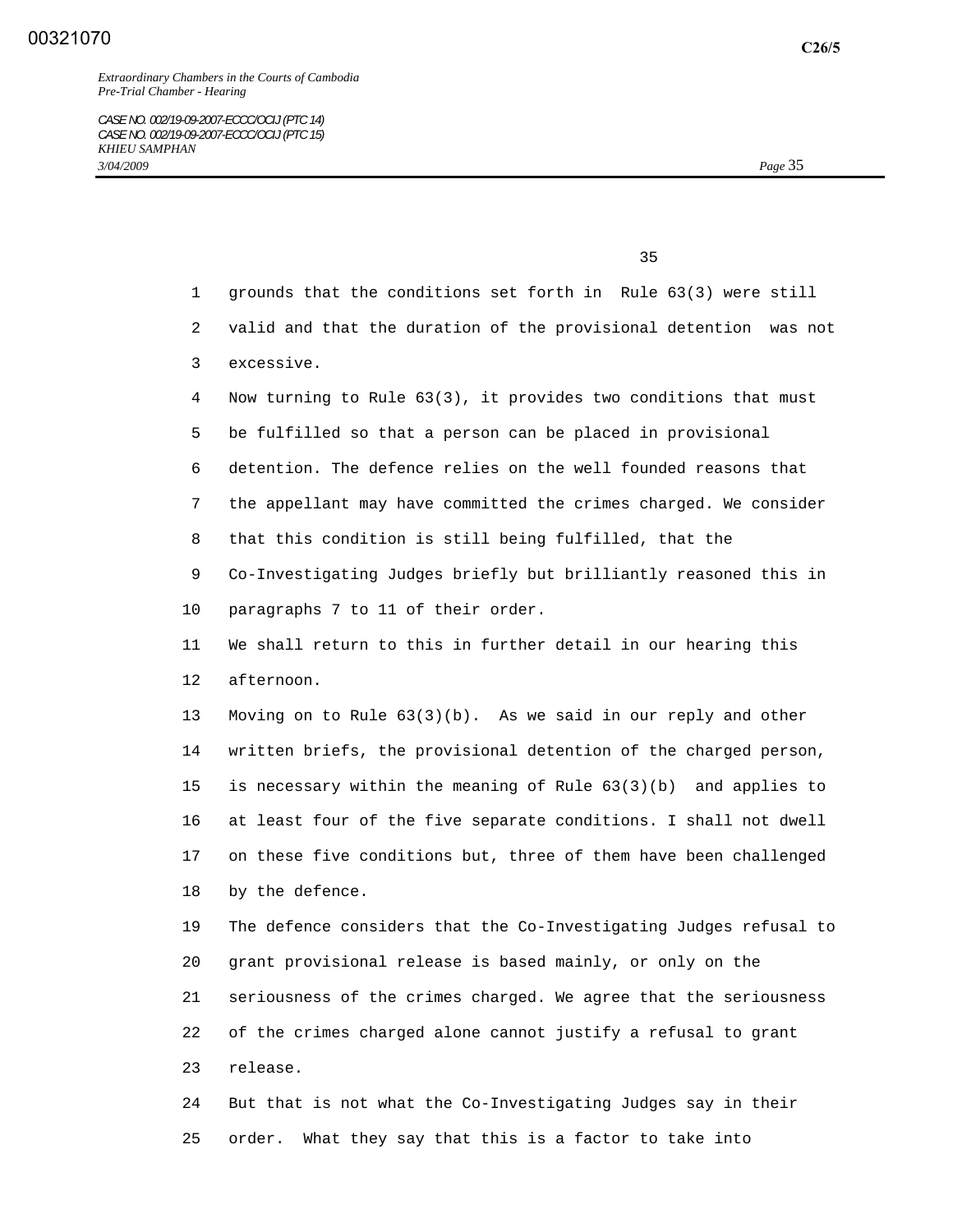grounds that the conditions set forth in Rule 63(3) were still valid and that the duration of the provisional detention was not excessive.

Now turning to Rule 63(3), it provides two conditions that must be fulfilled so that a person can be placed in provisional detention. The defence relies on the well founded reasons that the appellant may have committed the crimes charged. We consider that this condition is still being fulfilled, that the Co-Investigating Judges briefly but brilliantly reasoned this in paragraphs 7 to 11 of their order.

We shall return to this in further detail in our hearing this afternoon.

Moving on to Rule 63(3)(b). As we said in our reply and other written briefs, the provisional detention of the charged person, is necessary within the meaning of Rule 63(3)(b) and applies to at least four of the five separate conditions. I shall not dwell on these five conditions but, three of them have been challenged by the defence.

The defence considers that the Co-Investigating Judges refusal to grant provisional release is based mainly, or only on the seriousness of the crimes charged. We agree that the seriousness of the crimes charged alone cannot justify a refusal to grant release.

But that is not what the Co-Investigating Judges say in their order. What they say that this is a factor to take into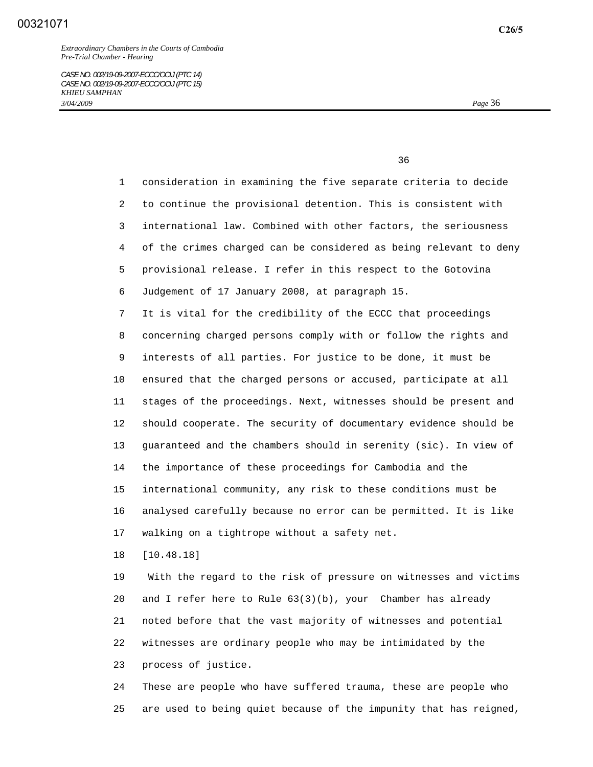consideration in examining the five separate criteria to decide to continue the provisional detention. This is consistent with international law. Combined with other factors, the seriousness of the crimes charged can be considered as being relevant to deny provisional release. I refer in this respect to the Gotovina Judgement of 17 January 2008, at paragraph 15.

It is vital for the credibility of the ECCC that proceedings concerning charged persons comply with or follow the rights and interests of all parties. For justice to be done, it must be ensured that the charged persons or accused, participate at all stages of the proceedings. Next, witnesses should be present and should cooperate. The security of documentary evidence should be guaranteed and the chambers should in serenity (sic). In view of the importance of these proceedings for Cambodia and the international community, any risk to these conditions must be analysed carefully because no error can be permitted. It is like walking on a tightrope without a safety net.

[10.48.18]

With the regard to the risk of pressure on witnesses and victims and I refer here to Rule 63(3)(b), your Chamber has already noted before that the vast majority of witnesses and potential witnesses are ordinary people who may be intimidated by the process of justice.

These are people who have suffered trauma, these are people who are used to being quiet because of the impunity that has reigned,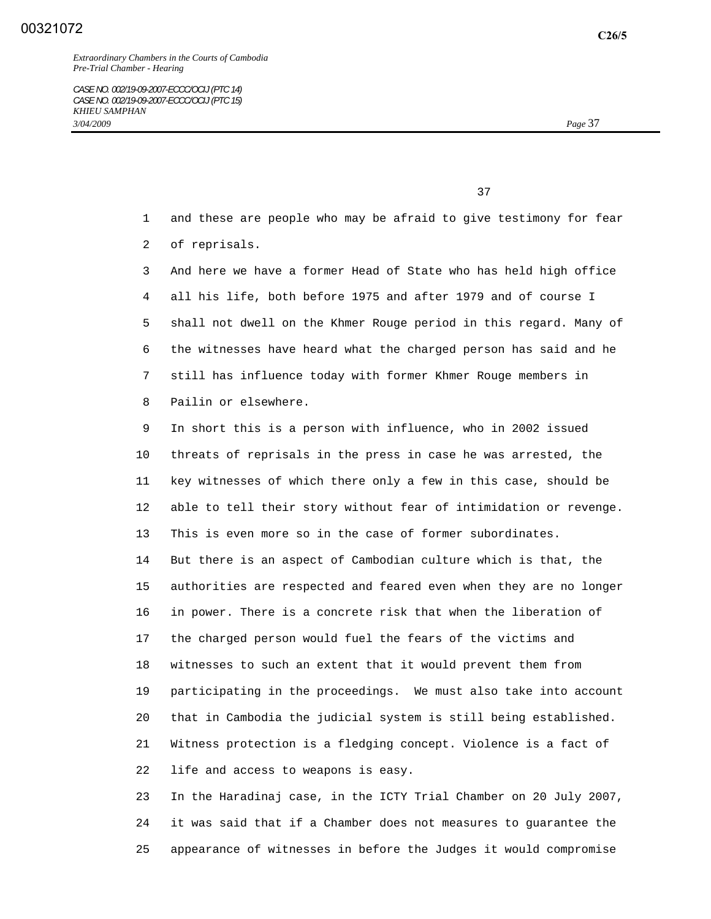and these are people who may be afraid to give testimony for fear of reprisals.

And here we have a former Head of State who has held high office all his life, both before 1975 and after 1979 and of course I shall not dwell on the Khmer Rouge period in this regard. Many of the witnesses have heard what the charged person has said and he still has influence today with former Khmer Rouge members in Pailin or elsewhere.

In short this is a person with influence, who in 2002 issued threats of reprisals in the press in case he was arrested, the key witnesses of which there only a few in this case, should be able to tell their story without fear of intimidation or revenge. This is even more so in the case of former subordinates.

But there is an aspect of Cambodian culture which is that, the authorities are respected and feared even when they are no longer in power. There is a concrete risk that when the liberation of the charged person would fuel the fears of the victims and witnesses to such an extent that it would prevent them from participating in the proceedings. We must also take into account that in Cambodia the judicial system is still being established. Witness protection is a fledging concept. Violence is a fact of life and access to weapons is easy.

In the Haradinaj case, in the ICTY Trial Chamber on 20 July 2007, it was said that if a Chamber does not measures to guarantee the appearance of witnesses in before the Judges it would compromise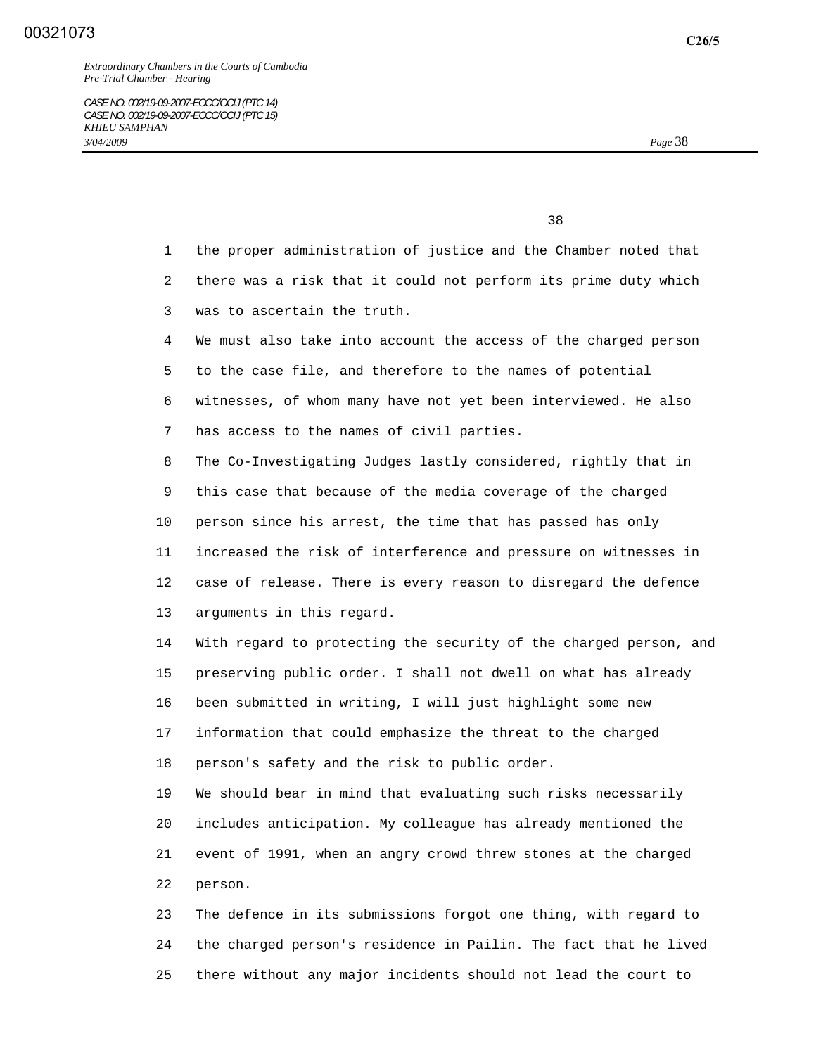the proper administration of justice and the Chamber noted that there was a risk that it could not perform its prime duty which was to ascertain the truth.

We must also take into account the access of the charged person to the case file, and therefore to the names of potential witnesses, of whom many have not yet been interviewed. He also has access to the names of civil parties.

The Co-Investigating Judges lastly considered, rightly that in this case that because of the media coverage of the charged person since his arrest, the time that has passed has only increased the risk of interference and pressure on witnesses in case of release. There is every reason to disregard the defence arguments in this regard.

With regard to protecting the security of the charged person, and preserving public order. I shall not dwell on what has already been submitted in writing, I will just highlight some new information that could emphasize the threat to the charged person's safety and the risk to public order.

We should bear in mind that evaluating such risks necessarily includes anticipation. My colleague has already mentioned the event of 1991, when an angry crowd threw stones at the charged person.

The defence in its submissions forgot one thing, with regard to the charged person's residence in Pailin. The fact that he lived there without any major incidents should not lead the court to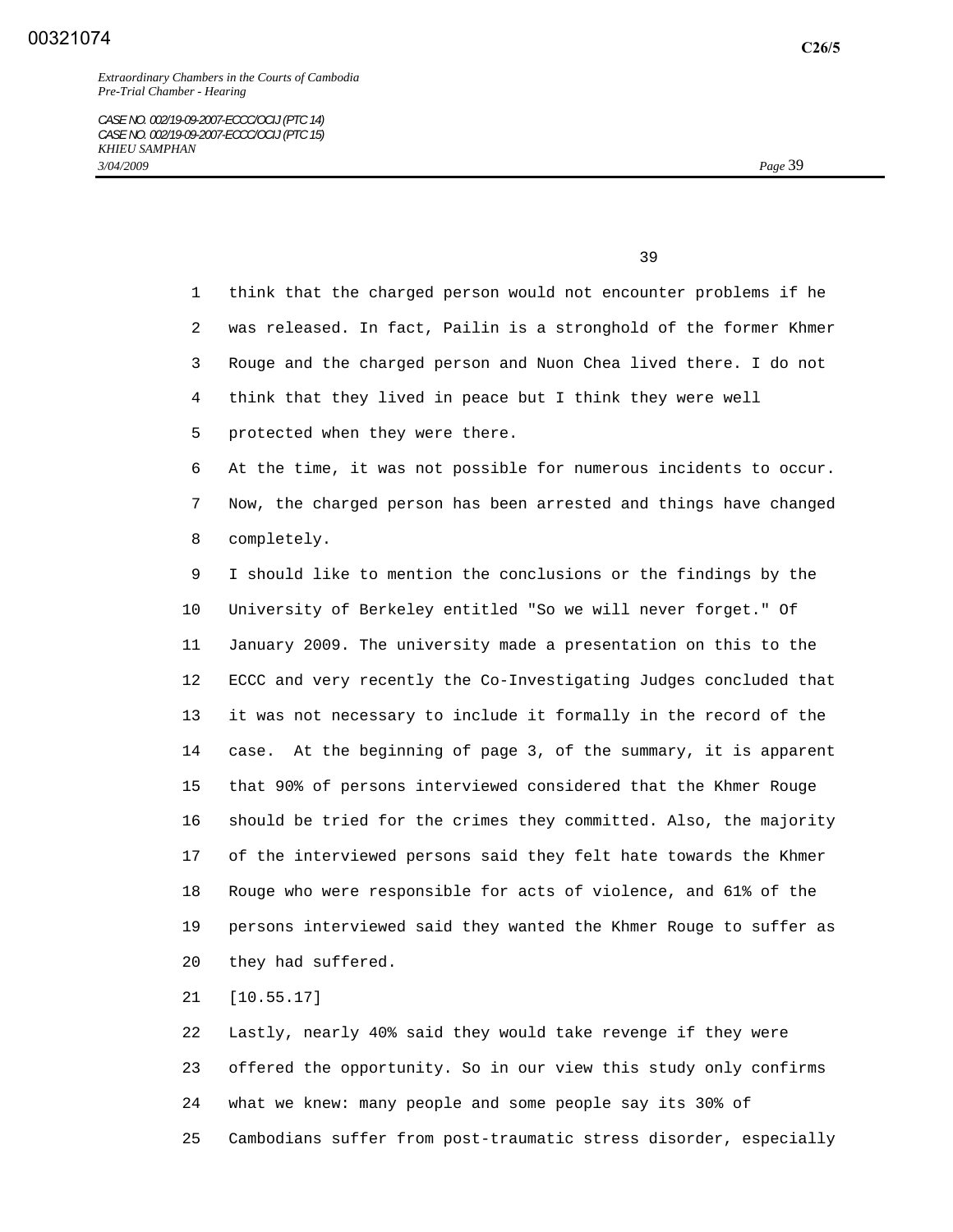think that the charged person would not encounter problems if he was released. In fact, Pailin is a stronghold of the former Khmer Rouge and the charged person and Nuon Chea lived there. I do not think that they lived in peace but I think they were well protected when they were there.

At the time, it was not possible for numerous incidents to occur. Now, the charged person has been arrested and things have changed completely.

I should like to mention the conclusions or the findings by the University of Berkeley entitled "So we will never forget." Of January 2009. The university made a presentation on this to the ECCC and very recently the Co-Investigating Judges concluded that it was not necessary to include it formally in the record of the case. At the beginning of page 3, of the summary, it is apparent that 90% of persons interviewed considered that the Khmer Rouge should be tried for the crimes they committed. Also, the majority of the interviewed persons said they felt hate towards the Khmer Rouge who were responsible for acts of violence, and 61% of the persons interviewed said they wanted the Khmer Rouge to suffer as they had suffered.

[10.55.17]

Lastly, nearly 40% said they would take revenge if they were offered the opportunity. So in our view this study only confirms what we knew: many people and some people say its 30% of Cambodians suffer from post-traumatic stress disorder, especially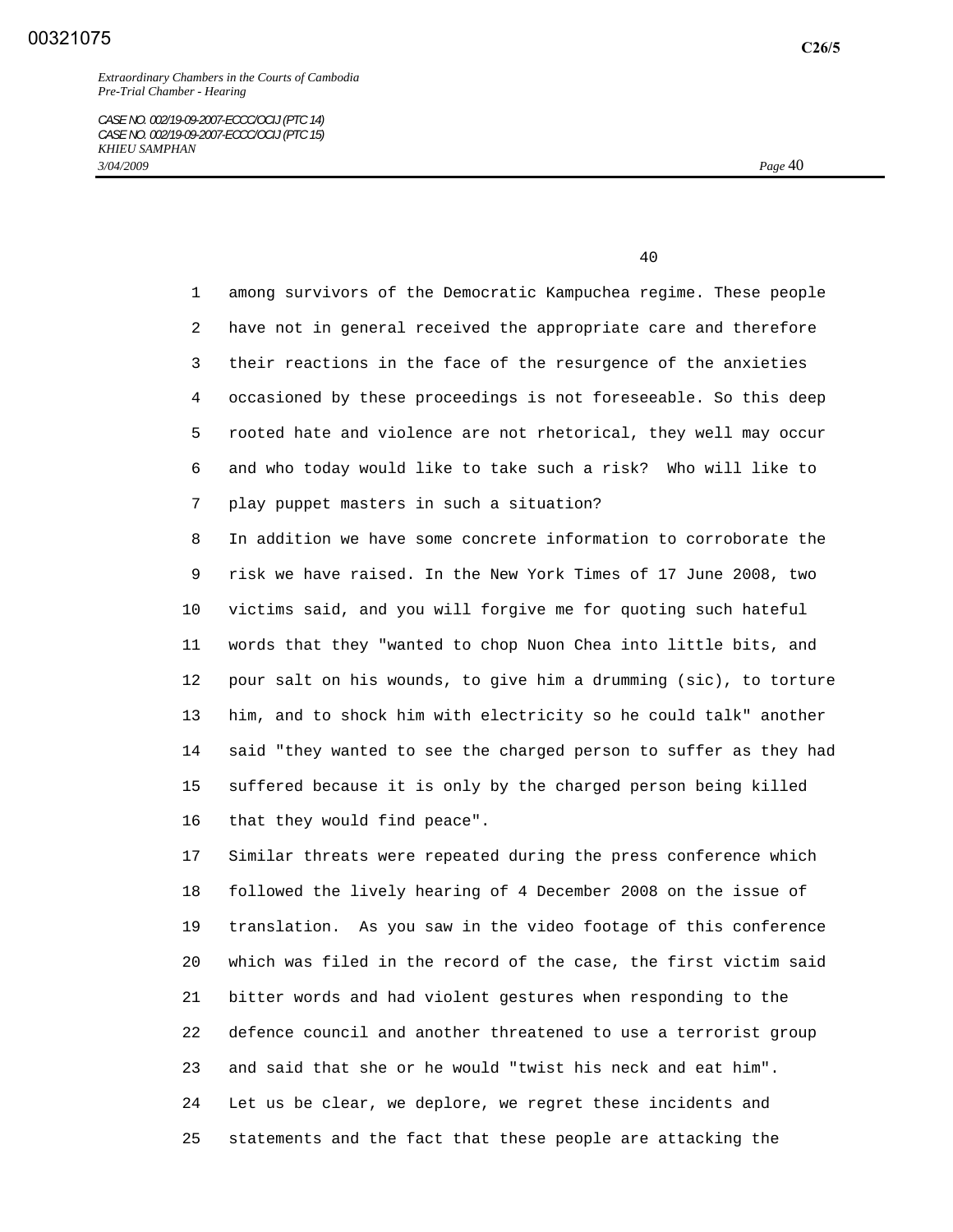among survivors of the Democratic Kampuchea regime. These people have not in general received the appropriate care and therefore their reactions in the face of the resurgence of the anxieties occasioned by these proceedings is not foreseeable. So this deep rooted hate and violence are not rhetorical, they well may occur and who today would like to take such a risk? Who will like to play puppet masters in such a situation?

In addition we have some concrete information to corroborate the risk we have raised. In the New York Times of 17 June 2008, two victims said, and you will forgive me for quoting such hateful words that they "wanted to chop Nuon Chea into little bits, and pour salt on his wounds, to give him a drumming (sic), to torture him, and to shock him with electricity so he could talk" another said "they wanted to see the charged person to suffer as they had suffered because it is only by the charged person being killed that they would find peace".

Similar threats were repeated during the press conference which followed the lively hearing of 4 December 2008 on the issue of translation. As you saw in the video footage of this conference which was filed in the record of the case, the first victim said bitter words and had violent gestures when responding to the defence council and another threatened to use a terrorist group and said that she or he would "twist his neck and eat him".

Let us be clear, we deplore, we regret these incidents and statements and the fact that these people are attacking the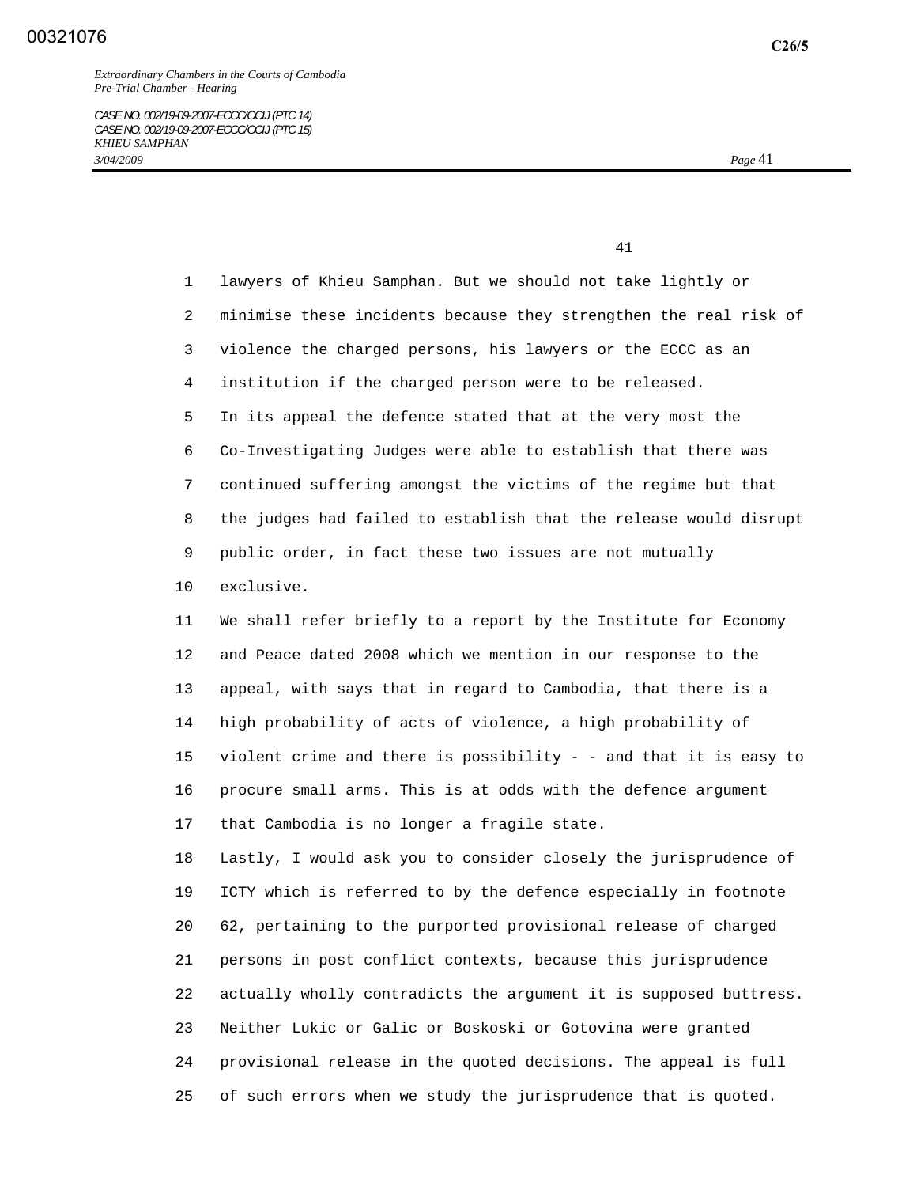lawyers of Khieu Samphan. But we should not take lightly or minimise these incidents because they strengthen the real risk of violence the charged persons, his lawyers or the ECCC as an institution if the charged person were to be released.

In its appeal the defence stated that at the very most the Co-Investigating Judges were able to establish that there was continued suffering amongst the victims of the regime but that the judges had failed to establish that the release would disrupt public order, in fact these two issues are not mutually exclusive.

We shall refer briefly to a report by the Institute for Economy and Peace dated 2008 which we mention in our response to the appeal, with says that in regard to Cambodia, that there is a high probability of acts of violence, a high probability of violent crime and there is possibility - - and that it is easy to procure small arms. This is at odds with the defence argument that Cambodia is no longer a fragile state.

Lastly, I would ask you to consider closely the jurisprudence of ICTY which is referred to by the defence especially in footnote 62, pertaining to the purported provisional release of charged persons in post conflict contexts, because this jurisprudence actually wholly contradicts the argument it is supposed buttress. Neither Lukic or Galic or Boskoski or Gotovina were granted provisional release in the quoted decisions. The appeal is full of such errors when we study the jurisprudence that is quoted.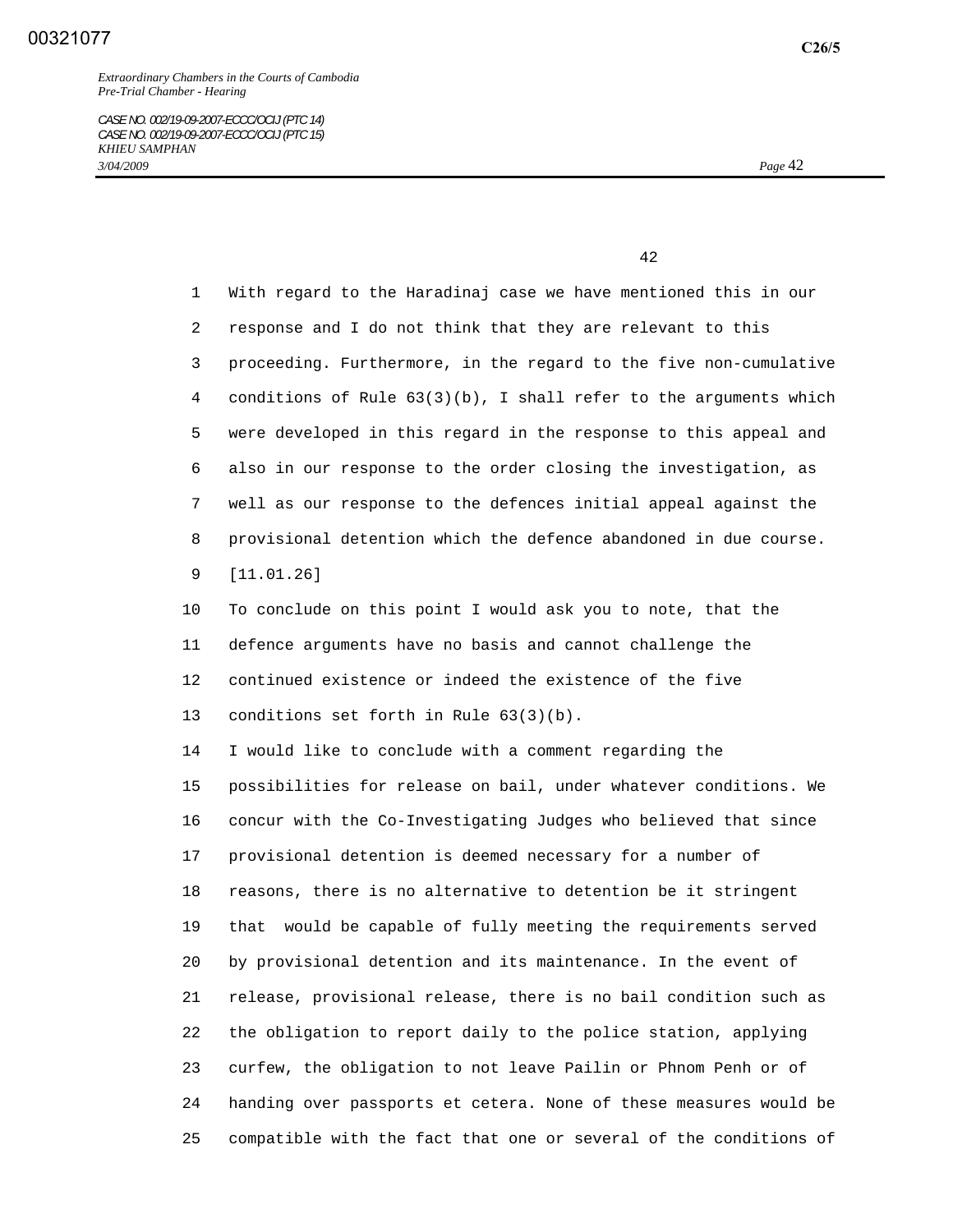With regard to the Haradinaj case we have mentioned this in our response and I do not think that they are relevant to this proceeding. Furthermore, in the regard to the five non-cumulative conditions of Rule 63(3)(b), I shall refer to the arguments which were developed in this regard in the response to this appeal and also in our response to the order closing the investigation, as well as our response to the defences initial appeal against the provisional detention which the defence abandoned in due course.

[11.01.26]

To conclude on this point I would ask you to note, that the defence arguments have no basis and cannot challenge the continued existence or indeed the existence of the five conditions set forth in Rule 63(3)(b).

I would like to conclude with a comment regarding the possibilities for release on bail, under whatever conditions. We concur with the Co-Investigating Judges who believed that since provisional detention is deemed necessary for a number of reasons, there is no alternative to detention be it stringent that would be capable of fully meeting the requirements served by provisional detention and its maintenance. In the event of release, provisional release, there is no bail condition such as the obligation to report daily to the police station, applying curfew, the obligation to not leave Pailin or Phnom Penh or of handing over passports et cetera. None of these measures would be compatible with the fact that one or several of the conditions of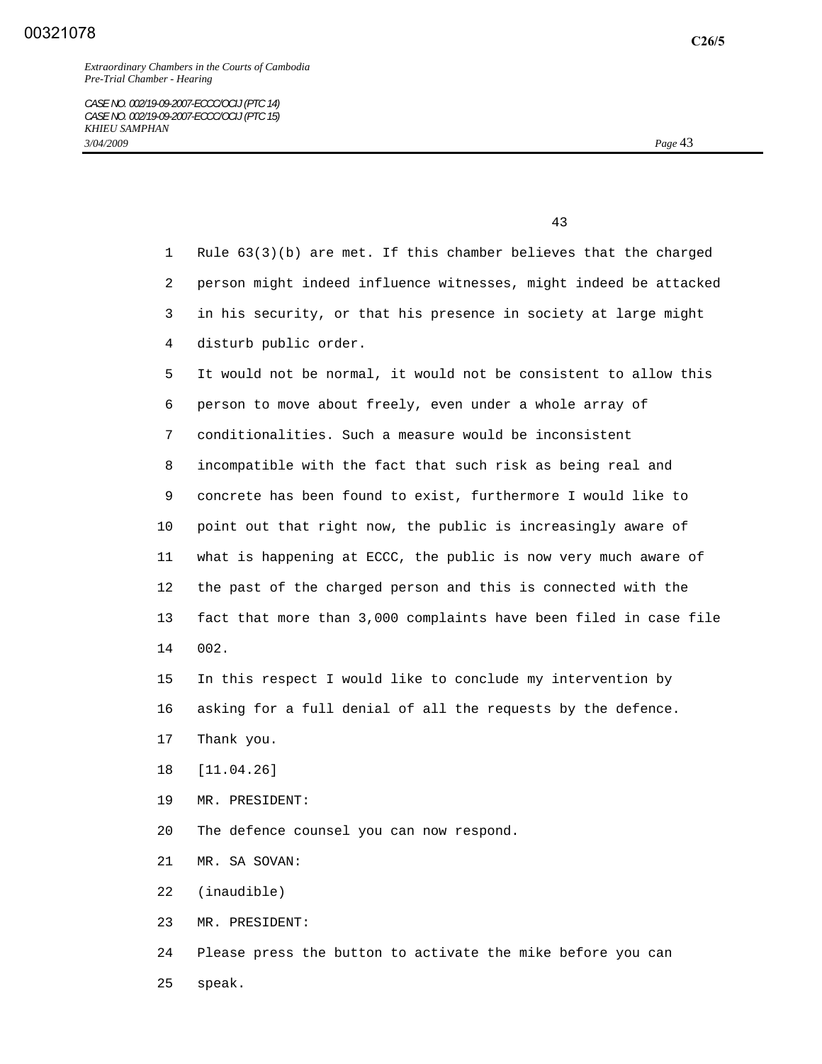Rule 63(3)(b) are met. If this chamber believes that the charged person might indeed influence witnesses, might indeed be attacked in his security, or that his presence in society at large might disturb public order.

It would not be normal, it would not be consistent to allow this person to move about freely, even under a whole array of conditionalities. Such a measure would be inconsistent incompatible with the fact that such risk as being real and concrete has been found to exist, furthermore I would like to point out that right now, the public is increasingly aware of what is happening at ECCC, the public is now very much aware of the past of the charged person and this is connected with the fact that more than 3,000 complaints have been filed in case file 002.

In this respect I would like to conclude my intervention by asking for a full denial of all the requests by the defence.

Thank you.

[11.04.26]

MR. PRESIDENT:

The defence counsel you can now respond.

MR. SA SOVAN:

(inaudible)

MR. PRESIDENT:

Please press the button to activate the mike before you can speak.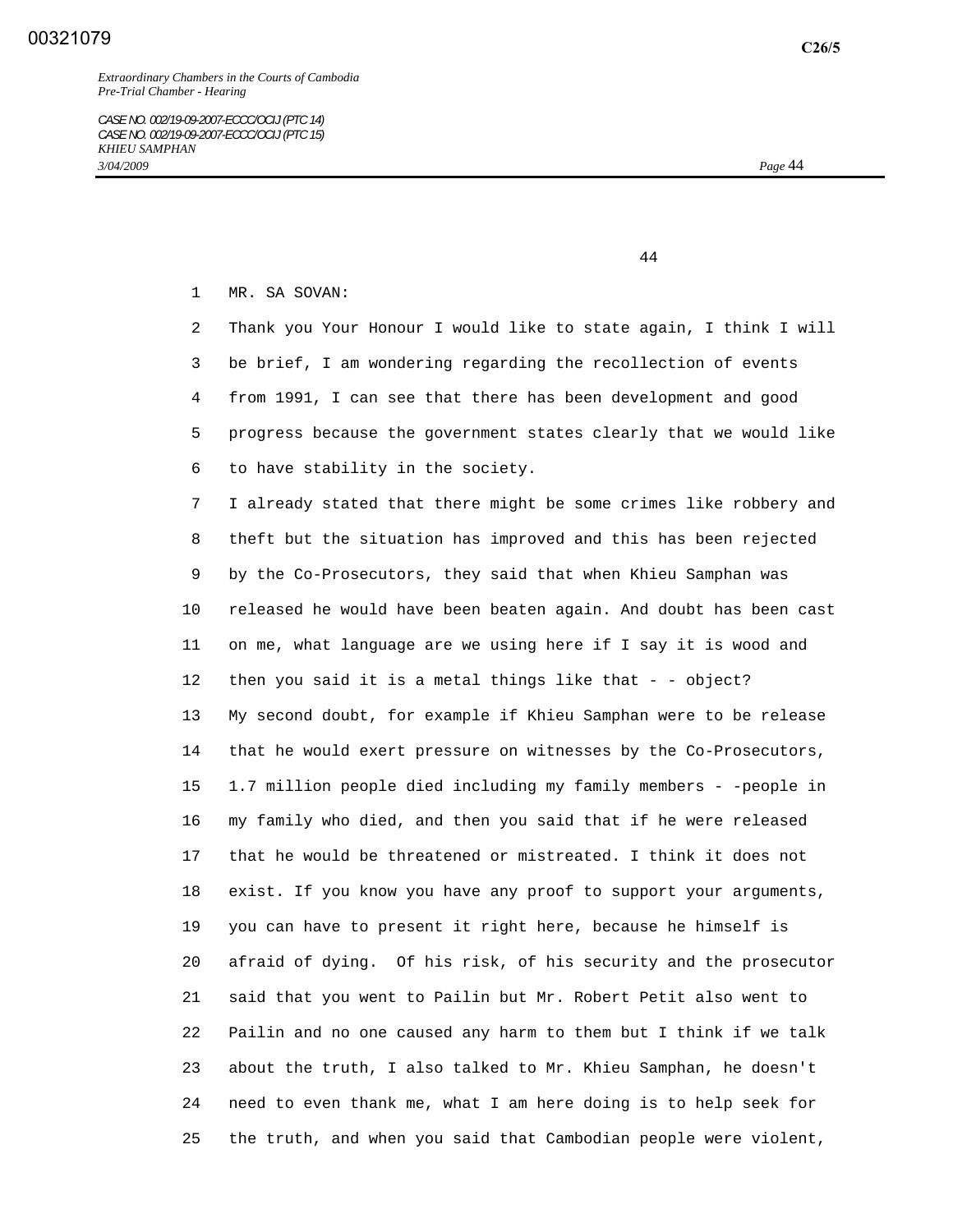MR. SA SOVAN:

Thank you Your Honour I would like to state again, I think I will be brief, I am wondering regarding the recollection of events from 1991, I can see that there has been development and good progress because the government states clearly that we would like to have stability in the society.

I already stated that there might be some crimes like robbery and theft but the situation has improved and this has been rejected by the Co-Prosecutors, they said that when Khieu Samphan was released he would have been beaten again. And doubt has been cast on me, what language are we using here if I say it is wood and then you said it is a metal things like that - - object?

My second doubt, for example if Khieu Samphan were to be release that he would exert pressure on witnesses by the Co-Prosecutors, 1.7 million people died including my family members - -people in my family who died, and then you said that if he were released that he would be threatened or mistreated. I think it does not exist. If you know you have any proof to support your arguments, you can have to present it right here, because he himself is afraid of dying. Of his risk, of his security and the prosecutor said that you went to Pailin but Mr. Robert Petit also went to Pailin and no one caused any harm to them but I think if we talk about the truth, I also talked to Mr. Khieu Samphan, he doesn't need to even thank me, what I am here doing is to help seek for the truth, and when you said that Cambodian people were violent,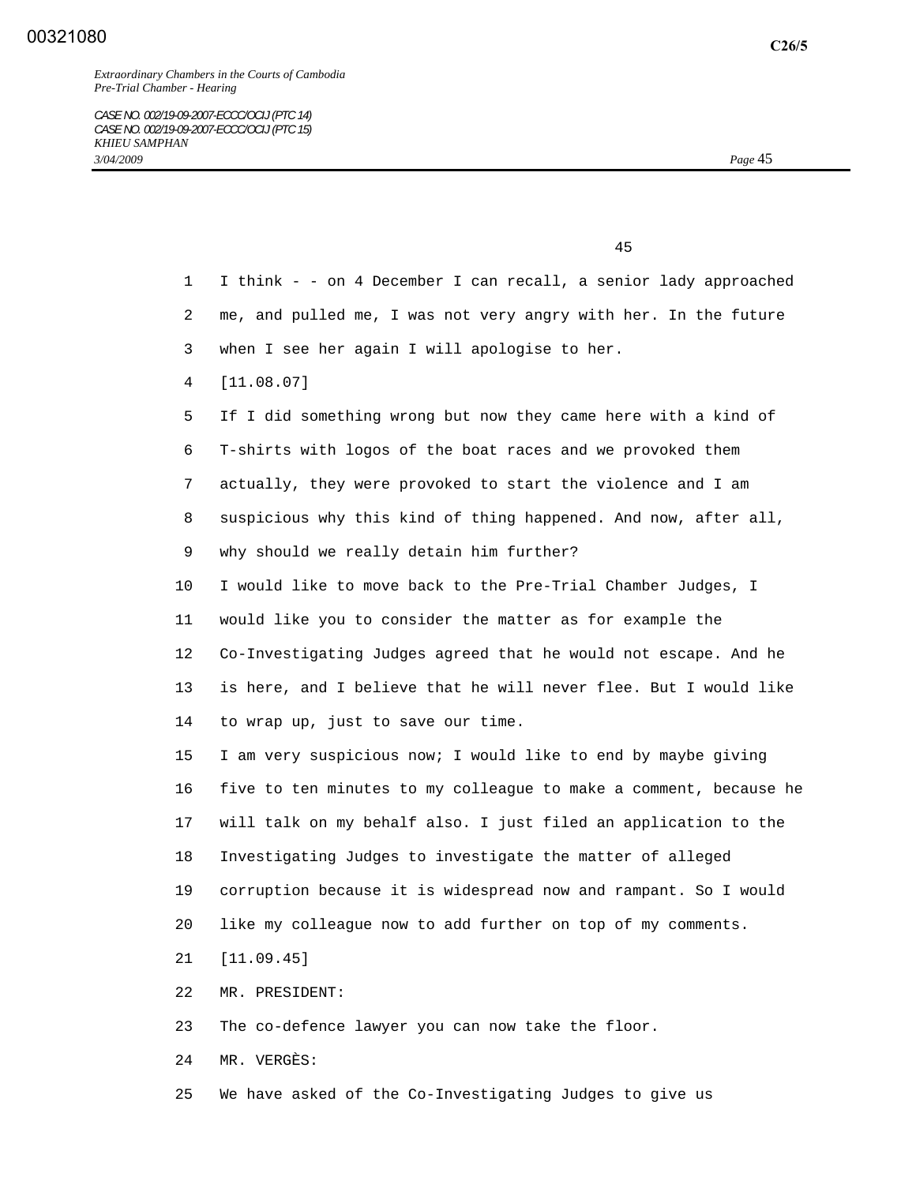I think - - on 4 December I can recall, a senior lady approached me, and pulled me, I was not very angry with her. In the future when I see her again I will apologise to her.

[11.08.07]

If I did something wrong but now they came here with a kind of T-shirts with logos of the boat races and we provoked them actually, they were provoked to start the violence and I am suspicious why this kind of thing happened. And now, after all, why should we really detain him further?

I would like to move back to the Pre-Trial Chamber Judges, I would like you to consider the matter as for example the Co-Investigating Judges agreed that he would not escape. And he is here, and I believe that he will never flee. But I would like to wrap up, just to save our time.

I am very suspicious now; I would like to end by maybe giving five to ten minutes to my colleague to make a comment, because he will talk on my behalf also. I just filed an application to the Investigating Judges to investigate the matter of alleged corruption because it is widespread now and rampant. So I would like my colleague now to add further on top of my comments.

[11.09.45]

MR. PRESIDENT:

The co-defence lawyer you can now take the floor.

MR. VERGÈS:

We have asked of the Co-Investigating Judges to give us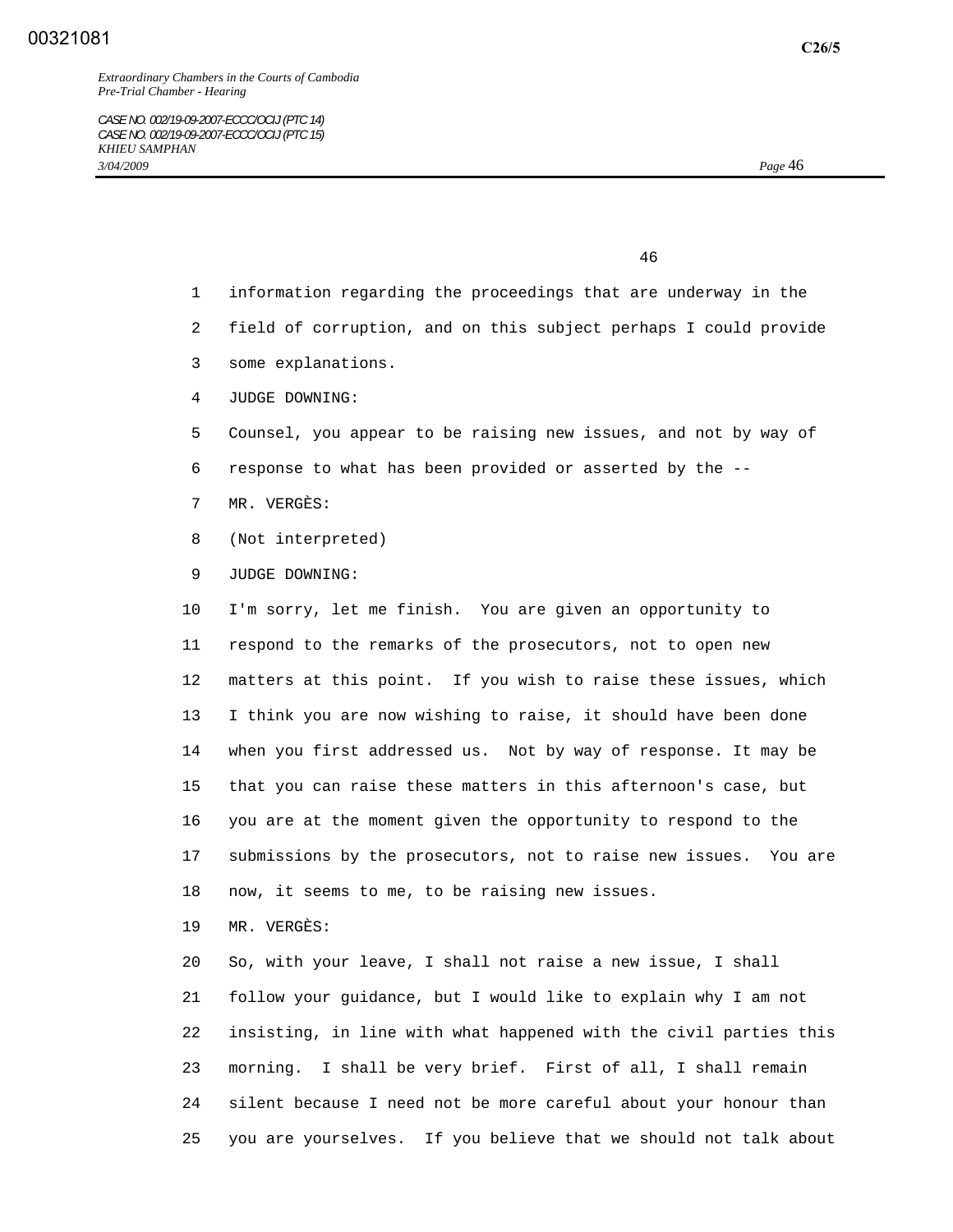information regarding the proceedings that are underway in the field of corruption, and on this subject perhaps I could provide some explanations.

JUDGE DOWNING:

Counsel, you appear to be raising new issues, and not by way of response to what has been provided or asserted by the --

MR. VERGÈS:

(Not interpreted)

JUDGE DOWNING:

I'm sorry, let me finish. You are given an opportunity to respond to the remarks of the prosecutors, not to open new matters at this point. If you wish to raise these issues, which I think you are now wishing to raise, it should have been done when you first addressed us. Not by way of response. It may be that you can raise these matters in this afternoon's case, but you are at the moment given the opportunity to respond to the submissions by the prosecutors, not to raise new issues. You are now, it seems to me, to be raising new issues.

MR. VERGÈS:

So, with your leave, I shall not raise a new issue, I shall follow your guidance, but I would like to explain why I am not insisting, in line with what happened with the civil parties this morning. I shall be very brief. First of all, I shall remain silent because I need not be more careful about your honour than you are yourselves. If you believe that we should not talk about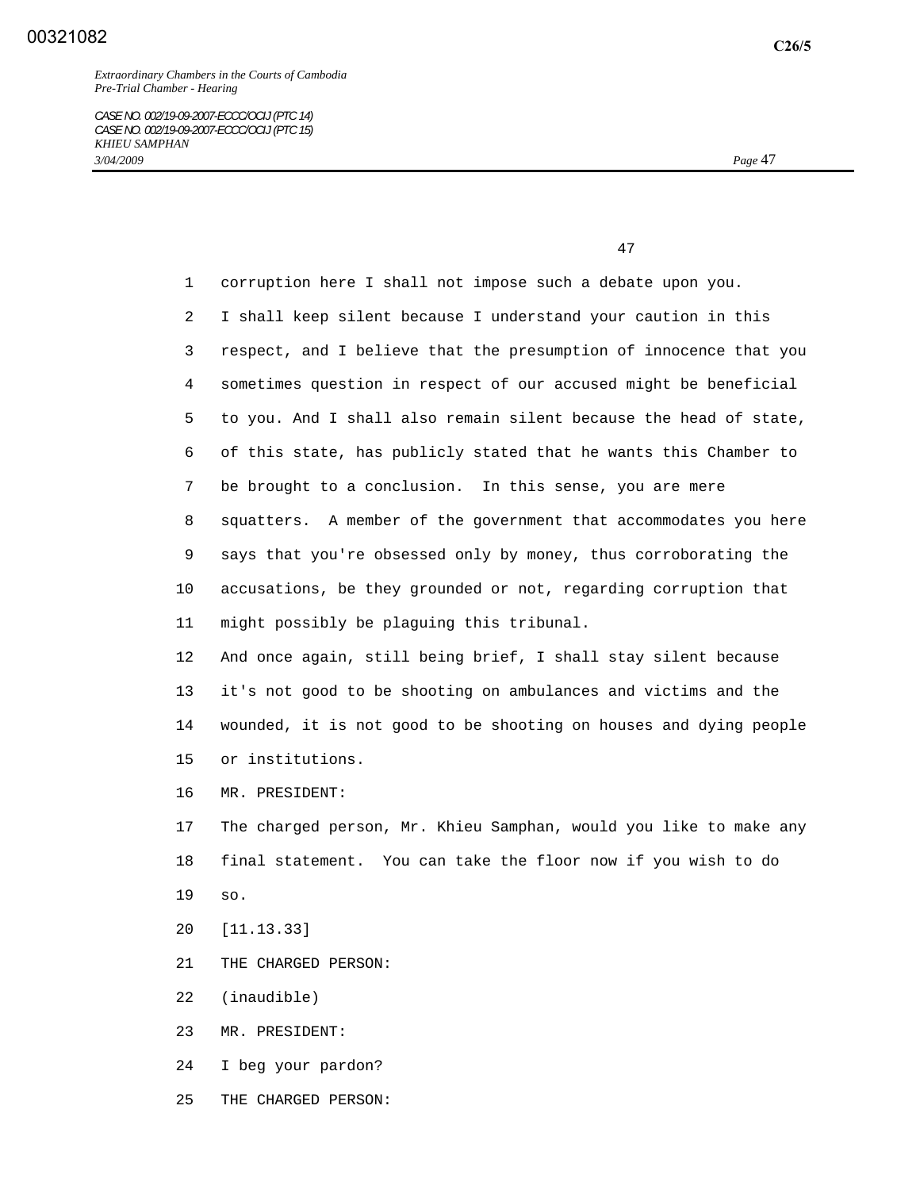corruption here I shall not impose such a debate upon you.
I shall keep silent because I understand your caution in this respect, and I believe that the presumption of innocence that you sometimes question in respect of our accused might be beneficial to you. And I shall also remain silent because the head of state, of this state, has publicly stated that he wants this Chamber to be brought to a conclusion. In this sense, you are mere squatters. A member of the government that accommodates you here says that you're obsessed only by money, thus corroborating the accusations, be they grounded or not, regarding corruption that might possibly be plaguing this tribunal.

And once again, still being brief, I shall stay silent because it's not good to be shooting on ambulances and victims and the wounded, it is not good to be shooting on houses and dying people or institutions.

MR. PRESIDENT:

The charged person, Mr. Khieu Samphan, would you like to make any final statement. You can take the floor now if you wish to do so.

[11.13.33]

THE CHARGED PERSON:

(inaudible)

MR. PRESIDENT:

I beg your pardon?

THE CHARGED PERSON: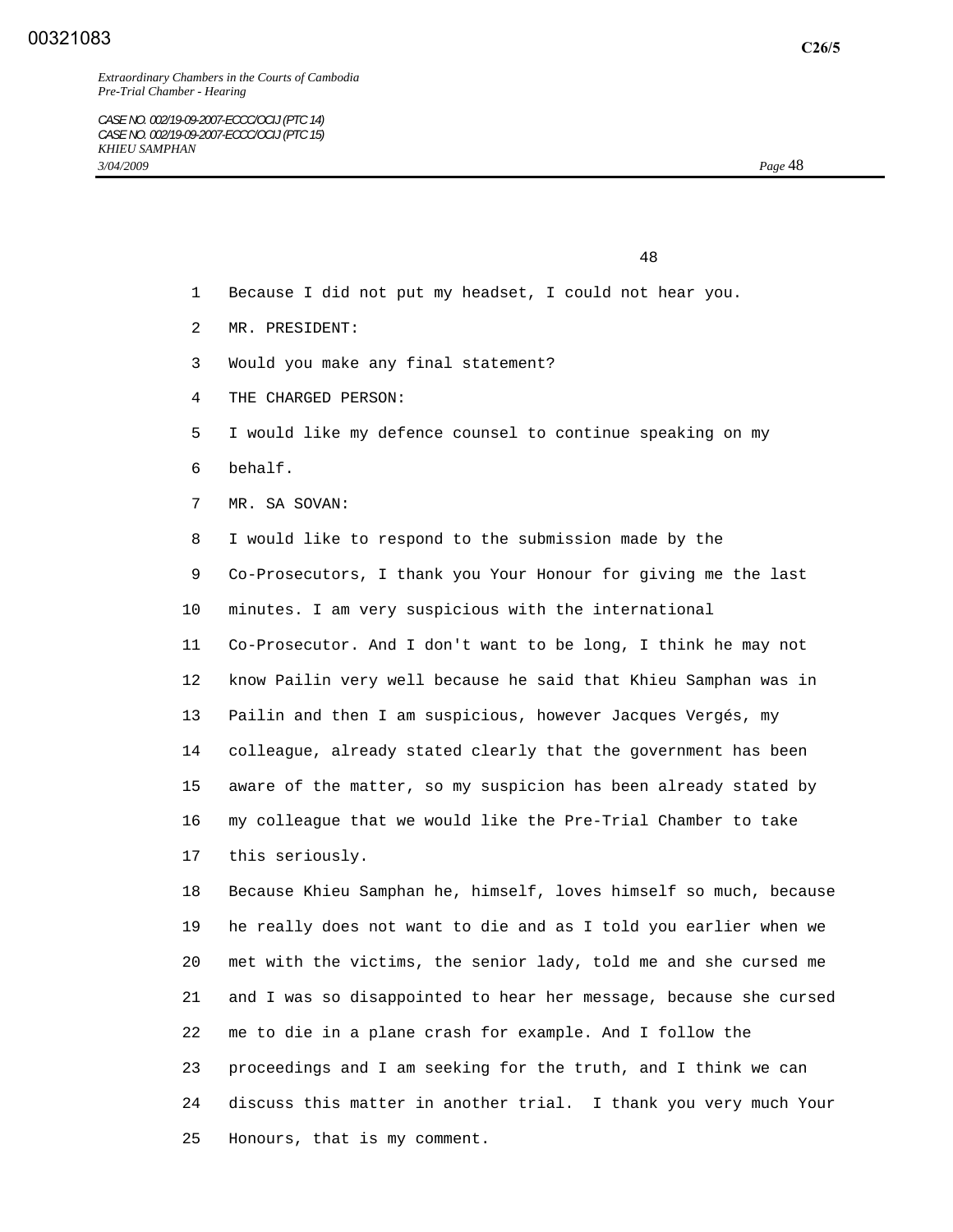Because I did not put my headset, I could not hear you.

MR. PRESIDENT:

Would you make any final statement?

THE CHARGED PERSON:

I would like my defence counsel to continue speaking on my behalf.

MR. SA SOVAN:

I would like to respond to the submission made by the Co-Prosecutors, I thank you Your Honour for giving me the last minutes. I am very suspicious with the international Co-Prosecutor. And I don't want to be long, I think he may not know Pailin very well because he said that Khieu Samphan was in Pailin and then I am suspicious, however Jacques Vergés, my colleague, already stated clearly that the government has been aware of the matter, so my suspicion has been already stated by my colleague that we would like the Pre-Trial Chamber to take this seriously.

Because Khieu Samphan he, himself, loves himself so much, because he really does not want to die and as I told you earlier when we met with the victims, the senior lady, told me and she cursed me and I was so disappointed to hear her message, because she cursed me to die in a plane crash for example. And I follow the proceedings and I am seeking for the truth, and I think we can discuss this matter in another trial. I thank you very much Your Honours, that is my comment.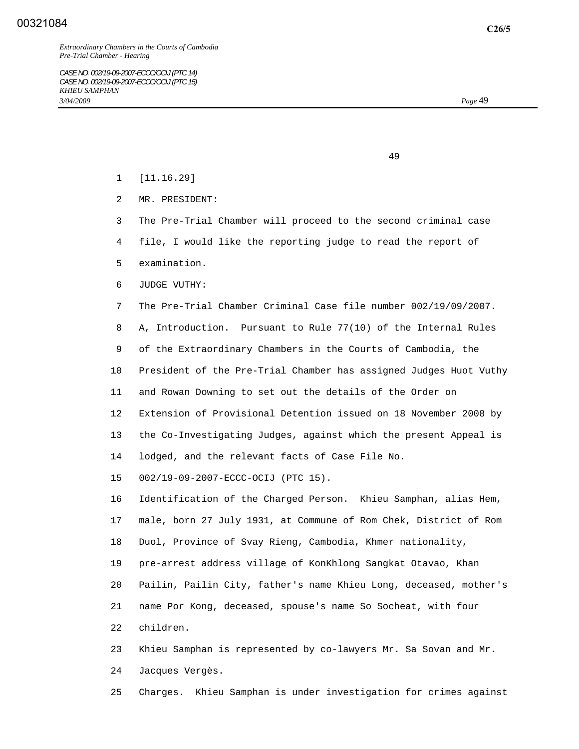[11.16.29]

MR. PRESIDENT:

The Pre-Trial Chamber will proceed to the second criminal case file, I would like the reporting judge to read the report of examination.

JUDGE VUTHY:

The Pre-Trial Chamber Criminal Case file number 002/19/09/2007.

A, Introduction. Pursuant to Rule 77(10) of the Internal Rules of the Extraordinary Chambers in the Courts of Cambodia, the President of the Pre-Trial Chamber has assigned Judges Huot Vuthy and Rowan Downing to set out the details of the Order on Extension of Provisional Detention issued on 18 November 2008 by the Co-Investigating Judges, against which the present Appeal is lodged, and the relevant facts of Case File No. 002/19-09-2007-ECCC-OCIJ (PTC 15).

Identification of the Charged Person. Khieu Samphan, alias Hem, male, born 27 July 1931, at Commune of Rom Chek, District of Rom Duol, Province of Svay Rieng, Cambodia, Khmer nationality, pre-arrest address village of KonKhlong Sangkat Otavao, Khan Pailin, Pailin City, father's name Khieu Long, deceased, mother's name Por Kong, deceased, spouse's name So Socheat, with four children.

Khieu Samphan is represented by co-lawyers Mr. Sa Sovan and Mr. Jacques Vergès.

Charges. Khieu Samphan is under investigation for crimes against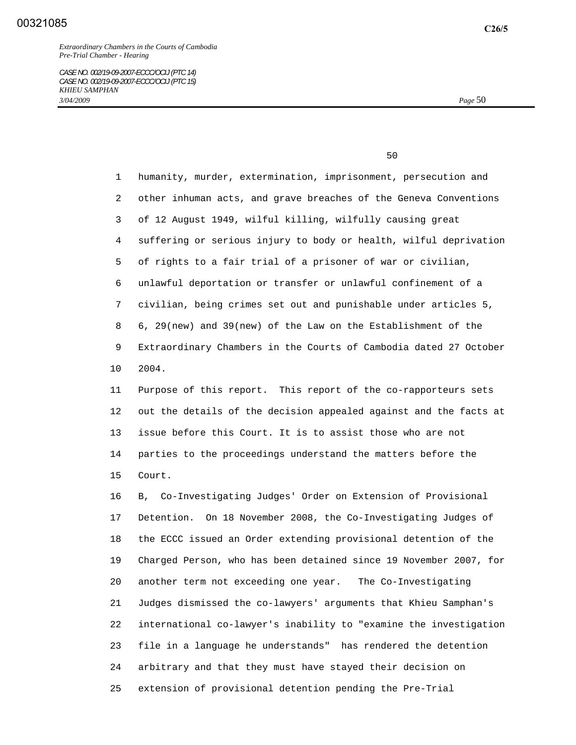humanity, murder, extermination, imprisonment, persecution and other inhuman acts, and grave breaches of the Geneva Conventions of 12 August 1949, wilful killing, wilfully causing great suffering or serious injury to body or health, wilful deprivation of rights to a fair trial of a prisoner of war or civilian, unlawful deportation or transfer or unlawful confinement of a civilian, being crimes set out and punishable under articles 5, 6, 29(new) and 39(new) of the Law on the Establishment of the Extraordinary Chambers in the Courts of Cambodia dated 27 October 2004.

Purpose of this report. This report of the co-rapporteurs sets out the details of the decision appealed against and the facts at issue before this Court. It is to assist those who are not parties to the proceedings understand the matters before the Court.

B, Co-Investigating Judges' Order on Extension of Provisional Detention. On 18 November 2008, the Co-Investigating Judges of the ECCC issued an Order extending provisional detention of the Charged Person, who has been detained since 19 November 2007, for another term not exceeding one year. The Co-Investigating Judges dismissed the co-lawyers' arguments that Khieu Samphan's international co-lawyer's inability to "examine the investigation file in a language he understands" has rendered the detention arbitrary and that they must have stayed their decision on extension of provisional detention pending the Pre-Trial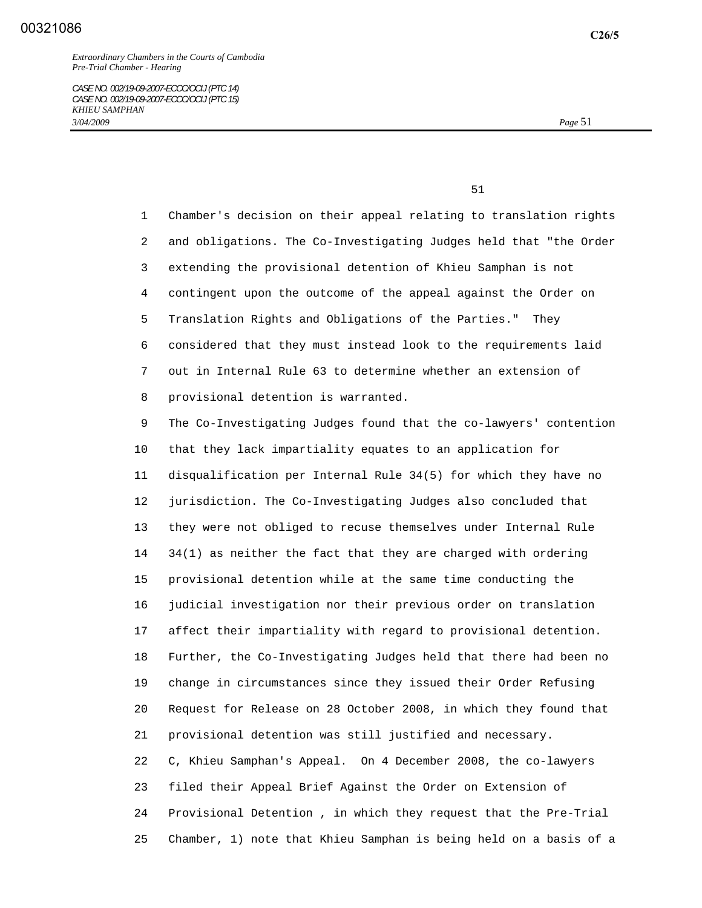Chamber's decision on their appeal relating to translation rights and obligations. The Co-Investigating Judges held that "the Order extending the provisional detention of Khieu Samphan is not contingent upon the outcome of the appeal against the Order on Translation Rights and Obligations of the Parties." They considered that they must instead look to the requirements laid out in Internal Rule 63 to determine whether an extension of provisional detention is warranted.

The Co-Investigating Judges found that the co-lawyers' contention that they lack impartiality equates to an application for disqualification per Internal Rule 34(5) for which they have no jurisdiction. The Co-Investigating Judges also concluded that they were not obliged to recuse themselves under Internal Rule 34(1) as neither the fact that they are charged with ordering provisional detention while at the same time conducting the judicial investigation nor their previous order on translation affect their impartiality with regard to provisional detention. Further, the Co-Investigating Judges held that there had been no change in circumstances since they issued their Order Refusing Request for Release on 28 October 2008, in which they found that provisional detention was still justified and necessary.

C, Khieu Samphan's Appeal. On 4 December 2008, the co-lawyers filed their Appeal Brief Against the Order on Extension of Provisional Detention , in which they request that the Pre-Trial Chamber, 1) note that Khieu Samphan is being held on a basis of a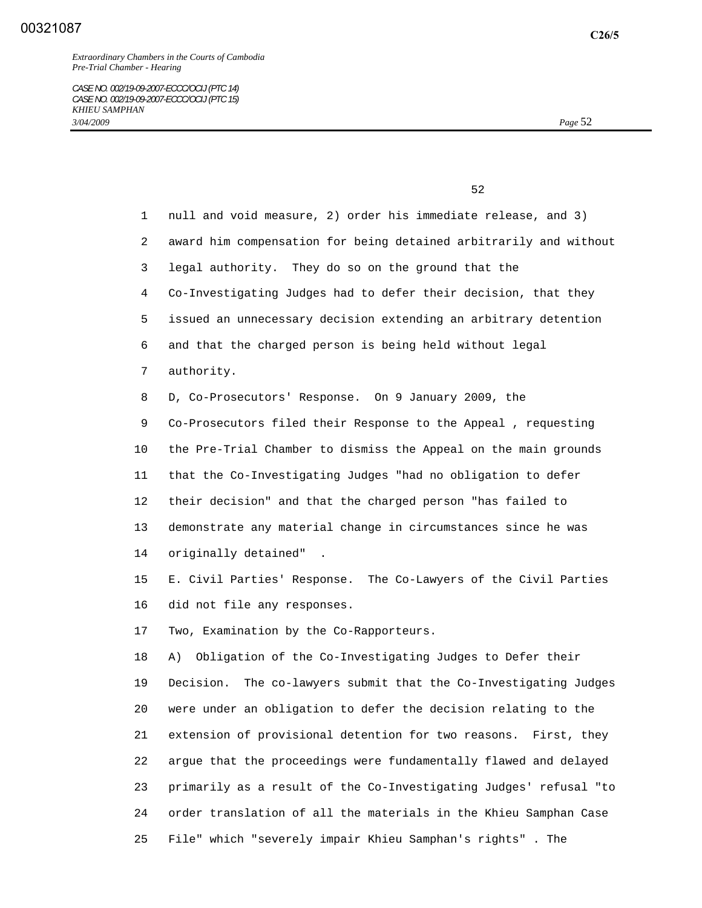null and void measure, 2) order his immediate release, and 3) award him compensation for being detained arbitrarily and without legal authority. They do so on the ground that the Co-Investigating Judges had to defer their decision, that they issued an unnecessary decision extending an arbitrary detention and that the charged person is being held without legal authority.

D, Co-Prosecutors' Response. On 9 January 2009, the Co-Prosecutors filed their Response to the Appeal , requesting the Pre-Trial Chamber to dismiss the Appeal on the main grounds that the Co-Investigating Judges "had no obligation to defer their decision" and that the charged person "has failed to demonstrate any material change in circumstances since he was originally detained" .

E. Civil Parties' Response. The Co-Lawyers of the Civil Parties did not file any responses.

Two, Examination by the Co-Rapporteurs.

A) Obligation of the Co-Investigating Judges to Defer their Decision. The co-lawyers submit that the Co-Investigating Judges were under an obligation to defer the decision relating to the extension of provisional detention for two reasons. First, they argue that the proceedings were fundamentally flawed and delayed primarily as a result of the Co-Investigating Judges' refusal "to order translation of all the materials in the Khieu Samphan Case File" which "severely impair Khieu Samphan's rights" . The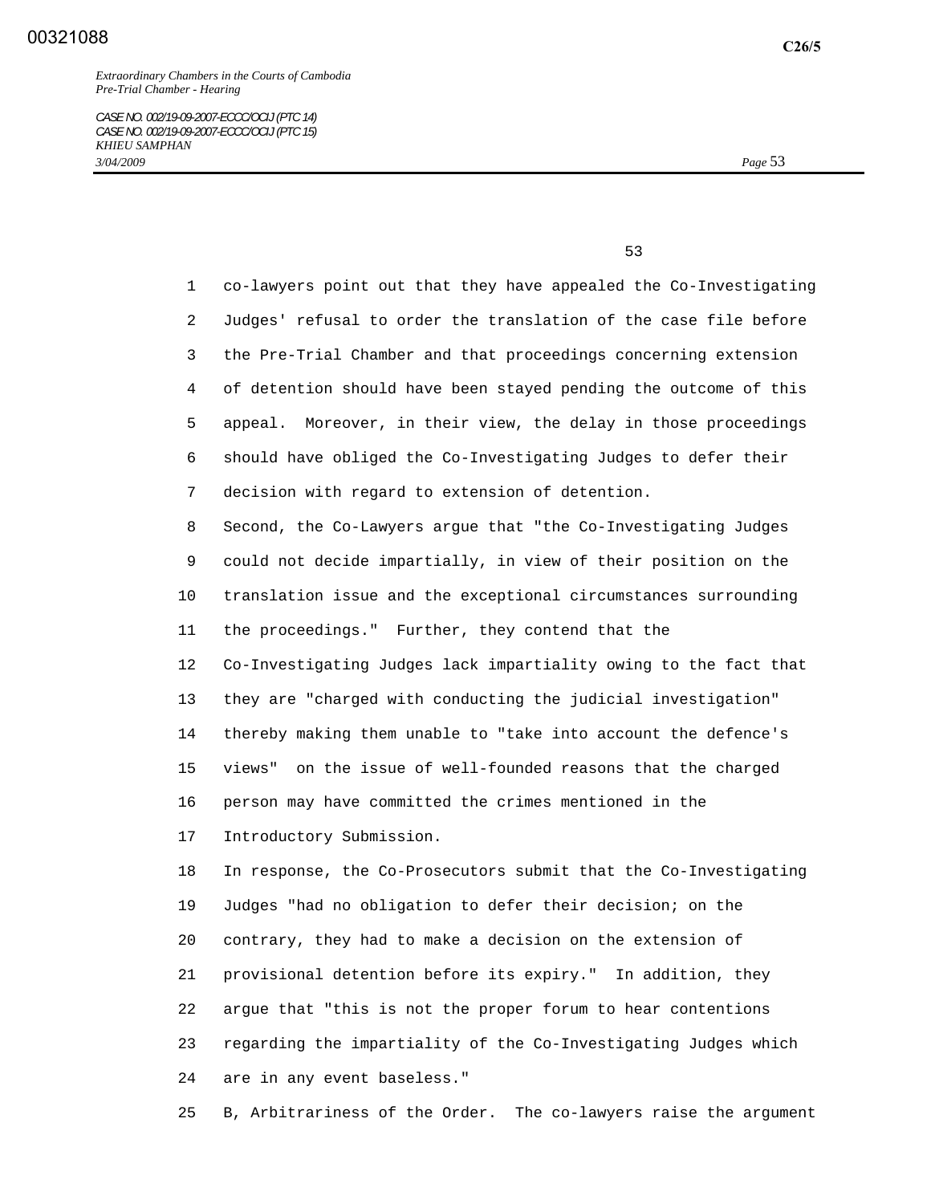co-lawyers point out that they have appealed the Co-Investigating Judges' refusal to order the translation of the case file before the Pre-Trial Chamber and that proceedings concerning extension of detention should have been stayed pending the outcome of this appeal. Moreover, in their view, the delay in those proceedings should have obliged the Co-Investigating Judges to defer their decision with regard to extension of detention.

Second, the Co-Lawyers argue that "the Co-Investigating Judges could not decide impartially, in view of their position on the translation issue and the exceptional circumstances surrounding the proceedings." Further, they contend that the Co-Investigating Judges lack impartiality owing to the fact that they are "charged with conducting the judicial investigation" thereby making them unable to "take into account the defence's views" on the issue of well-founded reasons that the charged person may have committed the crimes mentioned in the Introductory Submission.

In response, the Co-Prosecutors submit that the Co-Investigating Judges "had no obligation to defer their decision; on the contrary, they had to make a decision on the extension of provisional detention before its expiry." In addition, they argue that "this is not the proper forum to hear contentions regarding the impartiality of the Co-Investigating Judges which are in any event baseless."

B, Arbitrariness of the Order. The co-lawyers raise the argument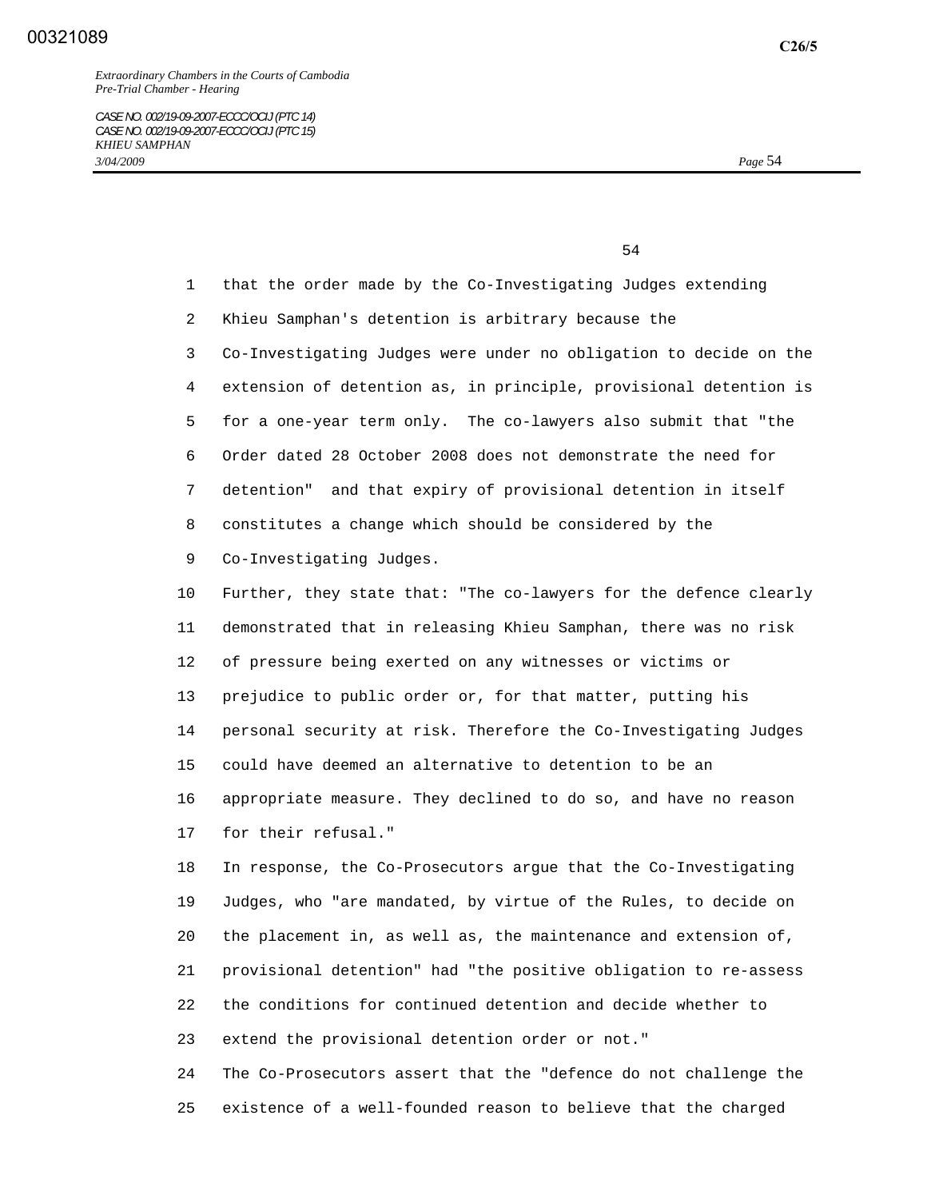that the order made by the Co-Investigating Judges extending Khieu Samphan's detention is arbitrary because the Co-Investigating Judges were under no obligation to decide on the extension of detention as, in principle, provisional detention is for a one-year term only. The co-lawyers also submit that "the Order dated 28 October 2008 does not demonstrate the need for detention" and that expiry of provisional detention in itself constitutes a change which should be considered by the Co-Investigating Judges.

Further, they state that: "The co-lawyers for the defence clearly demonstrated that in releasing Khieu Samphan, there was no risk of pressure being exerted on any witnesses or victims or prejudice to public order or, for that matter, putting his personal security at risk. Therefore the Co-Investigating Judges could have deemed an alternative to detention to be an appropriate measure. They declined to do so, and have no reason for their refusal."

In response, the Co-Prosecutors argue that the Co-Investigating Judges, who "are mandated, by virtue of the Rules, to decide on the placement in, as well as, the maintenance and extension of, provisional detention" had "the positive obligation to re-assess the conditions for continued detention and decide whether to extend the provisional detention order or not."

The Co-Prosecutors assert that the "defence do not challenge the existence of a well-founded reason to believe that the charged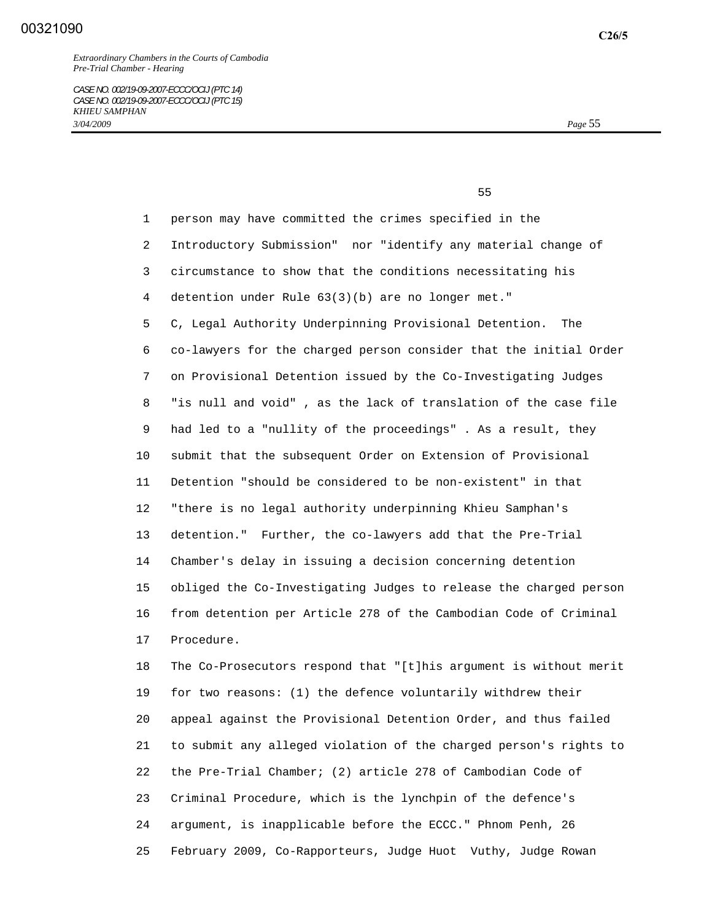person may have committed the crimes specified in the Introductory Submission" nor "identify any material change of circumstance to show that the conditions necessitating his detention under Rule 63(3)(b) are no longer met."

C, Legal Authority Underpinning Provisional Detention. The co-lawyers for the charged person consider that the initial Order on Provisional Detention issued by the Co-Investigating Judges "is null and void" , as the lack of translation of the case file had led to a "nullity of the proceedings" . As a result, they submit that the subsequent Order on Extension of Provisional Detention "should be considered to be non-existent" in that "there is no legal authority underpinning Khieu Samphan's detention." Further, the co-lawyers add that the Pre-Trial Chamber's delay in issuing a decision concerning detention obliged the Co-Investigating Judges to release the charged person from detention per Article 278 of the Cambodian Code of Criminal Procedure.

The Co-Prosecutors respond that "[t]his argument is without merit for two reasons: (1) the defence voluntarily withdrew their appeal against the Provisional Detention Order, and thus failed to submit any alleged violation of the charged person's rights to the Pre-Trial Chamber; (2) article 278 of Cambodian Code of Criminal Procedure, which is the lynchpin of the defence's argument, is inapplicable before the ECCC." Phnom Penh, 26 February 2009, Co-Rapporteurs, Judge Huot Vuthy, Judge Rowan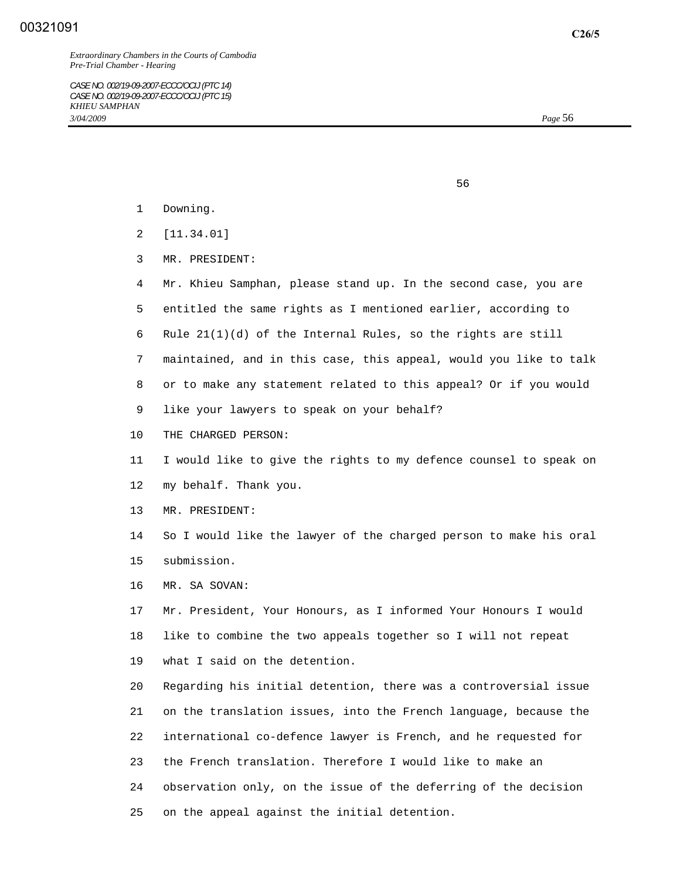Downing.

[11.34.01]

MR. PRESIDENT:

Mr. Khieu Samphan, please stand up. In the second case, you are entitled the same rights as I mentioned earlier, according to Rule 21(1)(d) of the Internal Rules, so the rights are still maintained, and in this case, this appeal, would you like to talk or to make any statement related to this appeal? Or if you would like your lawyers to speak on your behalf?

THE CHARGED PERSON:

I would like to give the rights to my defence counsel to speak on my behalf. Thank you.

MR. PRESIDENT:

So I would like the lawyer of the charged person to make his oral submission.

MR. SA SOVAN:

Mr. President, Your Honours, as I informed Your Honours I would like to combine the two appeals together so I will not repeat what I said on the detention.

Regarding his initial detention, there was a controversial issue on the translation issues, into the French language, because the international co-defence lawyer is French, and he requested for the French translation. Therefore I would like to make an observation only, on the issue of the deferring of the decision on the appeal against the initial detention.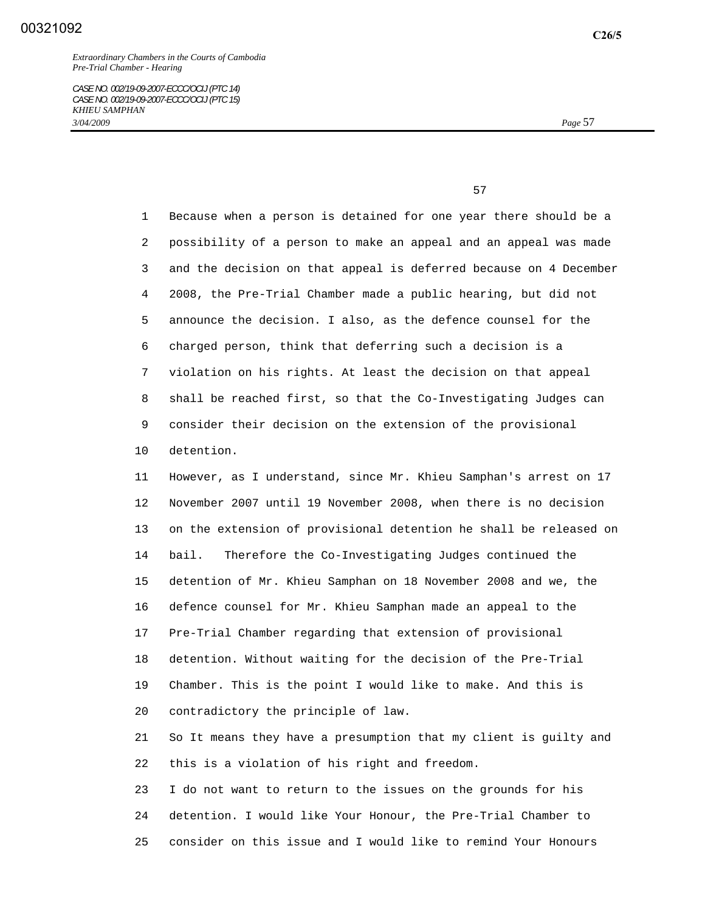Because when a person is detained for one year there should be a possibility of a person to make an appeal and an appeal was made and the decision on that appeal is deferred because on 4 December 2008, the Pre-Trial Chamber made a public hearing, but did not announce the decision. I also, as the defence counsel for the charged person, think that deferring such a decision is a violation on his rights. At least the decision on that appeal shall be reached first, so that the Co-Investigating Judges can consider their decision on the extension of the provisional detention.

However, as I understand, since Mr. Khieu Samphan's arrest on 17 November 2007 until 19 November 2008, when there is no decision on the extension of provisional detention he shall be released on bail. Therefore the Co-Investigating Judges continued the detention of Mr. Khieu Samphan on 18 November 2008 and we, the defence counsel for Mr. Khieu Samphan made an appeal to the Pre-Trial Chamber regarding that extension of provisional detention. Without waiting for the decision of the Pre-Trial Chamber. This is the point I would like to make. And this is contradictory the principle of law.

So It means they have a presumption that my client is guilty and this is a violation of his right and freedom.

I do not want to return to the issues on the grounds for his detention. I would like Your Honour, the Pre-Trial Chamber to consider on this issue and I would like to remind Your Honours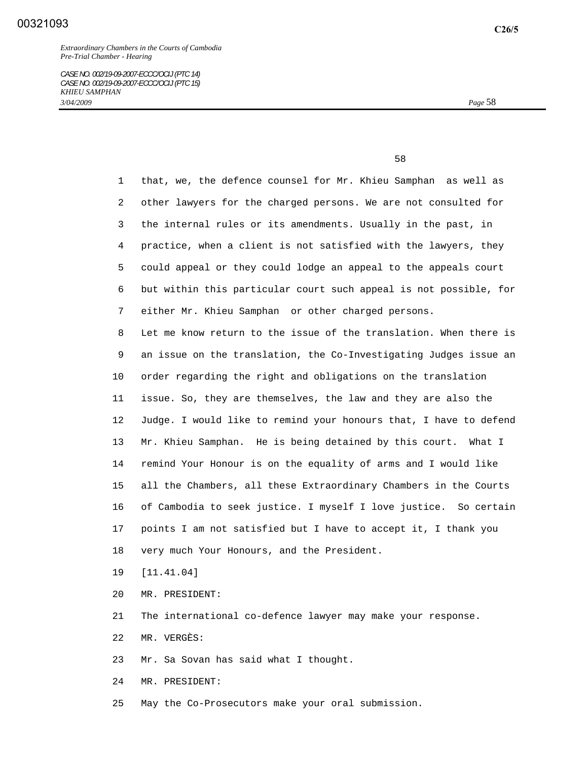that, we, the defence counsel for Mr. Khieu Samphan as well as other lawyers for the charged persons. We are not consulted for the internal rules or its amendments. Usually in the past, in practice, when a client is not satisfied with the lawyers, they could appeal or they could lodge an appeal to the appeals court but within this particular court such appeal is not possible, for either Mr. Khieu Samphan or other charged persons.

Let me know return to the issue of the translation. When there is an issue on the translation, the Co-Investigating Judges issue an order regarding the right and obligations on the translation issue. So, they are themselves, the law and they are also the Judge. I would like to remind your honours that, I have to defend Mr. Khieu Samphan. He is being detained by this court. What I remind Your Honour is on the equality of arms and I would like all the Chambers, all these Extraordinary Chambers in the Courts of Cambodia to seek justice. I myself I love justice. So certain points I am not satisfied but I have to accept it, I thank you very much Your Honours, and the President.

[11.41.04]

MR. PRESIDENT:

The international co-defence lawyer may make your response.

MR. VERGÈS:

Mr. Sa Sovan has said what I thought.

MR. PRESIDENT:

May the Co-Prosecutors make your oral submission.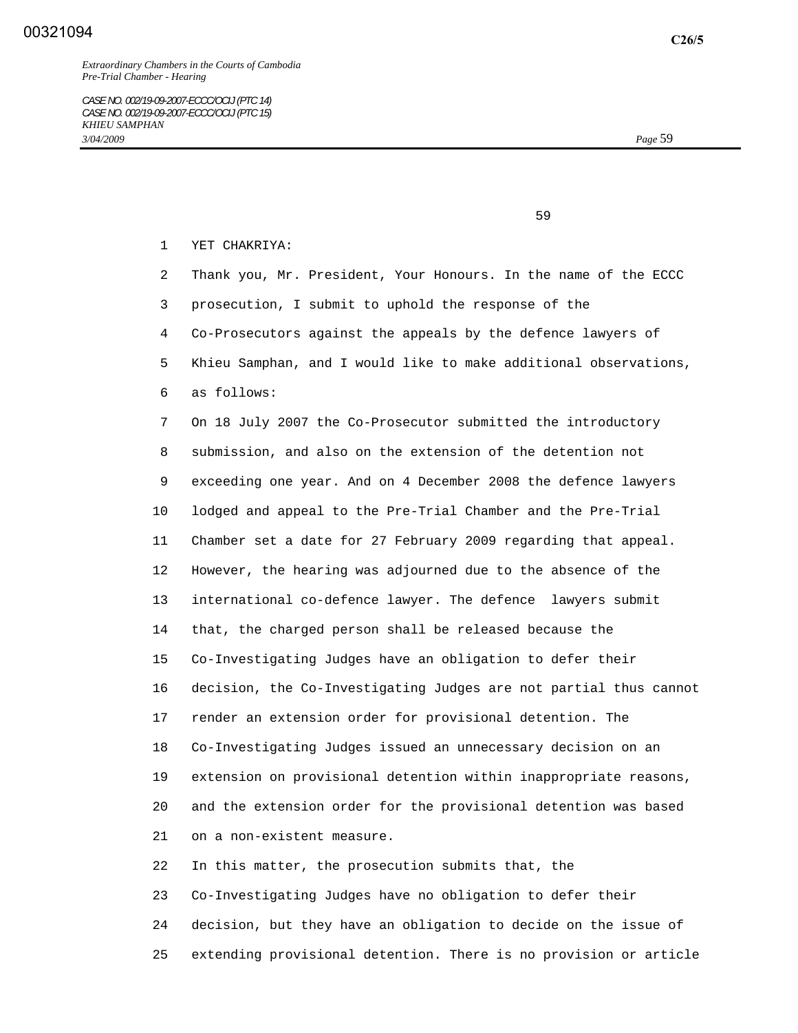YET CHAKRIYA:

Thank you, Mr. President, Your Honours. In the name of the ECCC prosecution, I submit to uphold the response of the Co-Prosecutors against the appeals by the defence lawyers of Khieu Samphan, and I would like to make additional observations, as follows:

On 18 July 2007 the Co-Prosecutor submitted the introductory submission, and also on the extension of the detention not exceeding one year. And on 4 December 2008 the defence lawyers lodged and appeal to the Pre-Trial Chamber and the Pre-Trial Chamber set a date for 27 February 2009 regarding that appeal. However, the hearing was adjourned due to the absence of the international co-defence lawyer. The defence lawyers submit that, the charged person shall be released because the Co-Investigating Judges have an obligation to defer their decision, the Co-Investigating Judges are not partial thus cannot render an extension order for provisional detention. The Co-Investigating Judges issued an unnecessary decision on an extension on provisional detention within inappropriate reasons, and the extension order for the provisional detention was based on a non-existent measure.

In this matter, the prosecution submits that, the Co-Investigating Judges have no obligation to defer their decision, but they have an obligation to decide on the issue of extending provisional detention. There is no provision or article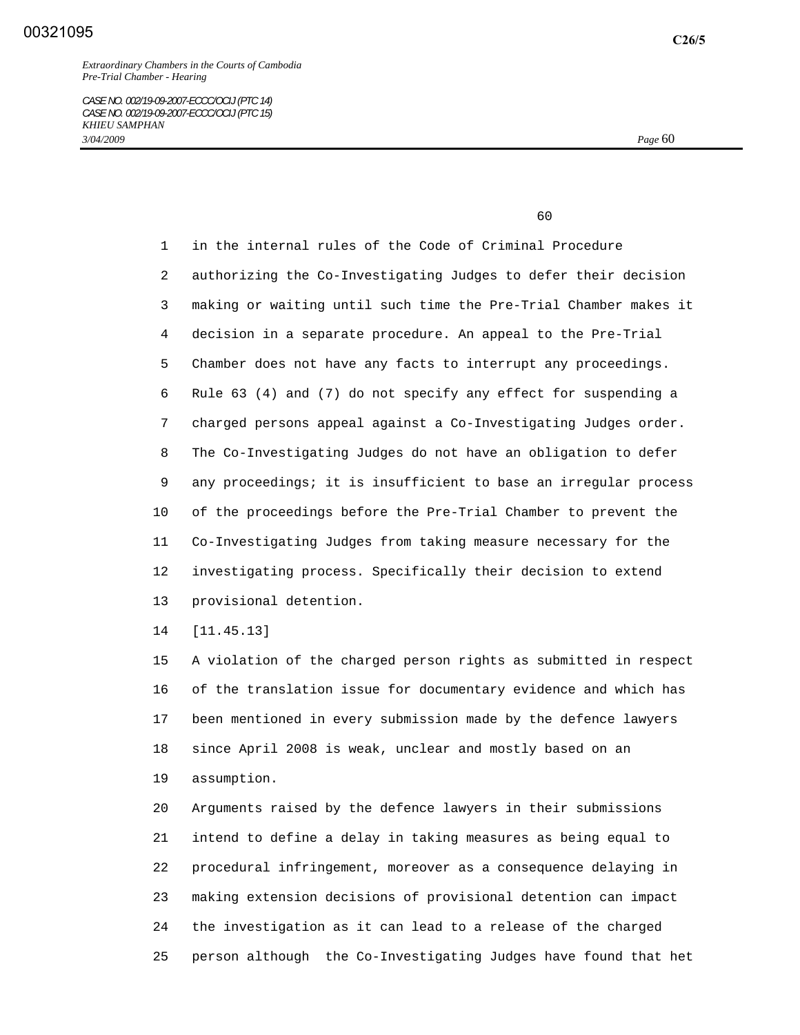in the internal rules of the Code of Criminal Procedure authorizing the Co-Investigating Judges to defer their decision making or waiting until such time the Pre-Trial Chamber makes it decision in a separate procedure. An appeal to the Pre-Trial Chamber does not have any facts to interrupt any proceedings. Rule 63 (4) and (7) do not specify any effect for suspending a charged persons appeal against a Co-Investigating Judges order. The Co-Investigating Judges do not have an obligation to defer any proceedings; it is insufficient to base an irregular process of the proceedings before the Pre-Trial Chamber to prevent the Co-Investigating Judges from taking measure necessary for the investigating process. Specifically their decision to extend provisional detention.

[11.45.13]

A violation of the charged person rights as submitted in respect of the translation issue for documentary evidence and which has been mentioned in every submission made by the defence lawyers since April 2008 is weak, unclear and mostly based on an assumption.

Arguments raised by the defence lawyers in their submissions intend to define a delay in taking measures as being equal to procedural infringement, moreover as a consequence delaying in making extension decisions of provisional detention can impact the investigation as it can lead to a release of the charged person although the Co-Investigating Judges have found that het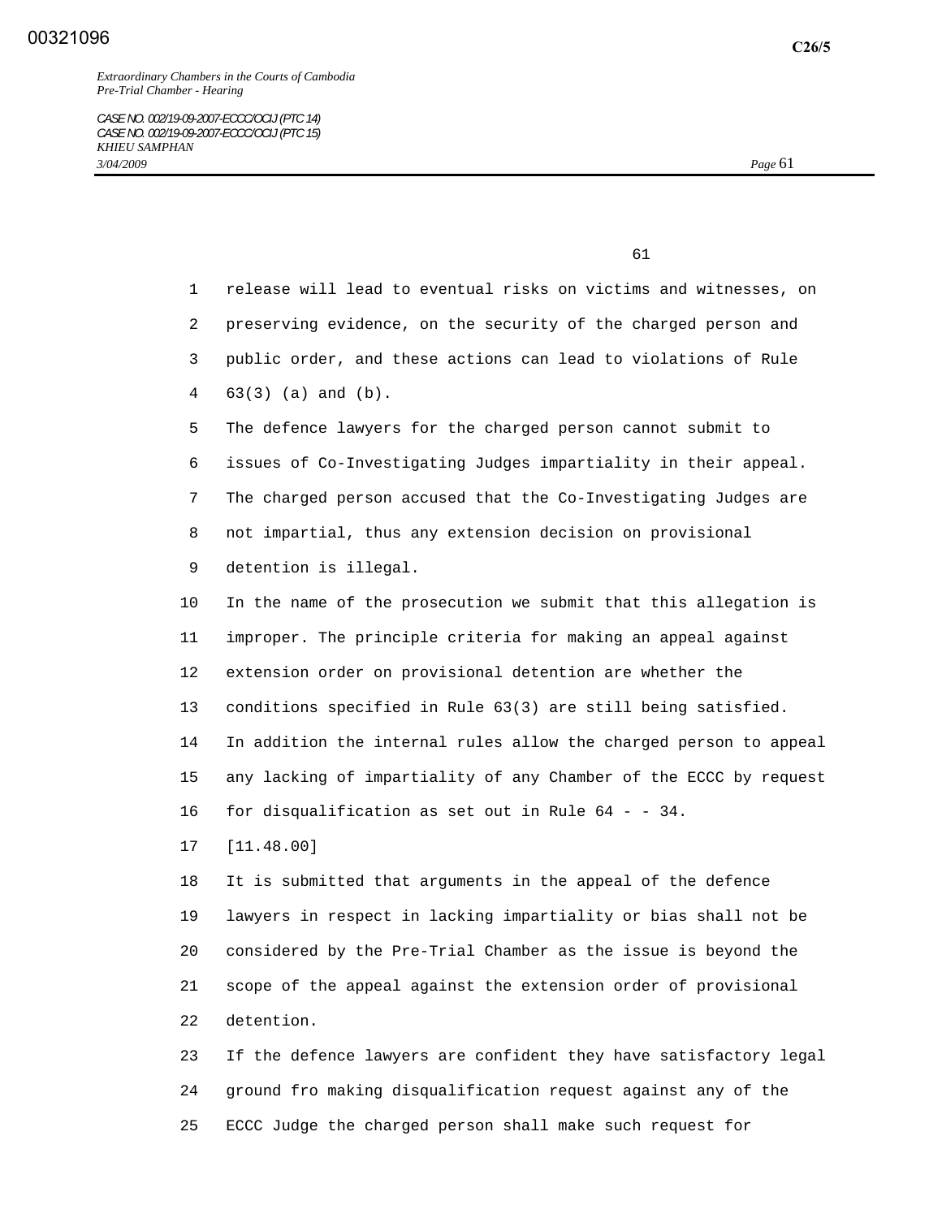release will lead to eventual risks on victims and witnesses, on preserving evidence, on the security of the charged person and public order, and these actions can lead to violations of Rule 63(3) (a) and (b).

The defence lawyers for the charged person cannot submit to issues of Co-Investigating Judges impartiality in their appeal. The charged person accused that the Co-Investigating Judges are not impartial, thus any extension decision on provisional detention is illegal.

In the name of the prosecution we submit that this allegation is improper. The principle criteria for making an appeal against extension order on provisional detention are whether the conditions specified in Rule 63(3) are still being satisfied. In addition the internal rules allow the charged person to appeal any lacking of impartiality of any Chamber of the ECCC by request for disqualification as set out in Rule 64 - - 34.

[11.48.00]

It is submitted that arguments in the appeal of the defence lawyers in respect in lacking impartiality or bias shall not be considered by the Pre-Trial Chamber as the issue is beyond the scope of the appeal against the extension order of provisional detention.

If the defence lawyers are confident they have satisfactory legal ground fro making disqualification request against any of the ECCC Judge the charged person shall make such request for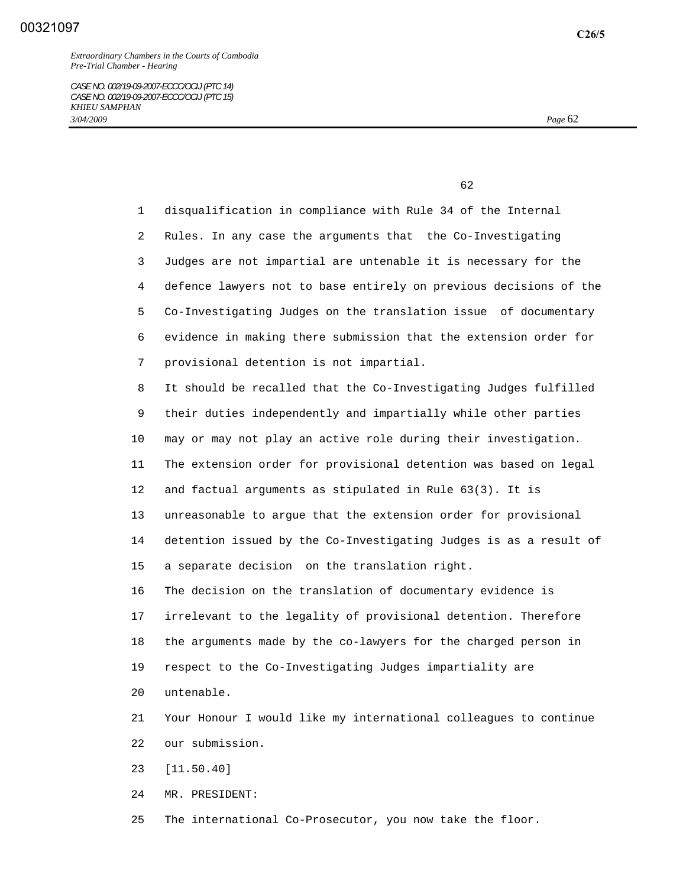disqualification in compliance with Rule 34 of the Internal Rules. In any case the arguments that the Co-Investigating Judges are not impartial are untenable it is necessary for the defence lawyers not to base entirely on previous decisions of the Co-Investigating Judges on the translation issue of documentary evidence in making there submission that the extension order for provisional detention is not impartial.

It should be recalled that the Co-Investigating Judges fulfilled their duties independently and impartially while other parties may or may not play an active role during their investigation. The extension order for provisional detention was based on legal and factual arguments as stipulated in Rule 63(3). It is unreasonable to argue that the extension order for provisional detention issued by the Co-Investigating Judges is as a result of a separate decision on the translation right.

The decision on the translation of documentary evidence is irrelevant to the legality of provisional detention. Therefore the arguments made by the co-lawyers for the charged person in respect to the Co-Investigating Judges impartiality are untenable.

Your Honour I would like my international colleagues to continue our submission.

[11.50.40]

MR. PRESIDENT:

The international Co-Prosecutor, you now take the floor.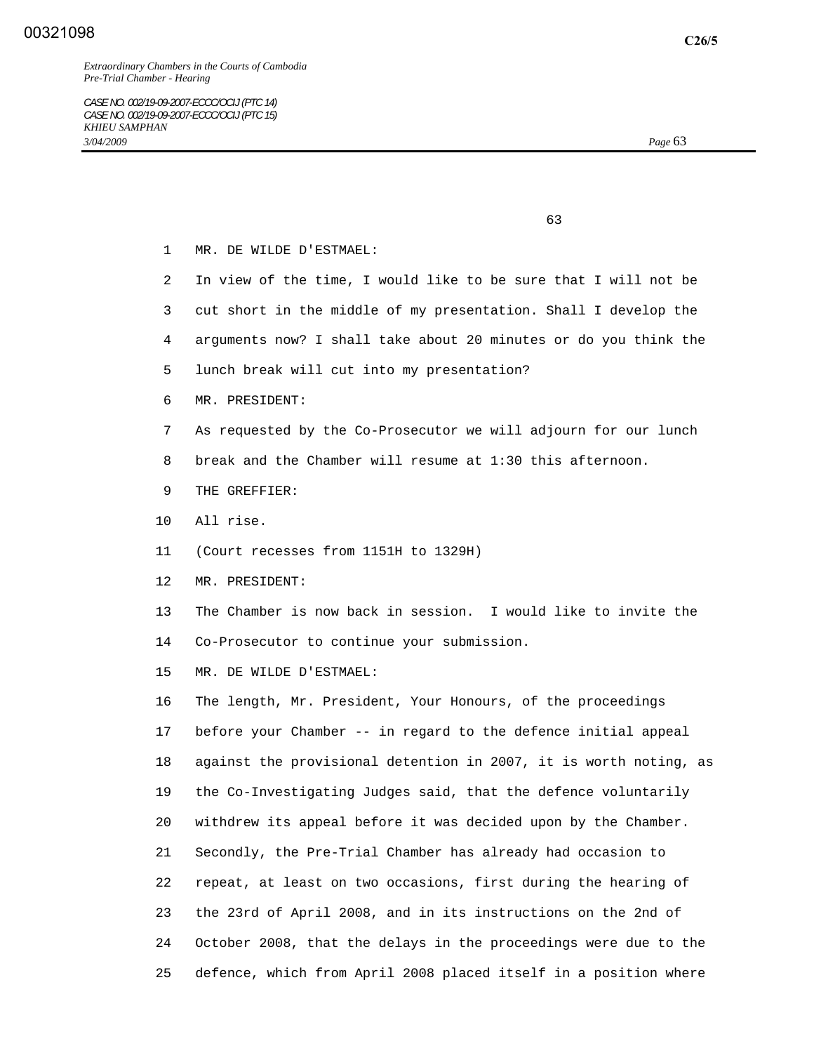MR. DE WILDE D'ESTMAEL:

In view of the time, I would like to be sure that I will not be cut short in the middle of my presentation. Shall I develop the arguments now? I shall take about 20 minutes or do you think the lunch break will cut into my presentation?

MR. PRESIDENT:

As requested by the Co-Prosecutor we will adjourn for our lunch break and the Chamber will resume at 1:30 this afternoon.

THE GREFFIER:

All rise.

(Court recesses from 1151H to 1329H)

MR. PRESIDENT:

The Chamber is now back in session. I would like to invite the Co-Prosecutor to continue your submission.

MR. DE WILDE D'ESTMAEL:

The length, Mr. President, Your Honours, of the proceedings before your Chamber -- in regard to the defence initial appeal against the provisional detention in 2007, it is worth noting, as the Co-Investigating Judges said, that the defence voluntarily withdrew its appeal before it was decided upon by the Chamber. Secondly, the Pre-Trial Chamber has already had occasion to repeat, at least on two occasions, first during the hearing of the 23rd of April 2008, and in its instructions on the 2nd of October 2008, that the delays in the proceedings were due to the defence, which from April 2008 placed itself in a position where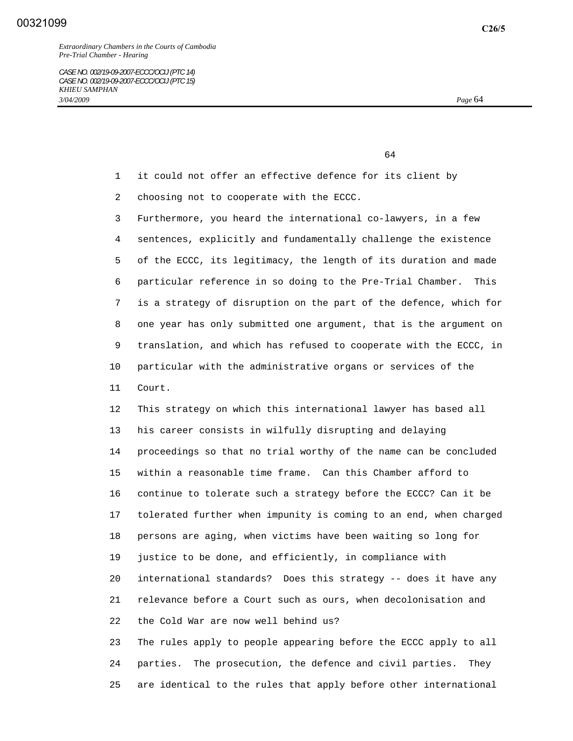it could not offer an effective defence for its client by choosing not to cooperate with the ECCC.

Furthermore, you heard the international co-lawyers, in a few sentences, explicitly and fundamentally challenge the existence of the ECCC, its legitimacy, the length of its duration and made particular reference in so doing to the Pre-Trial Chamber. This is a strategy of disruption on the part of the defence, which for one year has only submitted one argument, that is the argument on translation, and which has refused to cooperate with the ECCC, in particular with the administrative organs or services of the Court.

This strategy on which this international lawyer has based all his career consists in wilfully disrupting and delaying proceedings so that no trial worthy of the name can be concluded within a reasonable time frame. Can this Chamber afford to continue to tolerate such a strategy before the ECCC? Can it be tolerated further when impunity is coming to an end, when charged persons are aging, when victims have been waiting so long for justice to be done, and efficiently, in compliance with international standards? Does this strategy -- does it have any relevance before a Court such as ours, when decolonisation and the Cold War are now well behind us?

The rules apply to people appearing before the ECCC apply to all parties. The prosecution, the defence and civil parties. They are identical to the rules that apply before other international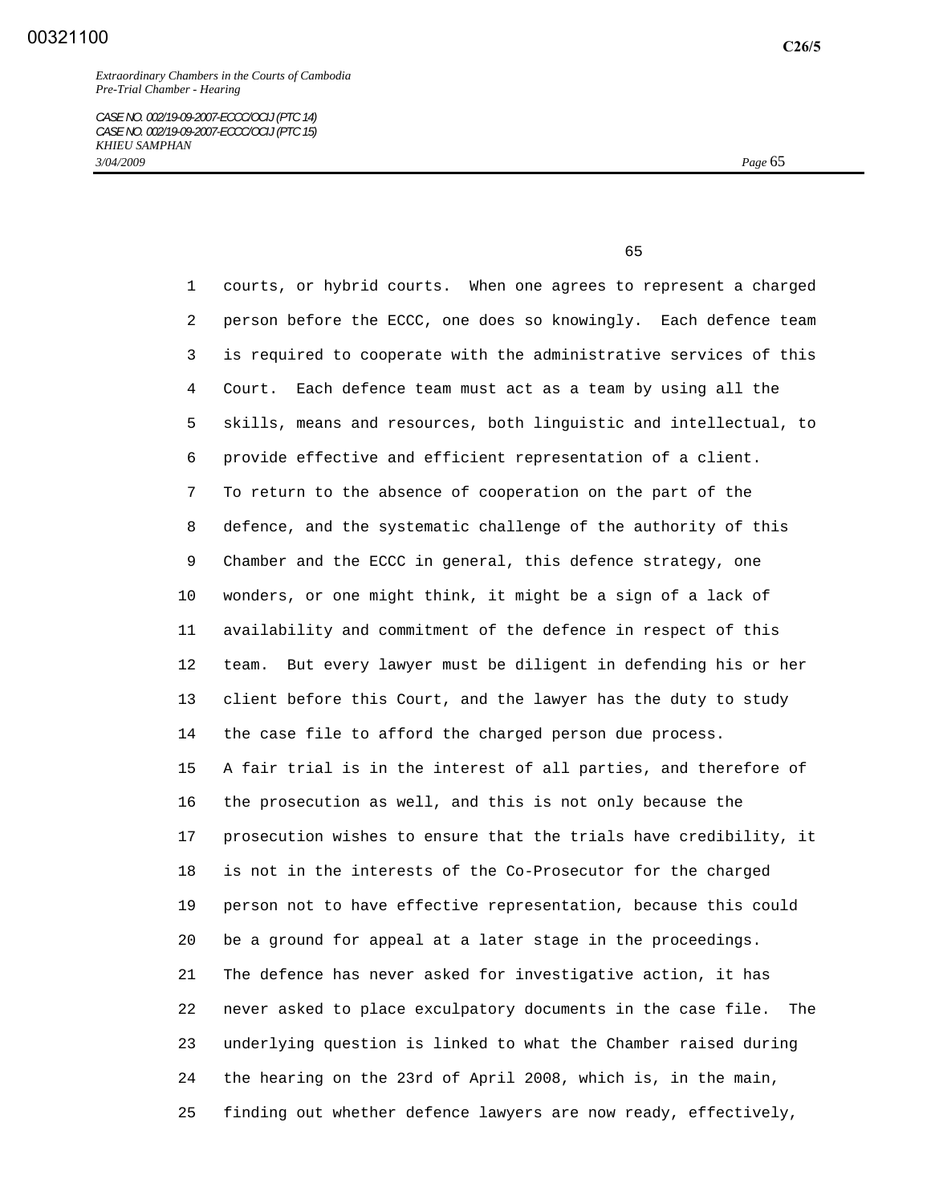courts, or hybrid courts. When one agrees to represent a charged person before the ECCC, one does so knowingly. Each defence team is required to cooperate with the administrative services of this Court. Each defence team must act as a team by using all the skills, means and resources, both linguistic and intellectual, to provide effective and efficient representation of a client.

To return to the absence of cooperation on the part of the defence, and the systematic challenge of the authority of this Chamber and the ECCC in general, this defence strategy, one wonders, or one might think, it might be a sign of a lack of availability and commitment of the defence in respect of this team. But every lawyer must be diligent in defending his or her client before this Court, and the lawyer has the duty to study the case file to afford the charged person due process.

A fair trial is in the interest of all parties, and therefore of the prosecution as well, and this is not only because the prosecution wishes to ensure that the trials have credibility, it is not in the interests of the Co-Prosecutor for the charged person not to have effective representation, because this could be a ground for appeal at a later stage in the proceedings.

The defence has never asked for investigative action, it has never asked to place exculpatory documents in the case file. The underlying question is linked to what the Chamber raised during the hearing on the 23rd of April 2008, which is, in the main, finding out whether defence lawyers are now ready, effectively,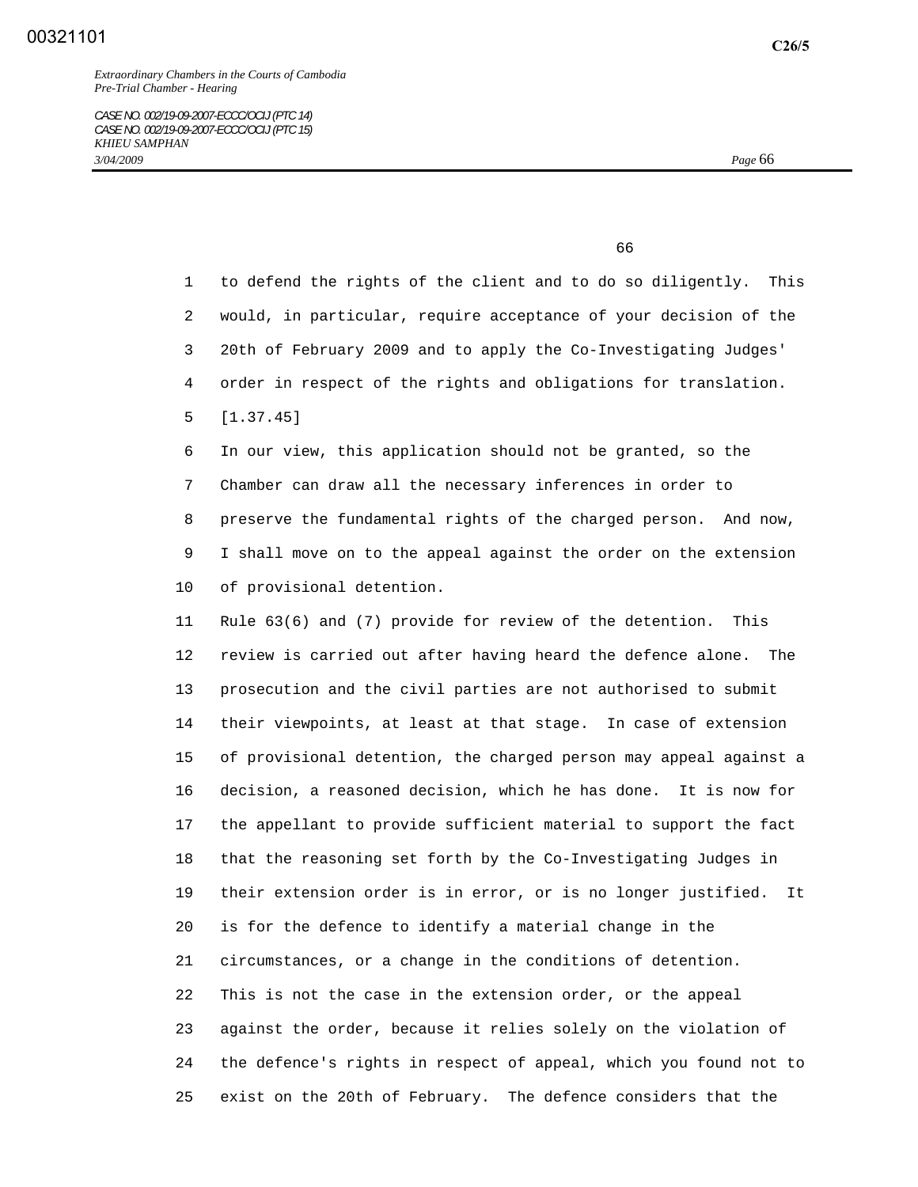to defend the rights of the client and to do so diligently. This would, in particular, require acceptance of your decision of the 20th of February 2009 and to apply the Co-Investigating Judges' order in respect of the rights and obligations for translation.

[1.37.45]

In our view, this application should not be granted, so the Chamber can draw all the necessary inferences in order to preserve the fundamental rights of the charged person. And now, I shall move on to the appeal against the order on the extension of provisional detention.

Rule 63(6) and (7) provide for review of the detention. This review is carried out after having heard the defence alone. The prosecution and the civil parties are not authorised to submit their viewpoints, at least at that stage. In case of extension of provisional detention, the charged person may appeal against a decision, a reasoned decision, which he has done. It is now for the appellant to provide sufficient material to support the fact that the reasoning set forth by the Co-Investigating Judges in their extension order is in error, or is no longer justified. It is for the defence to identify a material change in the circumstances, or a change in the conditions of detention.

This is not the case in the extension order, or the appeal against the order, because it relies solely on the violation of the defence's rights in respect of appeal, which you found not to exist on the 20th of February. The defence considers that the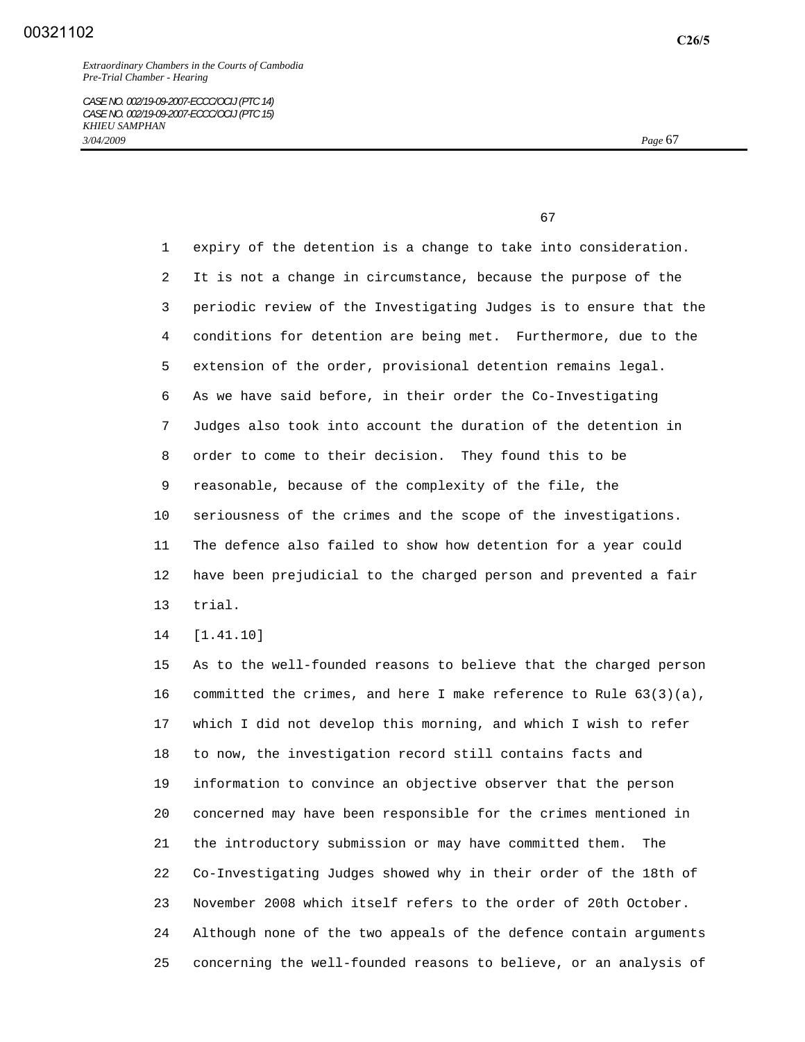expiry of the detention is a change to take into consideration. It is not a change in circumstance, because the purpose of the periodic review of the Investigating Judges is to ensure that the conditions for detention are being met. Furthermore, due to the extension of the order, provisional detention remains legal. As we have said before, in their order the Co-Investigating Judges also took into account the duration of the detention in order to come to their decision. They found this to be reasonable, because of the complexity of the file, the seriousness of the crimes and the scope of the investigations. The defence also failed to show how detention for a year could have been prejudicial to the charged person and prevented a fair trial.

[1.41.10]

As to the well-founded reasons to believe that the charged person committed the crimes, and here I make reference to Rule 63(3)(a), which I did not develop this morning, and which I wish to refer to now, the investigation record still contains facts and information to convince an objective observer that the person concerned may have been responsible for the crimes mentioned in the introductory submission or may have committed them. The Co-Investigating Judges showed why in their order of the 18th of November 2008 which itself refers to the order of 20th October. Although none of the two appeals of the defence contain arguments concerning the well-founded reasons to believe, or an analysis of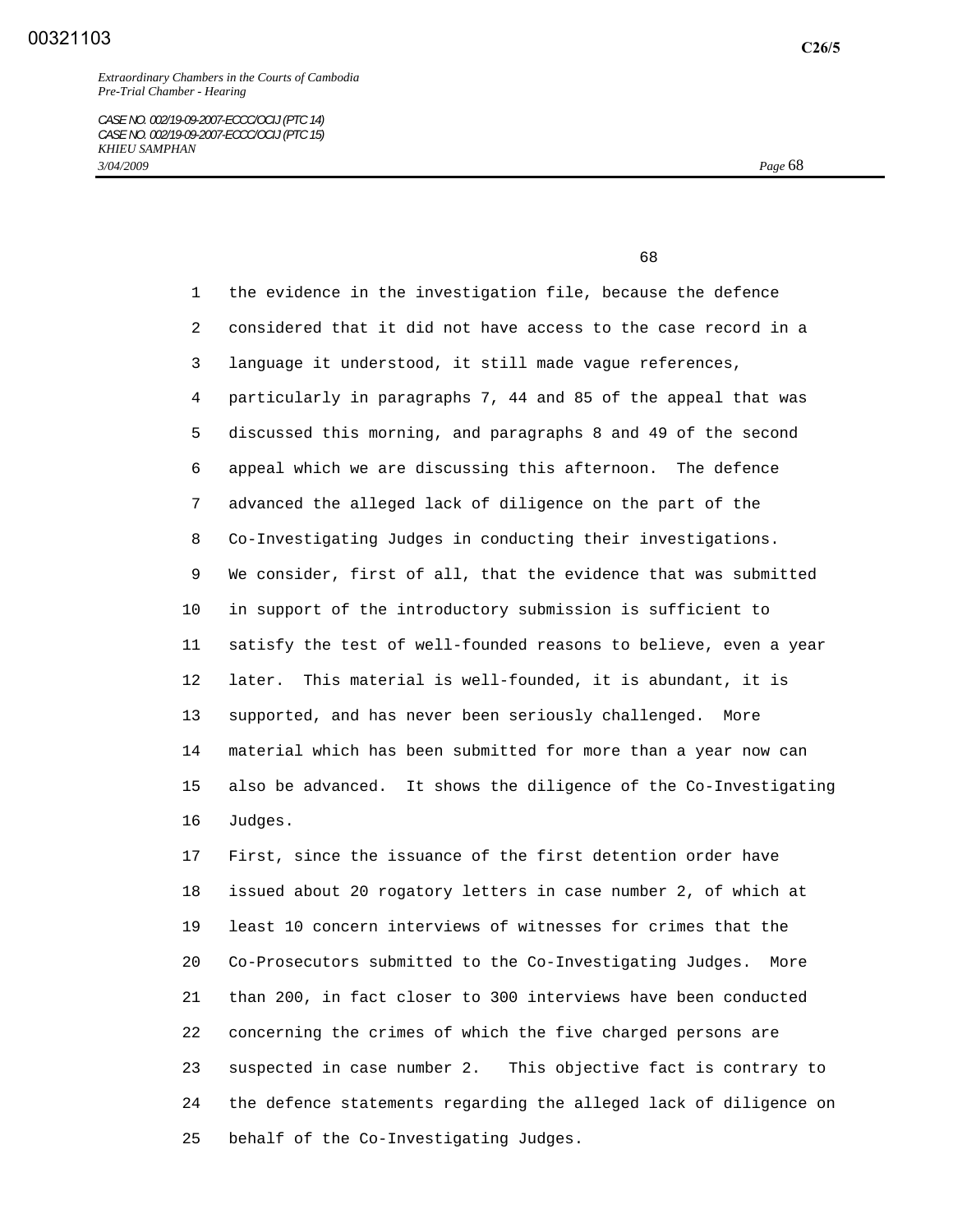the evidence in the investigation file, because the defence considered that it did not have access to the case record in a language it understood, it still made vague references, particularly in paragraphs 7, 44 and 85 of the appeal that was discussed this morning, and paragraphs 8 and 49 of the second appeal which we are discussing this afternoon. The defence advanced the alleged lack of diligence on the part of the Co-Investigating Judges in conducting their investigations. We consider, first of all, that the evidence that was submitted in support of the introductory submission is sufficient to satisfy the test of well-founded reasons to believe, even a year later. This material is well-founded, it is abundant, it is supported, and has never been seriously challenged. More material which has been submitted for more than a year now can also be advanced. It shows the diligence of the Co-Investigating Judges.

First, since the issuance of the first detention order have issued about 20 rogatory letters in case number 2, of which at least 10 concern interviews of witnesses for crimes that the Co-Prosecutors submitted to the Co-Investigating Judges. More than 200, in fact closer to 300 interviews have been conducted concerning the crimes of which the five charged persons are suspected in case number 2. This objective fact is contrary to the defence statements regarding the alleged lack of diligence on behalf of the Co-Investigating Judges.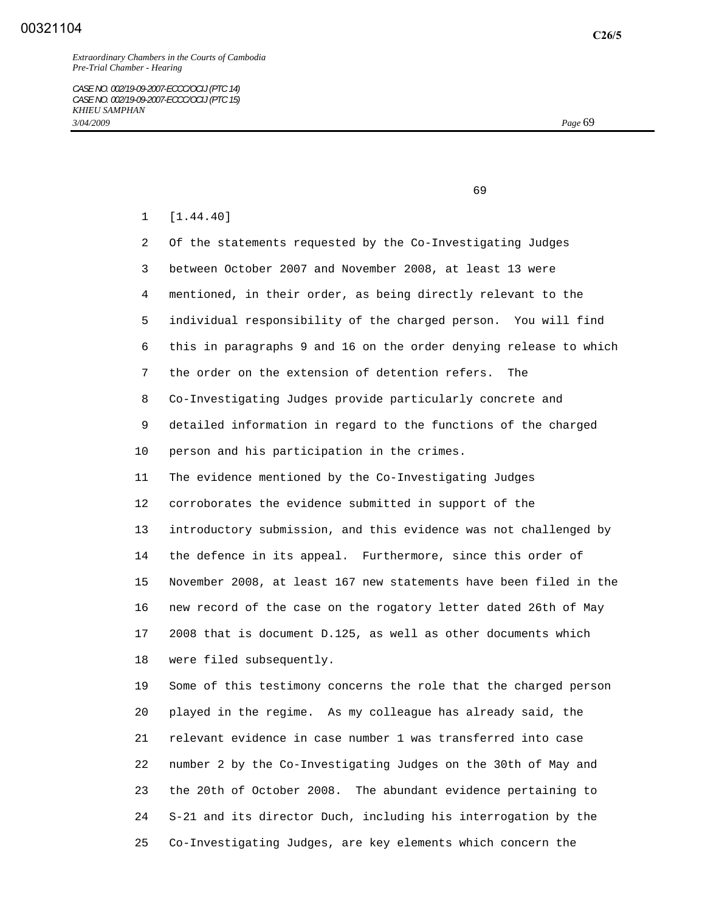[1.44.40]

Of the statements requested by the Co-Investigating Judges between October 2007 and November 2008, at least 13 were mentioned, in their order, as being directly relevant to the individual responsibility of the charged person. You will find this in paragraphs 9 and 16 on the order denying release to which the order on the extension of detention refers. The Co-Investigating Judges provide particularly concrete and detailed information in regard to the functions of the charged person and his participation in the crimes.

The evidence mentioned by the Co-Investigating Judges corroborates the evidence submitted in support of the introductory submission, and this evidence was not challenged by the defence in its appeal. Furthermore, since this order of November 2008, at least 167 new statements have been filed in the new record of the case on the rogatory letter dated 26th of May 2008 that is document D.125, as well as other documents which were filed subsequently.

Some of this testimony concerns the role that the charged person played in the regime. As my colleague has already said, the relevant evidence in case number 1 was transferred into case number 2 by the Co-Investigating Judges on the 30th of May and the 20th of October 2008. The abundant evidence pertaining to S-21 and its director Duch, including his interrogation by the Co-Investigating Judges, are key elements which concern the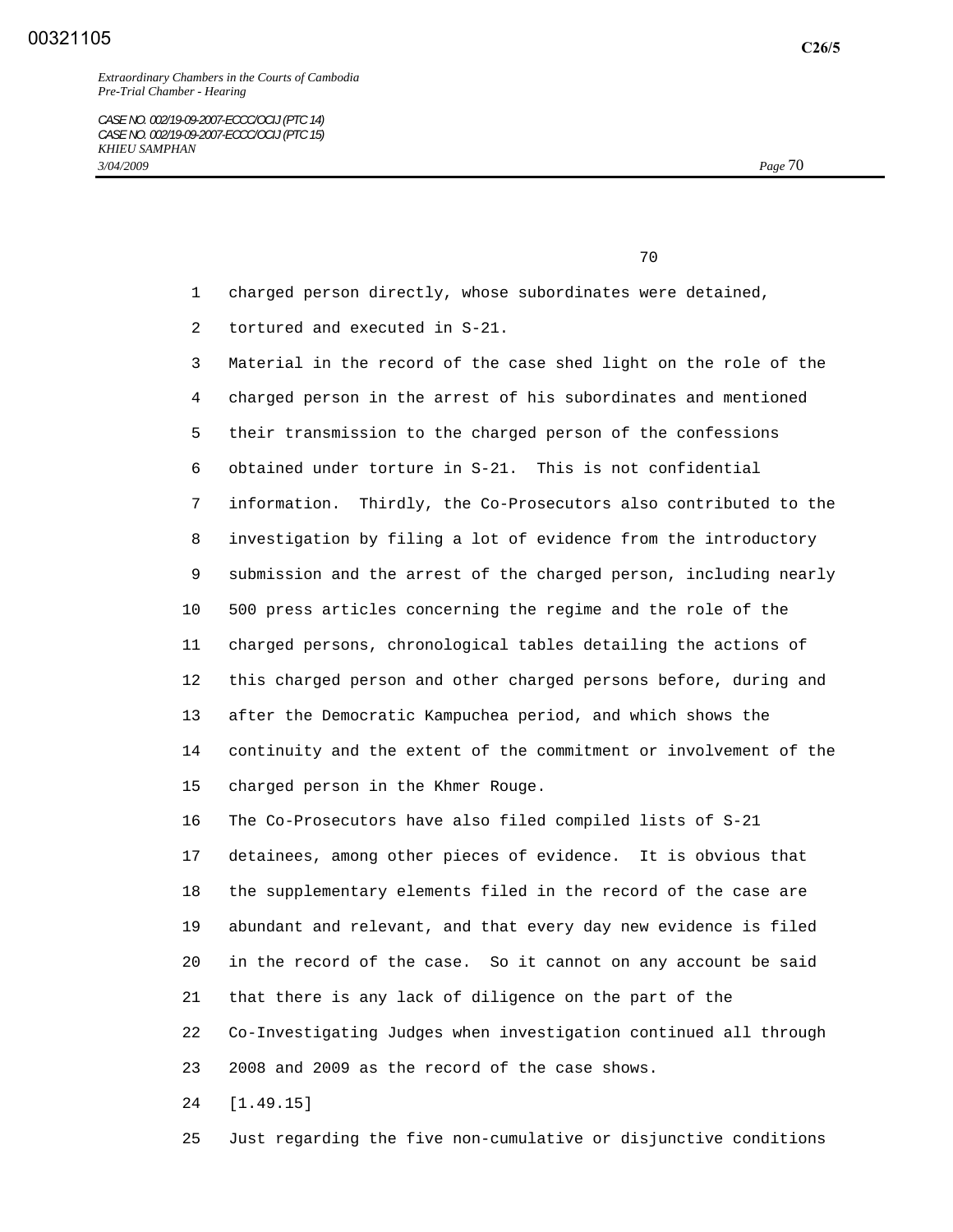charged person directly, whose subordinates were detained, tortured and executed in S-21.

Material in the record of the case shed light on the role of the charged person in the arrest of his subordinates and mentioned their transmission to the charged person of the confessions obtained under torture in S-21. This is not confidential information. Thirdly, the Co-Prosecutors also contributed to the investigation by filing a lot of evidence from the introductory submission and the arrest of the charged person, including nearly 500 press articles concerning the regime and the role of the charged persons, chronological tables detailing the actions of this charged person and other charged persons before, during and after the Democratic Kampuchea period, and which shows the continuity and the extent of the commitment or involvement of the charged person in the Khmer Rouge.

The Co-Prosecutors have also filed compiled lists of S-21 detainees, among other pieces of evidence. It is obvious that the supplementary elements filed in the record of the case are abundant and relevant, and that every day new evidence is filed in the record of the case. So it cannot on any account be said that there is any lack of diligence on the part of the Co-Investigating Judges when investigation continued all through 2008 and 2009 as the record of the case shows.

[1.49.15]

Just regarding the five non-cumulative or disjunctive conditions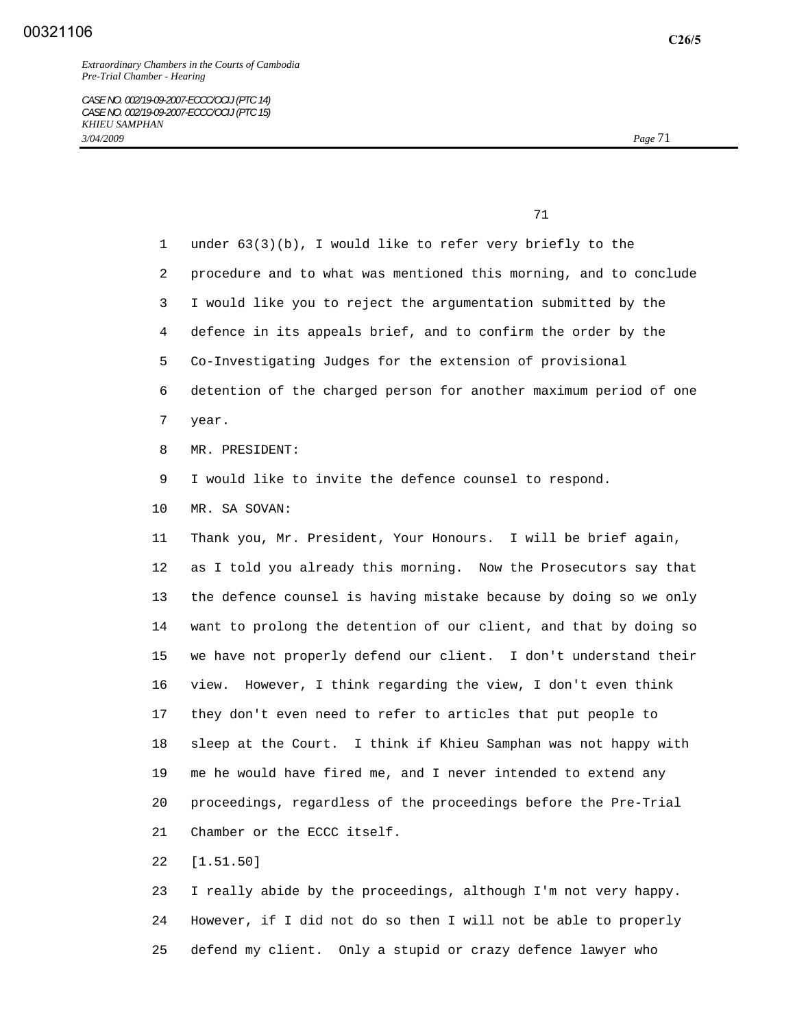under 63(3)(b), I would like to refer very briefly to the procedure and to what was mentioned this morning, and to conclude I would like you to reject the argumentation submitted by the defence in its appeals brief, and to confirm the order by the Co-Investigating Judges for the extension of provisional detention of the charged person for another maximum period of one year.

MR. PRESIDENT:

I would like to invite the defence counsel to respond.

MR. SA SOVAN:

Thank you, Mr. President, Your Honours. I will be brief again, as I told you already this morning. Now the Prosecutors say that the defence counsel is having mistake because by doing so we only want to prolong the detention of our client, and that by doing so we have not properly defend our client. I don't understand their view. However, I think regarding the view, I don't even think they don't even need to refer to articles that put people to sleep at the Court. I think if Khieu Samphan was not happy with me he would have fired me, and I never intended to extend any proceedings, regardless of the proceedings before the Pre-Trial Chamber or the ECCC itself.

[1.51.50]

I really abide by the proceedings, although I'm not very happy. However, if I did not do so then I will not be able to properly defend my client. Only a stupid or crazy defence lawyer who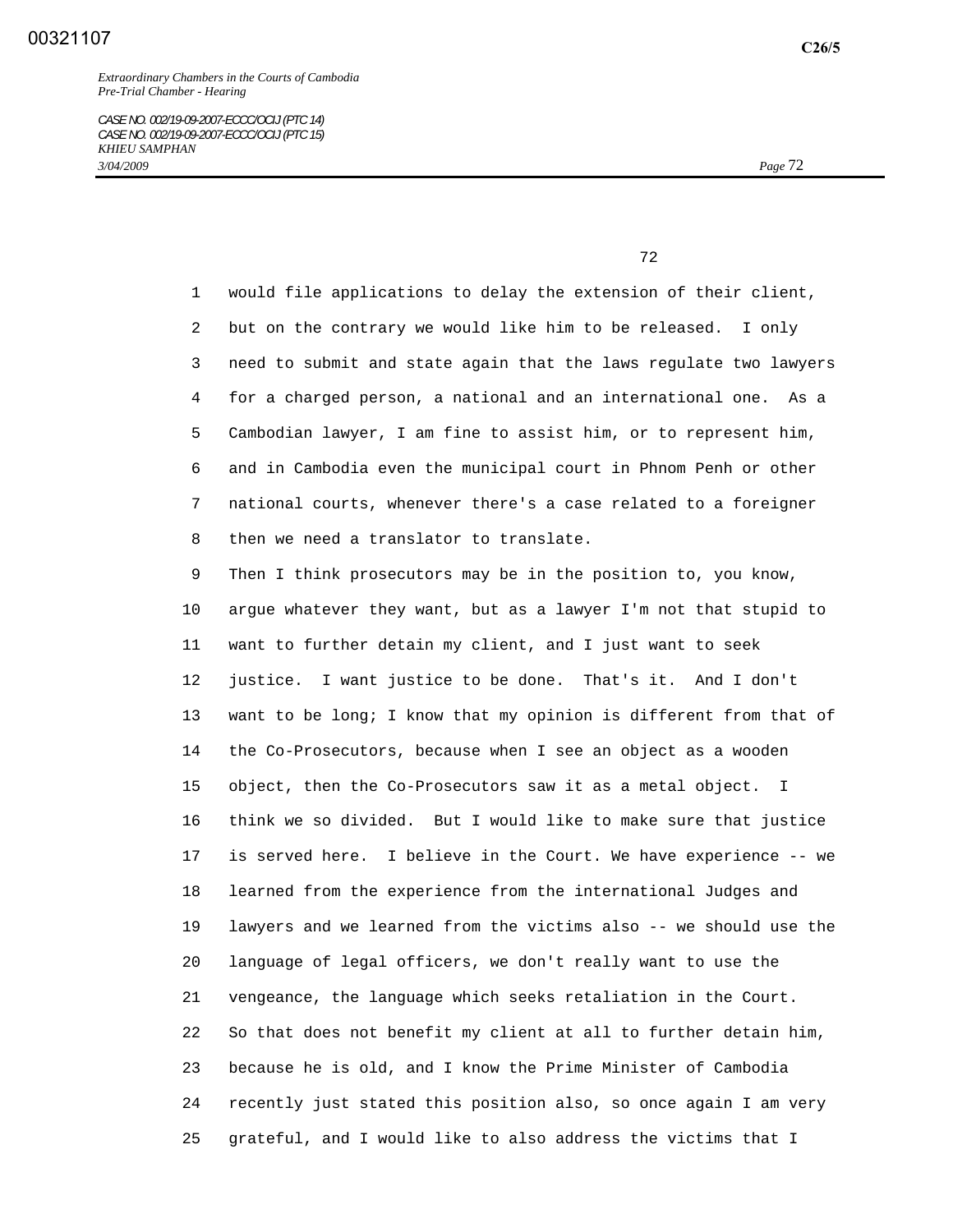would file applications to delay the extension of their client, but on the contrary we would like him to be released. I only need to submit and state again that the laws regulate two lawyers for a charged person, a national and an international one. As a Cambodian lawyer, I am fine to assist him, or to represent him, and in Cambodia even the municipal court in Phnom Penh or other national courts, whenever there's a case related to a foreigner then we need a translator to translate.

Then I think prosecutors may be in the position to, you know, argue whatever they want, but as a lawyer I'm not that stupid to want to further detain my client, and I just want to seek justice. I want justice to be done. That's it. And I don't want to be long; I know that my opinion is different from that of the Co-Prosecutors, because when I see an object as a wooden object, then the Co-Prosecutors saw it as a metal object. I think we so divided. But I would like to make sure that justice is served here. I believe in the Court. We have experience -- we learned from the experience from the international Judges and lawyers and we learned from the victims also -- we should use the language of legal officers, we don't really want to use the vengeance, the language which seeks retaliation in the Court. So that does not benefit my client at all to further detain him, because he is old, and I know the Prime Minister of Cambodia recently just stated this position also, so once again I am very grateful, and I would like to also address the victims that I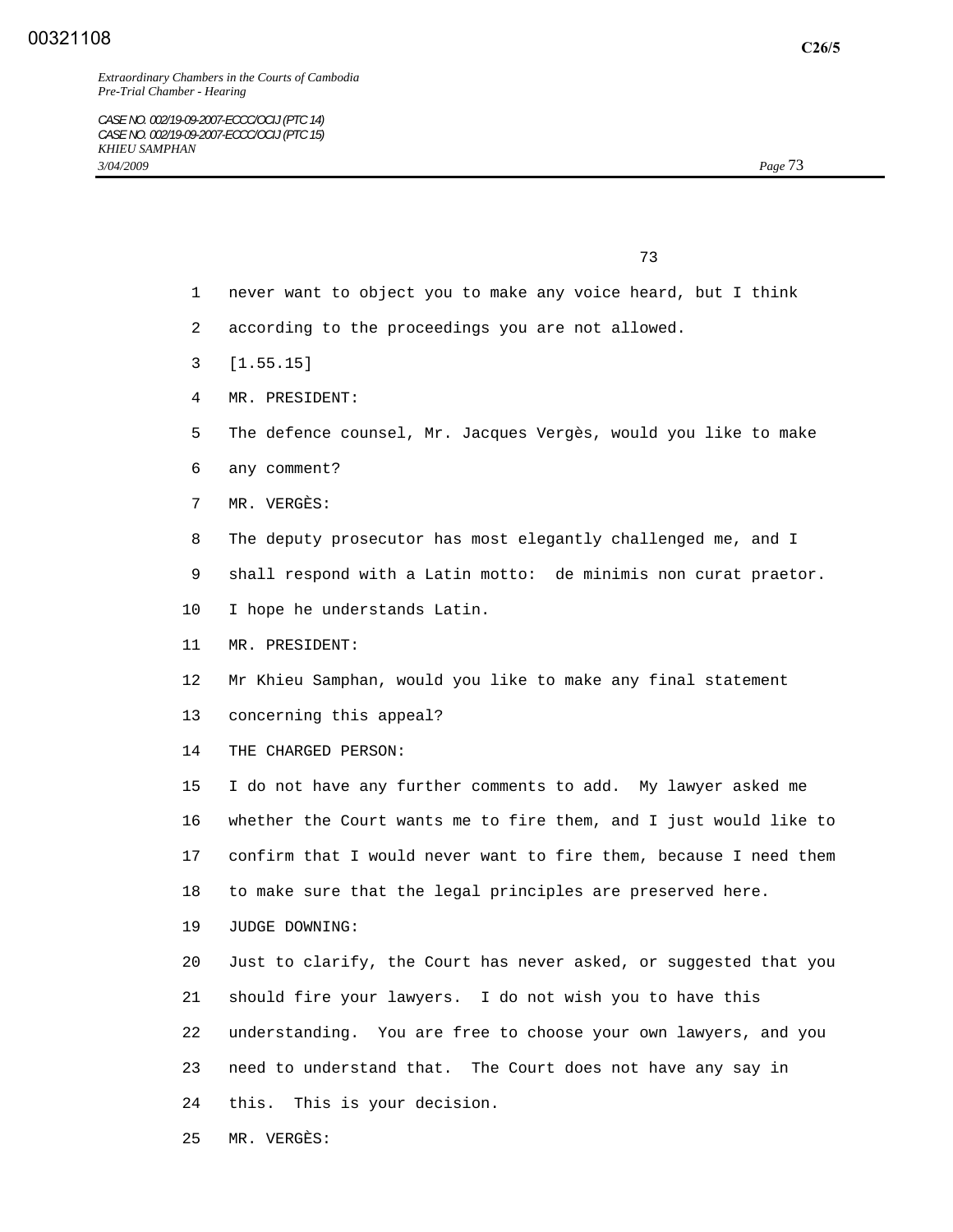never want to object you to make any voice heard, but I think according to the proceedings you are not allowed.

[1.55.15]

MR. PRESIDENT:

The defence counsel, Mr. Jacques Vergès, would you like to make any comment?

MR. VERGÈS:

The deputy prosecutor has most elegantly challenged me, and I shall respond with a Latin motto: de minimis non curat praetor. I hope he understands Latin.

MR. PRESIDENT:

Mr Khieu Samphan, would you like to make any final statement concerning this appeal?

THE CHARGED PERSON:

I do not have any further comments to add. My lawyer asked me whether the Court wants me to fire them, and I just would like to confirm that I would never want to fire them, because I need them to make sure that the legal principles are preserved here.

JUDGE DOWNING:

Just to clarify, the Court has never asked, or suggested that you should fire your lawyers. I do not wish you to have this understanding. You are free to choose your own lawyers, and you need to understand that. The Court does not have any say in this. This is your decision.

MR. VERGÈS: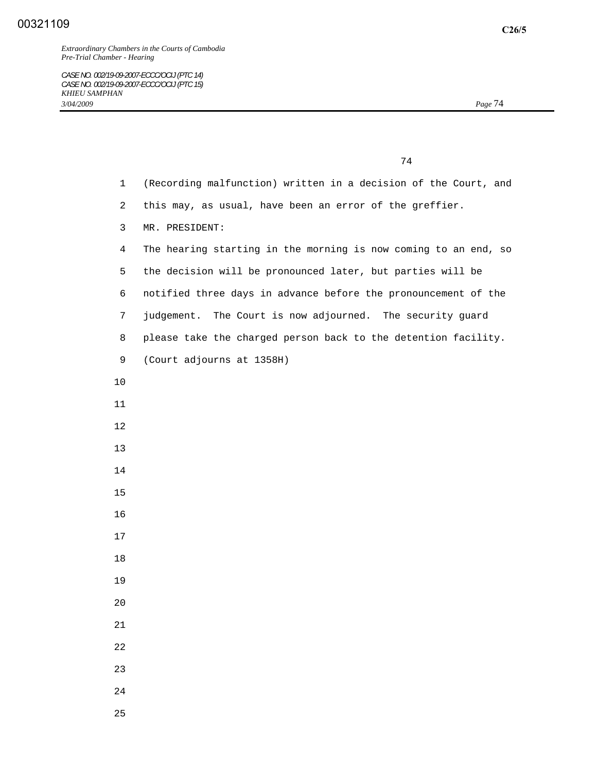(Recording malfunction) written in a decision of the Court, and this may, as usual, have been an error of the greffier.

MR. PRESIDENT:

The hearing starting in the morning is now coming to an end, so the decision will be pronounced later, but parties will be notified three days in advance before the pronouncement of the judgement. The Court is now adjourned. The security guard please take the charged person back to the detention facility.

(Court adjourns at 1358H)